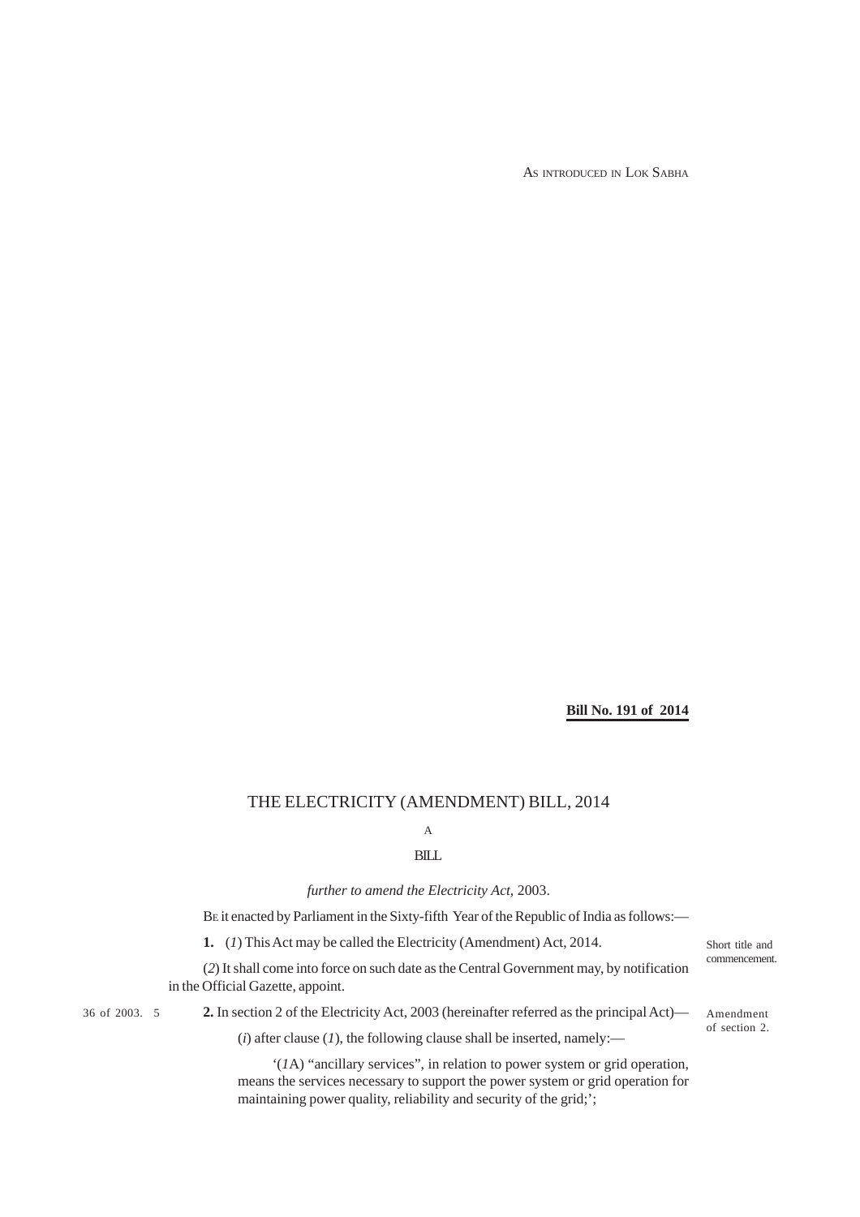AS INTRODUCED IN LOK SABHA

**Bill No. 191 of 2014**

# THE ELECTRICITY (AMENDMENT) BILL, 2014

A

BILL

*further to amend the Electricity Act,* 2003.

BE it enacted by Parliament in the Sixty-fifth Year of the Republic of India as follows:—

Short title and commencement.

**1.** (*1*) This Act may be called the Electricity (Amendment) Act, 2014.

(*2*) It shall come into force on such date as the Central Government may, by notification in the Official Gazette, appoint.

Amendment of section 2.

36 of 2003.

**2.** In section 2 of the Electricity Act, 2003 (hereinafter referred as the principal Act)—

(*i*) after clause (*1*), the following clause shall be inserted, namely:—

'(*1*A) "ancillary services", in relation to power system or grid operation, means the services necessary to support the power system or grid operation for maintaining power quality, reliability and security of the grid;';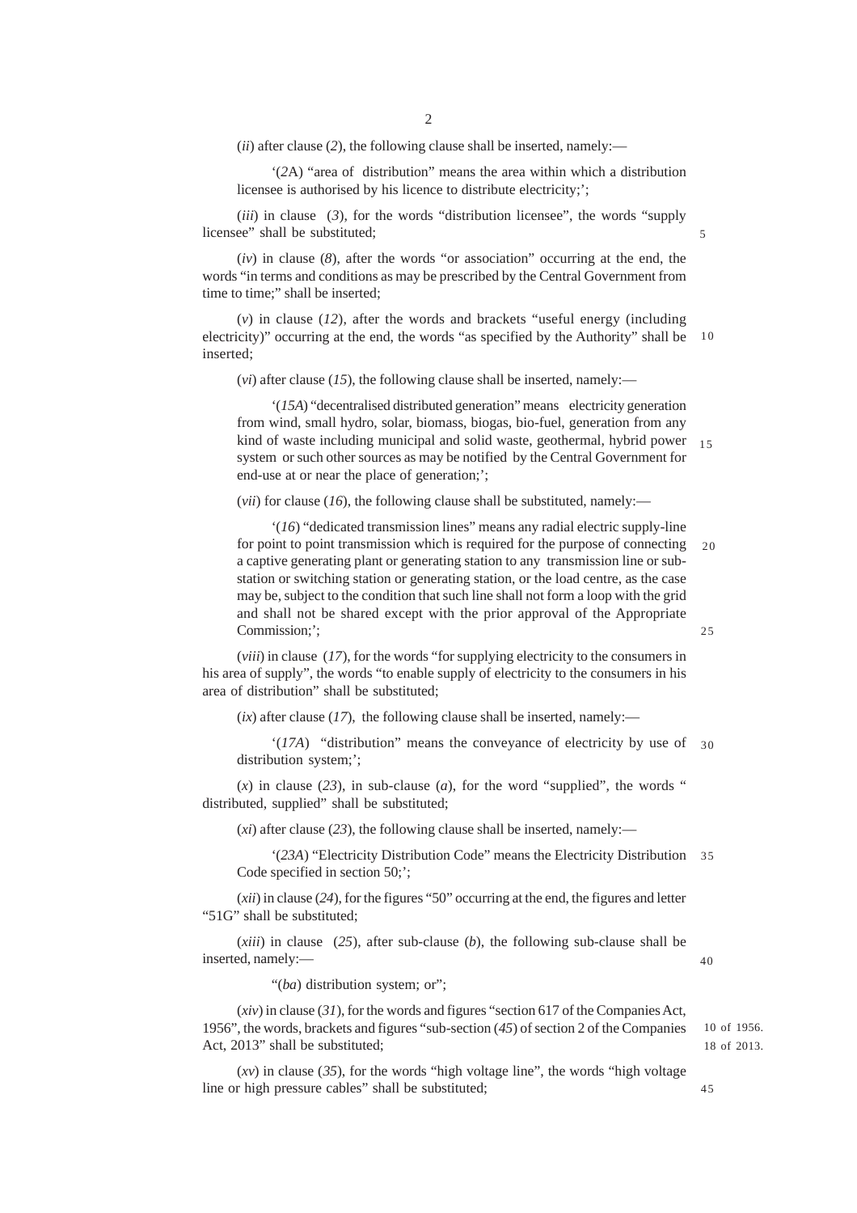(*ii*) after clause (*2*), the following clause shall be inserted, namely:—

'(*2*A) "area of distribution" means the area within which a distribution licensee is authorised by his licence to distribute electricity;';

(*iii*) in clause (*3*), for the words "distribution licensee", the words "supply licensee" shall be substituted;

(*iv*) in clause (*8*), after the words "or association" occurring at the end, the words "in terms and conditions as may be prescribed by the Central Government from time to time;" shall be inserted;

(*v*) in clause (*12*), after the words and brackets "useful energy (including electricity)" occurring at the end, the words "as specified by the Authority" shall be inserted;

(*vi*) after clause (*15*), the following clause shall be inserted, namely:—

'(*15A*) "decentralised distributed generation" means electricity generation from wind, small hydro, solar, biomass, biogas, bio-fuel, generation from any kind of waste including municipal and solid waste, geothermal, hybrid power system or such other sources as may be notified by the Central Government for end-use at or near the place of generation;';

(*vii*) for clause (*16*), the following clause shall be substituted, namely:—

'(*16*) "dedicated transmission lines" means any radial electric supply-line for point to point transmission which is required for the purpose of connecting a captive generating plant or generating station to any transmission line or sub-station or switching station or generating station, or the load centre, as the case may be, subject to the condition that such line shall not form a loop with the grid and shall not be shared except with the prior approval of the Appropriate Commission;';

(*viii*) in clause (*17*), for the words "for supplying electricity to the consumers in his area of supply", the words "to enable supply of electricity to the consumers in his area of distribution" shall be substituted;

(*ix*) after clause (*17*), the following clause shall be inserted, namely:—

'(*17A*) "distribution" means the conveyance of electricity by use of distribution system;';

(*x*) in clause (*23*), in sub-clause (*a*), for the word "supplied", the words " distributed, supplied" shall be substituted;

(*xi*) after clause (*23*), the following clause shall be inserted, namely:—

'(*23A*) "Electricity Distribution Code" means the Electricity Distribution Code specified in section 50;';

(*xii*) in clause (*24*), for the figures "50" occurring at the end, the figures and letter "51G" shall be substituted;

(*xiii*) in clause (*25*), after sub-clause (*b*), the following sub-clause shall be inserted, namely:—

"(*ba*) distribution system; or";

(*xiv*) in clause (*31*), for the words and figures "section 617 of the Companies Act, 1956", the words, brackets and figures "sub-section (*45*) of section 2 of the Companies Act, 2013" shall be substituted; 10 of 1956. 18 of 2013.

(*xv*) in clause (*35*), for the words "high voltage line", the words "high voltage line or high pressure cables" shall be substituted;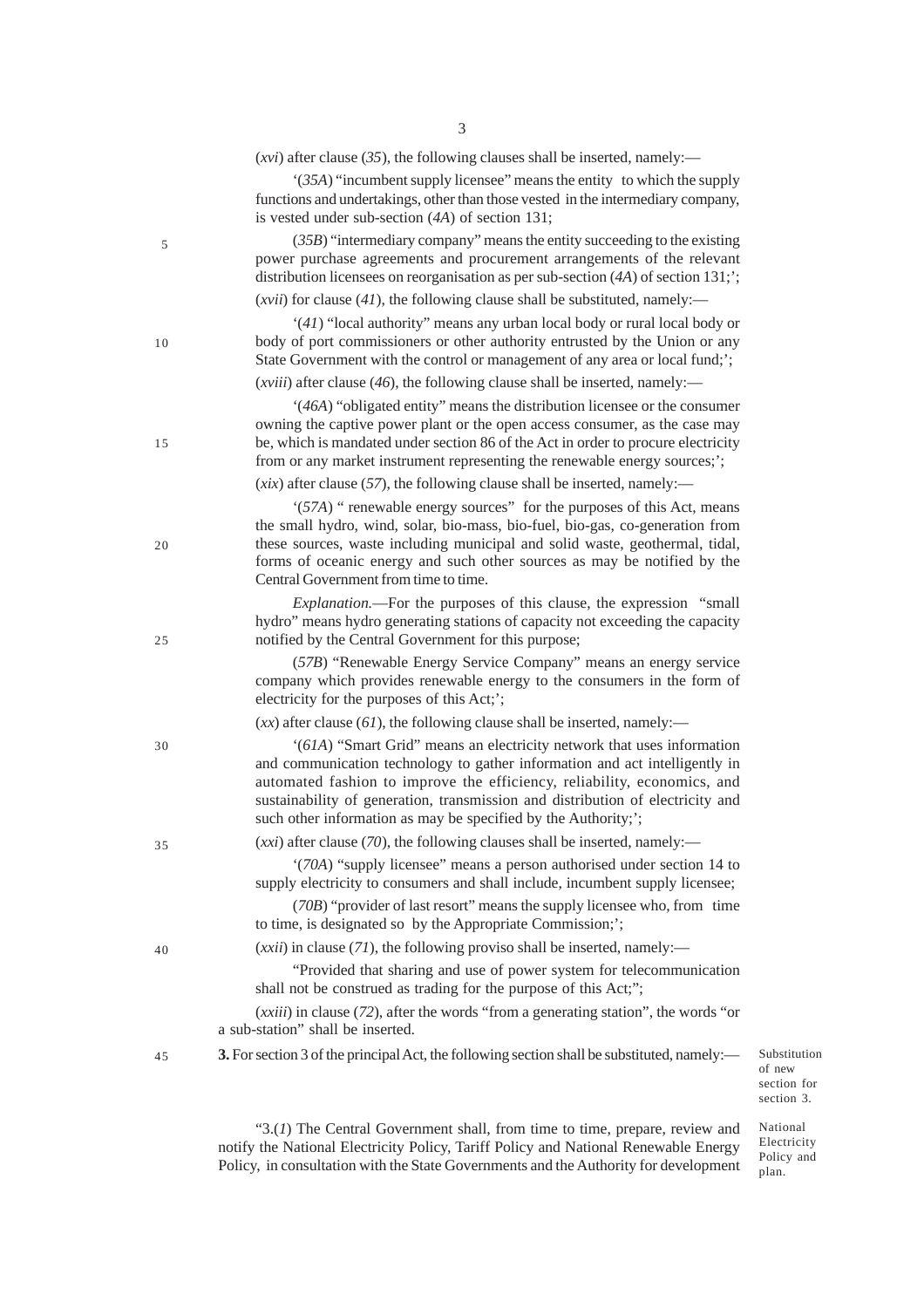(*xvi*) after clause (*35*), the following clauses shall be inserted, namely:—

'(*35A*) "incumbent supply licensee" means the entity to which the supply functions and undertakings, other than those vested in the intermediary company, is vested under sub-section (*4A*) of section 131;

(*35B*) "intermediary company" means the entity succeeding to the existing power purchase agreements and procurement arrangements of the relevant distribution licensees on reorganisation as per sub-section (*4A*) of section 131;';

(*xvii*) for clause (*41*), the following clause shall be substituted, namely:—

'(*41*) "local authority" means any urban local body or rural local body or body of port commissioners or other authority entrusted by the Union or any State Government with the control or management of any area or local fund;';

(*xviii*) after clause (*46*), the following clause shall be inserted, namely:—

'(*46A*) "obligated entity" means the distribution licensee or the consumer owning the captive power plant or the open access consumer, as the case may be, which is mandated under section 86 of the Act in order to procure electricity from or any market instrument representing the renewable energy sources;';

(*xix*) after clause (*57*), the following clause shall be inserted, namely:—

'(*57A*) " renewable energy sources" for the purposes of this Act, means the small hydro, wind, solar, bio-mass, bio-fuel, bio-gas, co-generation from these sources, waste including municipal and solid waste, geothermal, tidal, forms of oceanic energy and such other sources as may be notified by the Central Government from time to time.

*Explanation.*—For the purposes of this clause, the expression "small hydro" means hydro generating stations of capacity not exceeding the capacity notified by the Central Government for this purpose;

(*57B*) "Renewable Energy Service Company" means an energy service company which provides renewable energy to the consumers in the form of electricity for the purposes of this Act;';

(*xx*) after clause (*61*), the following clause shall be inserted, namely:—

'(*61A*) "Smart Grid" means an electricity network that uses information and communication technology to gather information and act intelligently in automated fashion to improve the efficiency, reliability, economics, and sustainability of generation, transmission and distribution of electricity and such other information as may be specified by the Authority;';

(*xxi*) after clause (*70*), the following clauses shall be inserted, namely:—

'(*70A*) "supply licensee" means a person authorised under section 14 to supply electricity to consumers and shall include, incumbent supply licensee;

(*70B*) "provider of last resort" means the supply licensee who, from time to time, is designated so by the Appropriate Commission;';

(*xxii*) in clause (*71*), the following proviso shall be inserted, namely:—

"Provided that sharing and use of power system for telecommunication shall not be construed as trading for the purpose of this Act;";

(*xxiii*) in clause (*72*), after the words "from a generating station", the words "or a sub-station" shall be inserted.

**3.** For section 3 of the principal Act, the following section shall be substituted, namely:—

Substitution of new section for section 3.

National Electricity Policy and plan.

"3.(*1*) The Central Government shall, from time to time, prepare, review and notify the National Electricity Policy, Tariff Policy and National Renewable Energy Policy, in consultation with the State Governments and the Authority for development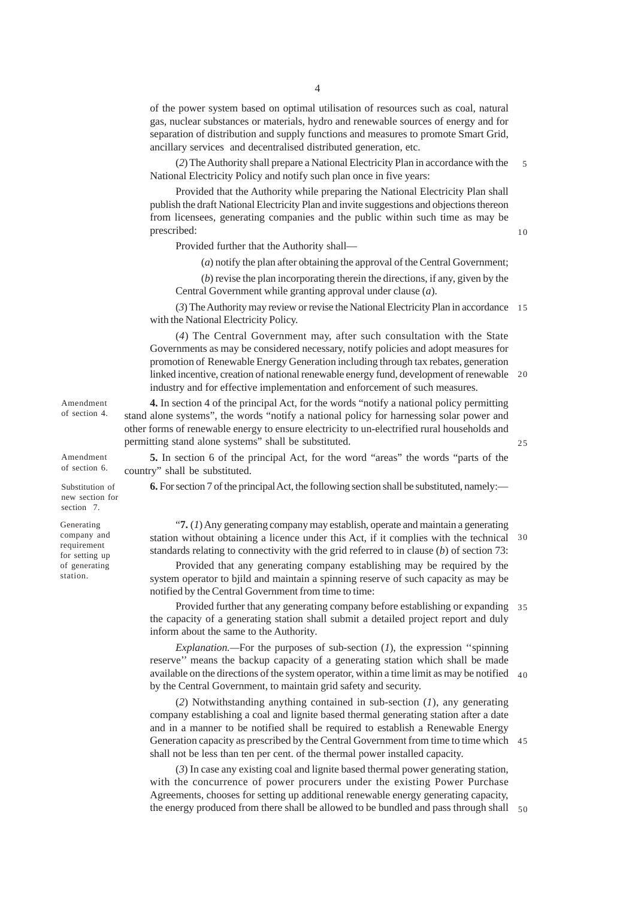of the power system based on optimal utilisation of resources such as coal, natural gas, nuclear substances or materials, hydro and renewable sources of energy and for separation of distribution and supply functions and measures to promote Smart Grid, ancillary services and decentralised distributed generation, etc.

(*2*) The Authority shall prepare a National Electricity Plan in accordance with the National Electricity Policy and notify such plan once in five years:

Provided that the Authority while preparing the National Electricity Plan shall publish the draft National Electricity Plan and invite suggestions and objections thereon from licensees, generating companies and the public within such time as may be prescribed:

Provided further that the Authority shall—

(*a*) notify the plan after obtaining the approval of the Central Government;

(*b*) revise the plan incorporating therein the directions, if any, given by the Central Government while granting approval under clause (*a*).

(*3*) The Authority may review or revise the National Electricity Plan in accordance with the National Electricity Policy.

(*4*) The Central Government may, after such consultation with the State Governments as may be considered necessary, notify policies and adopt measures for promotion of Renewable Energy Generation including through tax rebates, generation linked incentive, creation of national renewable energy fund, development of renewable industry and for effective implementation and enforcement of such measures.

Amendment of section 4.

**4.** In section 4 of the principal Act, for the words "notify a national policy permitting stand alone systems", the words "notify a national policy for harnessing solar power and other forms of renewable energy to ensure electricity to un-electrified rural households and permitting stand alone systems" shall be substituted.

Amendment of section 6.

**5.** In section 6 of the principal Act, for the word "areas" the words "parts of the country" shall be substituted.

Substitution of new section for section 7.

**6.** For section 7 of the principal Act, the following section shall be substituted, namely:—

Generating company and requirement for setting up of generating station.

"**7.** (*1*) Any generating company may establish, operate and maintain a generating station without obtaining a licence under this Act, if it complies with the technical standards relating to connectivity with the grid referred to in clause (*b*) of section 73:

Provided that any generating company establishing may be required by the system operator to bjild and maintain a spinning reserve of such capacity as may be notified by the Central Government from time to time:

Provided further that any generating company before establishing or expanding the capacity of a generating station shall submit a detailed project report and duly inform about the same to the Authority.

*Explanation.—*For the purposes of sub-section (*1*), the expression ''spinning reserve'' means the backup capacity of a generating station which shall be made available on the directions of the system operator, within a time limit as may be notified by the Central Government, to maintain grid safety and security.

(*2*) Notwithstanding anything contained in sub-section (*1*), any generating company establishing a coal and lignite based thermal generating station after a date and in a manner to be notified shall be required to establish a Renewable Energy Generation capacity as prescribed by the Central Government from time to time which shall not be less than ten per cent. of the thermal power installed capacity.

(*3*) In case any existing coal and lignite based thermal power generating station, with the concurrence of power procurers under the existing Power Purchase Agreements, chooses for setting up additional renewable energy generating capacity, the energy produced from there shall be allowed to be bundled and pass through shall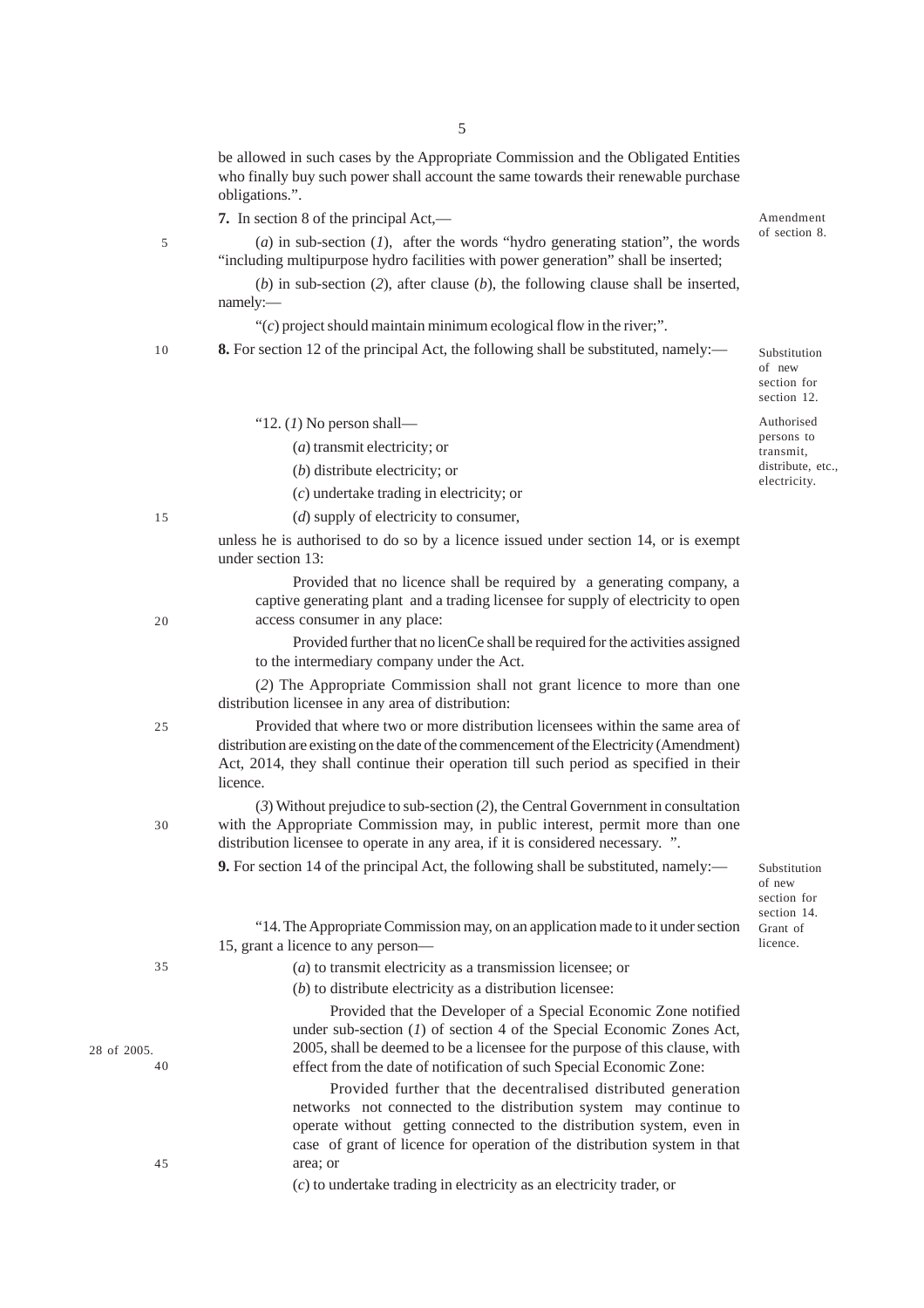be allowed in such cases by the Appropriate Commission and the Obligated Entities who finally buy such power shall account the same towards their renewable purchase obligations.".

**7.** In section 8 of the principal Act,—

Amendment of section 8.

(*a*) in sub-section (*1*), after the words "hydro generating station", the words "including multipurpose hydro facilities with power generation" shall be inserted;

(*b*) in sub-section (*2*), after clause (*b*), the following clause shall be inserted, namely:—

"(*c*) project should maintain minimum ecological flow in the river;".

**8.** For section 12 of the principal Act, the following shall be substituted, namely:—

Substitution of new section for section 12.

Authorised persons to transmit, distribute, etc., electricity.

"12. (*1*) No person shall—

(*a*) transmit electricity; or

(*b*) distribute electricity; or

(*c*) undertake trading in electricity; or

(*d*) supply of electricity to consumer,

unless he is authorised to do so by a licence issued under section 14, or is exempt under section 13:

Provided that no licence shall be required by a generating company, a captive generating plant and a trading licensee for supply of electricity to open access consumer in any place:

Provided further that no licenCe shall be required for the activities assigned to the intermediary company under the Act.

(*2*) The Appropriate Commission shall not grant licence to more than one distribution licensee in any area of distribution:

Provided that where two or more distribution licensees within the same area of distribution are existing on the date of the commencement of the Electricity (Amendment) Act, 2014, they shall continue their operation till such period as specified in their licence.

(*3*) Without prejudice to sub-section (*2*), the Central Government in consultation with the Appropriate Commission may, in public interest, permit more than one distribution licensee to operate in any area, if it is considered necessary. ".

**9.** For section 14 of the principal Act, the following shall be substituted, namely:—

Substitution of new section for section 14.

Grant of licence.

"14. The Appropriate Commission may, on an application made to it under section 15, grant a licence to any person—

(*a*) to transmit electricity as a transmission licensee; or

(*b*) to distribute electricity as a distribution licensee:

Provided that the Developer of a Special Economic Zone notified under sub-section (*1*) of section 4 of the Special Economic Zones Act, 2005, shall be deemed to be a licensee for the purpose of this clause, with effect from the date of notification of such Special Economic Zone:

28 of 2005.

Provided further that the decentralised distributed generation networks not connected to the distribution system may continue to operate without getting connected to the distribution system, even in case of grant of licence for operation of the distribution system in that area; or

(*c*) to undertake trading in electricity as an electricity trader, or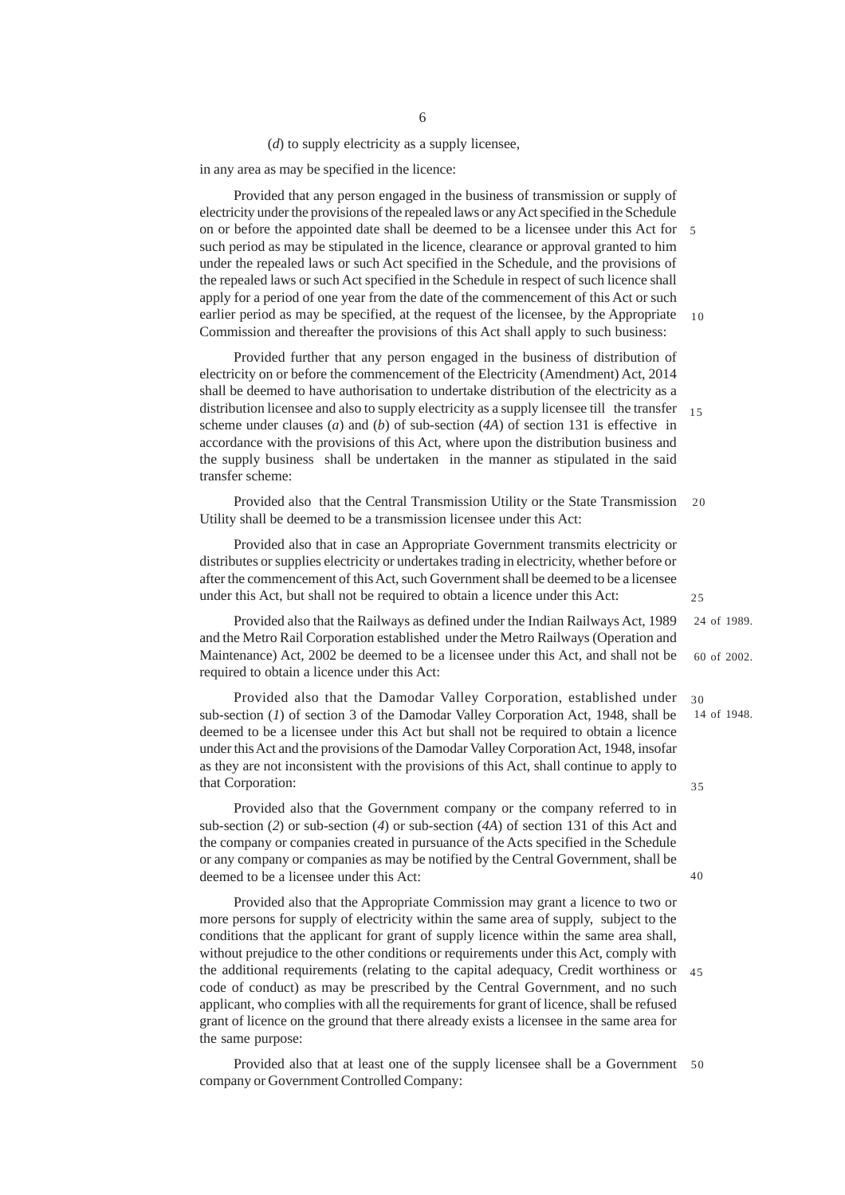(*d*) to supply electricity as a supply licensee,

in any area as may be specified in the licence:

Provided that any person engaged in the business of transmission or supply of electricity under the provisions of the repealed laws or any Act specified in the Schedule on or before the appointed date shall be deemed to be a licensee under this Act for such period as may be stipulated in the licence, clearance or approval granted to him under the repealed laws or such Act specified in the Schedule, and the provisions of the repealed laws or such Act specified in the Schedule in respect of such licence shall apply for a period of one year from the date of the commencement of this Act or such earlier period as may be specified, at the request of the licensee, by the Appropriate Commission and thereafter the provisions of this Act shall apply to such business:

Provided further that any person engaged in the business of distribution of electricity on or before the commencement of the Electricity (Amendment) Act, 2014 shall be deemed to have authorisation to undertake distribution of the electricity as a distribution licensee and also to supply electricity as a supply licensee till the transfer scheme under clauses (*a*) and (*b*) of sub-section (*4A*) of section 131 is effective in accordance with the provisions of this Act, where upon the distribution business and the supply business shall be undertaken in the manner as stipulated in the said transfer scheme:

Provided also that the Central Transmission Utility or the State Transmission Utility shall be deemed to be a transmission licensee under this Act:

Provided also that in case an Appropriate Government transmits electricity or distributes or supplies electricity or undertakes trading in electricity, whether before or after the commencement of this Act, such Government shall be deemed to be a licensee under this Act, but shall not be required to obtain a licence under this Act:

Provided also that the Railways as defined under the Indian Railways Act, 1989 and the Metro Rail Corporation established under the Metro Railways (Operation and Maintenance) Act, 2002 be deemed to be a licensee under this Act, and shall not be required to obtain a licence under this Act:

24 of 1989.

60 of 2002.

Provided also that the Damodar Valley Corporation, established under sub-section (*1*) of section 3 of the Damodar Valley Corporation Act, 1948, shall be deemed to be a licensee under this Act but shall not be required to obtain a licence under this Act and the provisions of the Damodar Valley Corporation Act, 1948, insofar as they are not inconsistent with the provisions of this Act, shall continue to apply to that Corporation:

14 of 1948.

Provided also that the Government company or the company referred to in sub-section (*2*) or sub-section (*4*) or sub-section (*4A*) of section 131 of this Act and the company or companies created in pursuance of the Acts specified in the Schedule or any company or companies as may be notified by the Central Government, shall be deemed to be a licensee under this Act:

Provided also that the Appropriate Commission may grant a licence to two or more persons for supply of electricity within the same area of supply, subject to the conditions that the applicant for grant of supply licence within the same area shall, without prejudice to the other conditions or requirements under this Act, comply with the additional requirements (relating to the capital adequacy, Credit worthiness or code of conduct) as may be prescribed by the Central Government, and no such applicant, who complies with all the requirements for grant of licence, shall be refused grant of licence on the ground that there already exists a licensee in the same area for the same purpose:

Provided also that at least one of the supply licensee shall be a Government company or Government Controlled Company: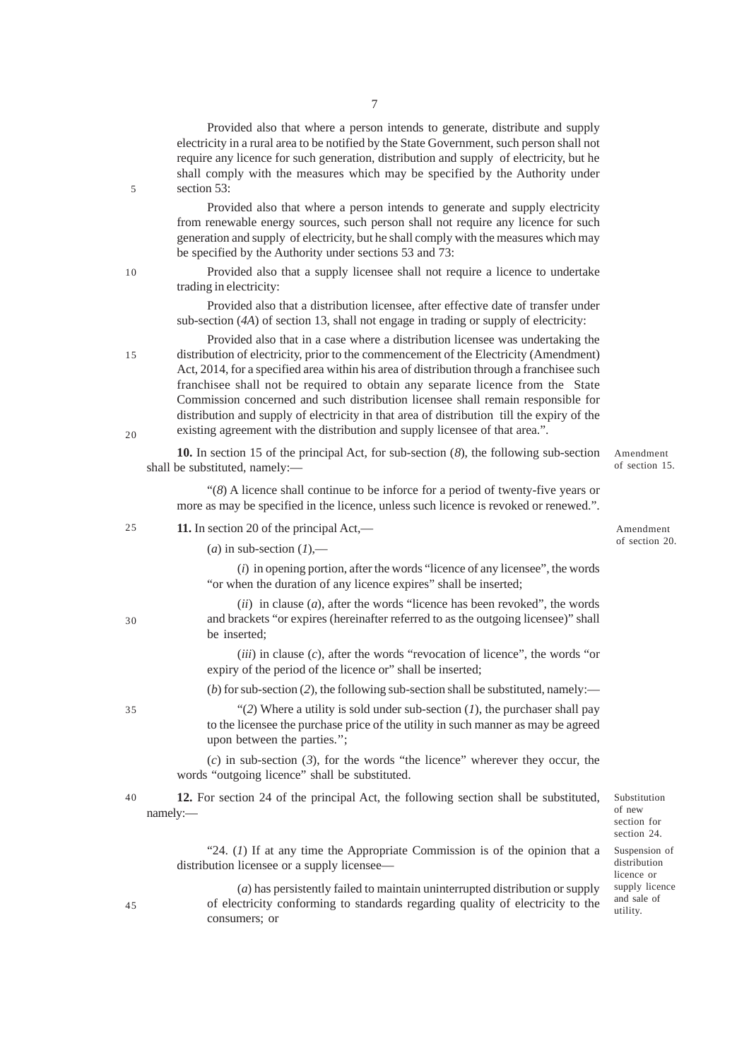Provided also that where a person intends to generate, distribute and supply electricity in a rural area to be notified by the State Government, such person shall not require any licence for such generation, distribution and supply of electricity, but he shall comply with the measures which may be specified by the Authority under section 53:

Provided also that where a person intends to generate and supply electricity from renewable energy sources, such person shall not require any licence for such generation and supply of electricity, but he shall comply with the measures which may be specified by the Authority under sections 53 and 73:

Provided also that a supply licensee shall not require a licence to undertake trading in electricity:

Provided also that a distribution licensee, after effective date of transfer under sub-section (*4A*) of section 13, shall not engage in trading or supply of electricity:

Provided also that in a case where a distribution licensee was undertaking the distribution of electricity, prior to the commencement of the Electricity (Amendment) Act, 2014, for a specified area within his area of distribution through a franchisee such franchisee shall not be required to obtain any separate licence from the State Commission concerned and such distribution licensee shall remain responsible for distribution and supply of electricity in that area of distribution till the expiry of the existing agreement with the distribution and supply licensee of that area.".

Amendment of section 15.

**10.** In section 15 of the principal Act, for sub-section (*8*), the following sub-section shall be substituted, namely:—

"(*8*) A licence shall continue to be inforce for a period of twenty-five years or more as may be specified in the licence, unless such licence is revoked or renewed.".

Amendment of section 20.

**11.** In section 20 of the principal Act,—

(*a*) in sub-section (*1*),—

(*i*) in opening portion, after the words "licence of any licensee", the words "or when the duration of any licence expires" shall be inserted;

(*ii*) in clause (*a*), after the words "licence has been revoked", the words and brackets "or expires (hereinafter referred to as the outgoing licensee)" shall be inserted;

(*iii*) in clause (*c*), after the words "revocation of licence", the words "or expiry of the period of the licence or" shall be inserted;

(*b*) for sub-section (*2*), the following sub-section shall be substituted, namely:—

"(*2*) Where a utility is sold under sub-section (*1*), the purchaser shall pay to the licensee the purchase price of the utility in such manner as may be agreed upon between the parties.";

(*c*) in sub-section (*3*), for the words "the licence" wherever they occur, the words "outgoing licence" shall be substituted.

Substitution of new section for section 24.

**12.** For section 24 of the principal Act, the following section shall be substituted, namely:—

Suspension of distribution licence or supply licence and sale of utility.

"24. (*1*) If at any time the Appropriate Commission is of the opinion that a distribution licensee or a supply licensee—

(*a*) has persistently failed to maintain uninterrupted distribution or supply of electricity conforming to standards regarding quality of electricity to the consumers; or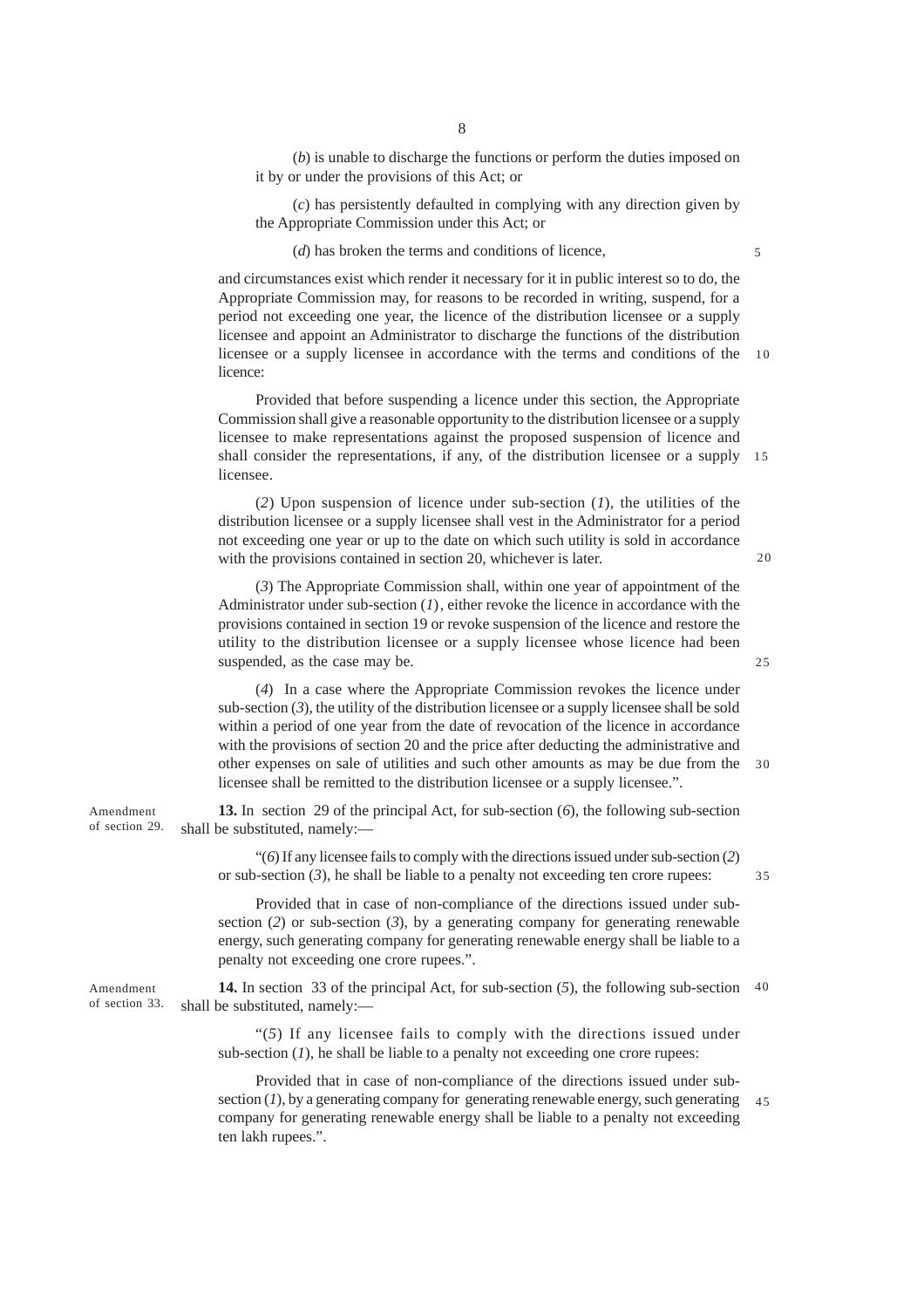(*b*) is unable to discharge the functions or perform the duties imposed on it by or under the provisions of this Act; or

(*c*) has persistently defaulted in complying with any direction given by the Appropriate Commission under this Act; or

(*d*) has broken the terms and conditions of licence,

and circumstances exist which render it necessary for it in public interest so to do, the Appropriate Commission may, for reasons to be recorded in writing, suspend, for a period not exceeding one year, the licence of the distribution licensee or a supply licensee and appoint an Administrator to discharge the functions of the distribution licensee or a supply licensee in accordance with the terms and conditions of the licence:

Provided that before suspending a licence under this section, the Appropriate Commission shall give a reasonable opportunity to the distribution licensee or a supply licensee to make representations against the proposed suspension of licence and shall consider the representations, if any, of the distribution licensee or a supply licensee.

(*2*) Upon suspension of licence under sub-section (*1*), the utilities of the distribution licensee or a supply licensee shall vest in the Administrator for a period not exceeding one year or up to the date on which such utility is sold in accordance with the provisions contained in section 20, whichever is later.

(*3*) The Appropriate Commission shall, within one year of appointment of the Administrator under sub-section (*1*), either revoke the licence in accordance with the provisions contained in section 19 or revoke suspension of the licence and restore the utility to the distribution licensee or a supply licensee whose licence had been suspended, as the case may be.

(*4*) In a case where the Appropriate Commission revokes the licence under sub-section (*3*), the utility of the distribution licensee or a supply licensee shall be sold within a period of one year from the date of revocation of the licence in accordance with the provisions of section 20 and the price after deducting the administrative and other expenses on sale of utilities and such other amounts as may be due from the licensee shall be remitted to the distribution licensee or a supply licensee.".

Amendment of section 29.

**13.** In section 29 of the principal Act, for sub-section (*6*), the following sub-section shall be substituted, namely:—

"(*6*) If any licensee fails to comply with the directions issued under sub-section (*2*) or sub-section (*3*), he shall be liable to a penalty not exceeding ten crore rupees:

Provided that in case of non-compliance of the directions issued under sub-section (*2*) or sub-section (*3*), by a generating company for generating renewable energy, such generating company for generating renewable energy shall be liable to a penalty not exceeding one crore rupees.".

Amendment of section 33.

**14.** In section 33 of the principal Act, for sub-section (*5*), the following sub-section shall be substituted, namely:—

"(*5*) If any licensee fails to comply with the directions issued under sub-section (*1*), he shall be liable to a penalty not exceeding one crore rupees:

Provided that in case of non-compliance of the directions issued under sub-section (*1*), by a generating company for generating renewable energy, such generating company for generating renewable energy shall be liable to a penalty not exceeding ten lakh rupees.".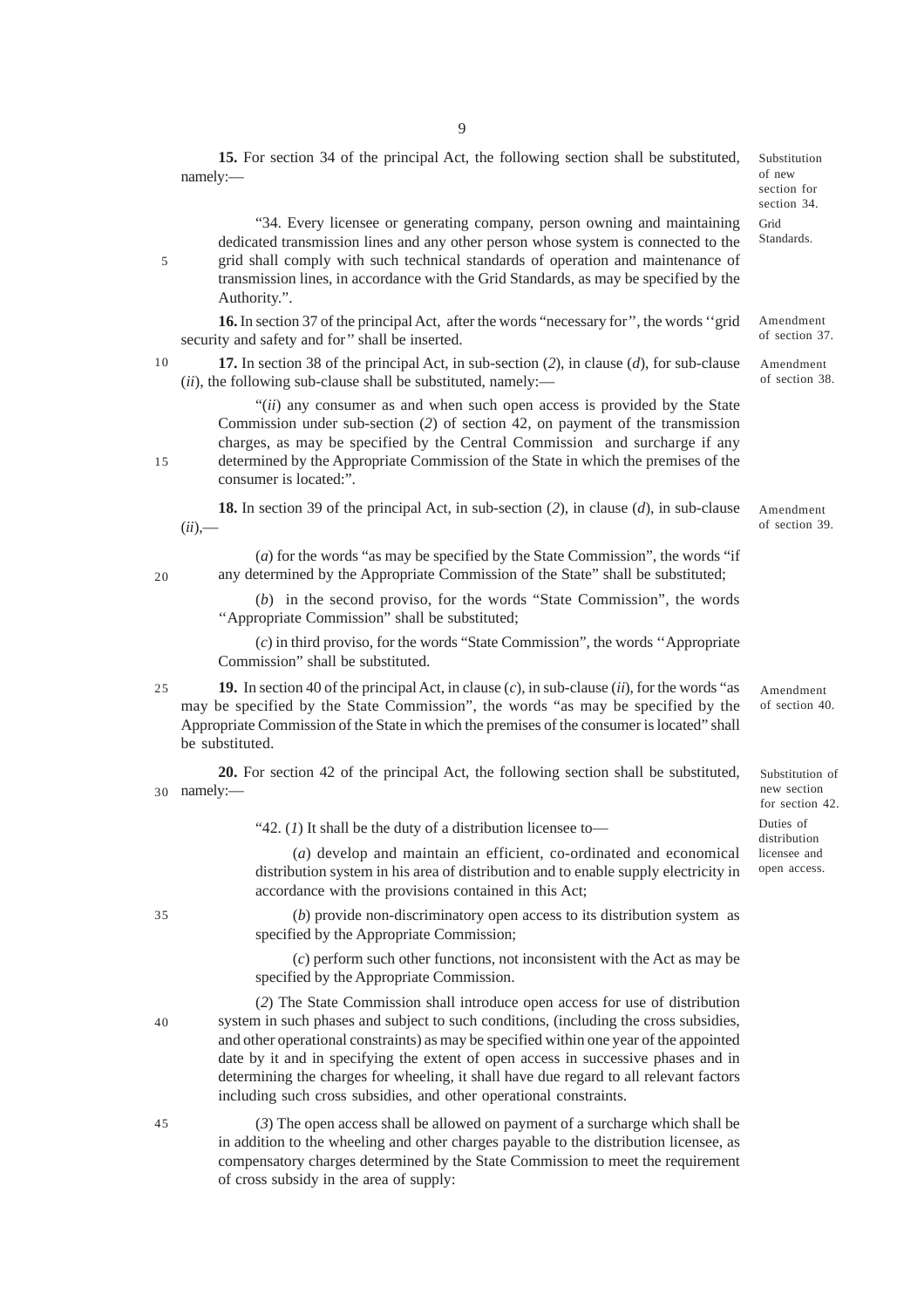**15.** For section 34 of the principal Act, the following section shall be substituted, namely:—

*Substitution of new section for section 34.*

*Grid Standards.*

"34. Every licensee or generating company, person owning and maintaining dedicated transmission lines and any other person whose system is connected to the grid shall comply with such technical standards of operation and maintenance of transmission lines, in accordance with the Grid Standards, as may be specified by the Authority.".

*Amendment of section 37.*

**16.** In section 37 of the principal Act, after the words "necessary for", the words "grid security and safety and for" shall be inserted.

*Amendment of section 38.*

**17.** In section 38 of the principal Act, in sub-section (*2*), in clause (*d*), for sub-clause (*ii*), the following sub-clause shall be substituted, namely:—

"(*ii*) any consumer as and when such open access is provided by the State Commission under sub-section (*2*) of section 42, on payment of the transmission charges, as may be specified by the Central Commission and surcharge if any determined by the Appropriate Commission of the State in which the premises of the consumer is located:".

*Amendment of section 39.*

**18.** In section 39 of the principal Act, in sub-section (*2*), in clause (*d*), in sub-clause (*ii*),—

(*a*) for the words "as may be specified by the State Commission", the words "if any determined by the Appropriate Commission of the State" shall be substituted;

(*b*) in the second proviso, for the words "State Commission", the words "Appropriate Commission" shall be substituted;

(*c*) in third proviso, for the words "State Commission", the words "Appropriate Commission" shall be substituted.

*Amendment of section 40.*

**19.** In section 40 of the principal Act, in clause (*c*), in sub-clause (*ii*), for the words "as may be specified by the State Commission", the words "as may be specified by the Appropriate Commission of the State in which the premises of the consumer is located" shall be substituted.

*Substitution of new section for section 42.*

**20.** For section 42 of the principal Act, the following section shall be substituted, namely:—

*Duties of distribution licensee and open access.*

"42. (*1*) It shall be the duty of a distribution licensee to—

(*a*) develop and maintain an efficient, co-ordinated and economical distribution system in his area of distribution and to enable supply electricity in accordance with the provisions contained in this Act;

(*b*) provide non-discriminatory open access to its distribution system as specified by the Appropriate Commission;

(*c*) perform such other functions, not inconsistent with the Act as may be specified by the Appropriate Commission.

(*2*) The State Commission shall introduce open access for use of distribution system in such phases and subject to such conditions, (including the cross subsidies, and other operational constraints) as may be specified within one year of the appointed date by it and in specifying the extent of open access in successive phases and in determining the charges for wheeling, it shall have due regard to all relevant factors including such cross subsidies, and other operational constraints.

(*3*) The open access shall be allowed on payment of a surcharge which shall be in addition to the wheeling and other charges payable to the distribution licensee, as compensatory charges determined by the State Commission to meet the requirement of cross subsidy in the area of supply: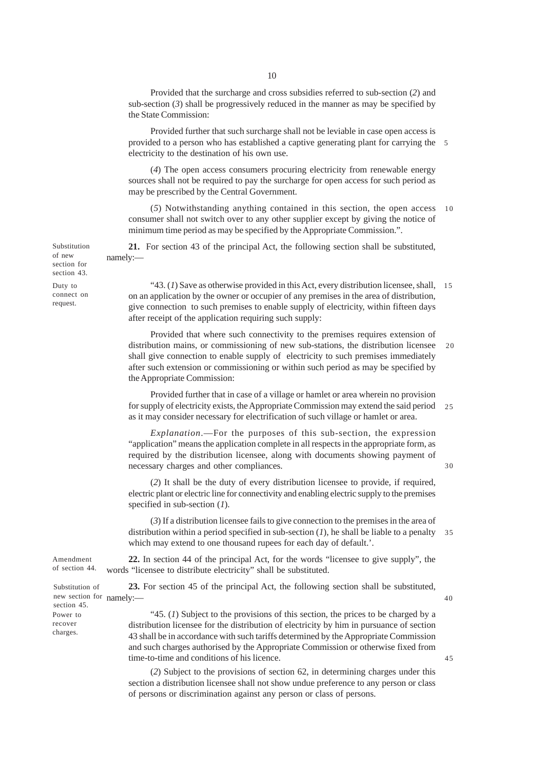Provided that the surcharge and cross subsidies referred to sub-section (*2*) and sub-section (*3*) shall be progressively reduced in the manner as may be specified by the State Commission:

Provided further that such surcharge shall not be leviable in case open access is provided to a person who has established a captive generating plant for carrying the electricity to the destination of his own use.

(*4*) The open access consumers procuring electricity from renewable energy sources shall not be required to pay the surcharge for open access for such period as may be prescribed by the Central Government.

(*5*) Notwithstanding anything contained in this section, the open access consumer shall not switch over to any other supplier except by giving the notice of minimum time period as may be specified by the Appropriate Commission.".

Substitution of new section for section 43.

**21.** For section 43 of the principal Act, the following section shall be substituted, namely:—

Duty to connect on request.

"43. (*1*) Save as otherwise provided in this Act, every distribution licensee, shall, on an application by the owner or occupier of any premises in the area of distribution, give connection to such premises to enable supply of electricity, within fifteen days after receipt of the application requiring such supply:

Provided that where such connectivity to the premises requires extension of distribution mains, or commissioning of new sub-stations, the distribution licensee shall give connection to enable supply of electricity to such premises immediately after such extension or commissioning or within such period as may be specified by the Appropriate Commission:

Provided further that in case of a village or hamlet or area wherein no provision for supply of electricity exists, the Appropriate Commission may extend the said period as it may consider necessary for electrification of such village or hamlet or area.

*Explanation*.—For the purposes of this sub-section, the expression "application" means the application complete in all respects in the appropriate form, as required by the distribution licensee, along with documents showing payment of necessary charges and other compliances.

(*2*) It shall be the duty of every distribution licensee to provide, if required, electric plant or electric line for connectivity and enabling electric supply to the premises specified in sub-section (*1*).

(*3*) If a distribution licensee fails to give connection to the premises in the area of distribution within a period specified in sub-section (*1*), he shall be liable to a penalty which may extend to one thousand rupees for each day of default.'.

Amendment of section 44.

**22.** In section 44 of the principal Act, for the words "licensee to give supply", the words "licensee to distribute electricity" shall be substituted.

Substitution of new section for section 45.

**23.** For section 45 of the principal Act, the following section shall be substituted, namely:—

Power to recover charges.

"45. (*1*) Subject to the provisions of this section, the prices to be charged by a distribution licensee for the distribution of electricity by him in pursuance of section 43 shall be in accordance with such tariffs determined by the Appropriate Commission and such charges authorised by the Appropriate Commission or otherwise fixed from time-to-time and conditions of his licence.

(*2*) Subject to the provisions of section 62, in determining charges under this section a distribution licensee shall not show undue preference to any person or class of persons or discrimination against any person or class of persons.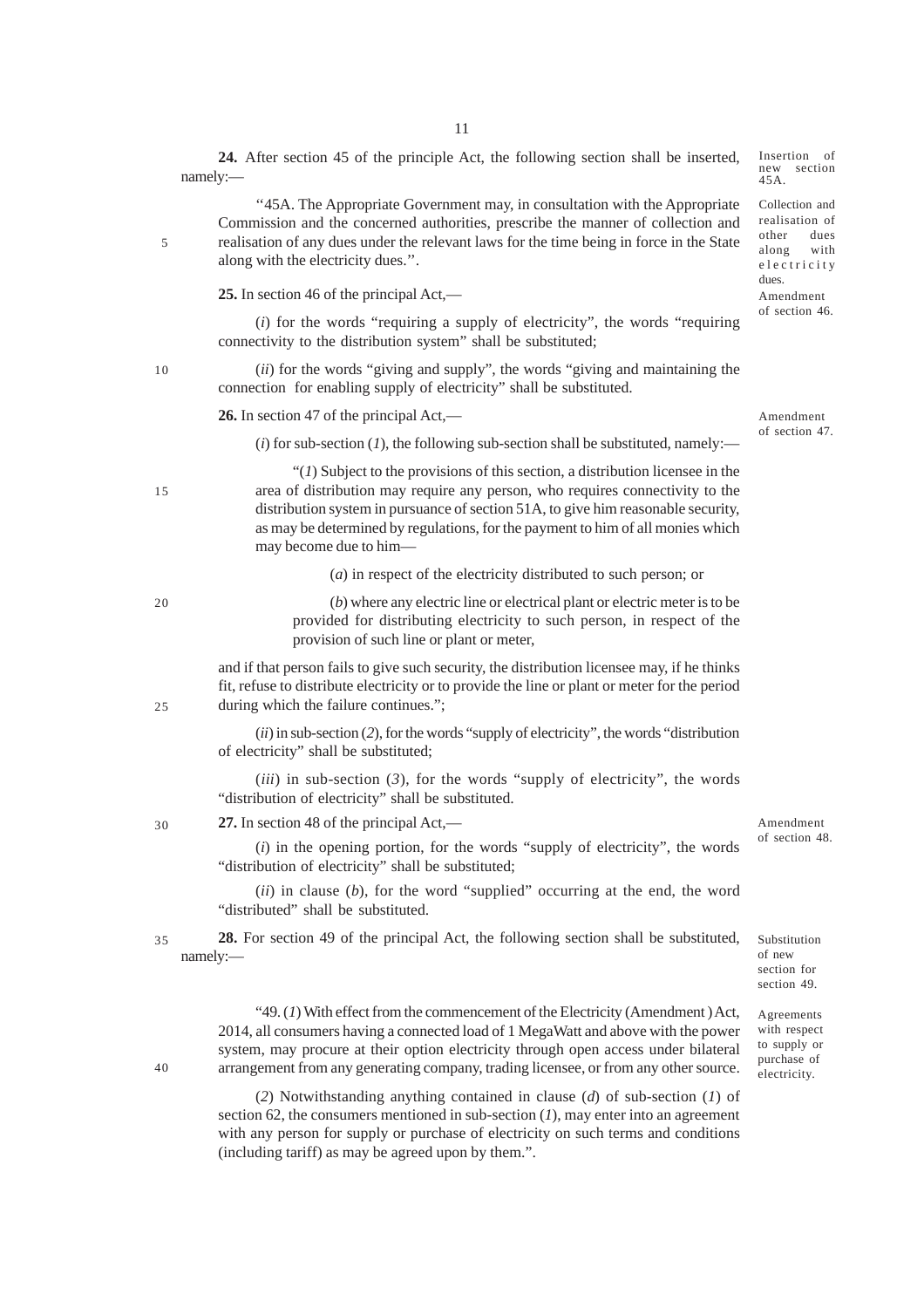**24.** After section 45 of the principle Act, the following section shall be inserted, namely:—

*Insertion of new section 45A.*

*Collection and realisation of other dues along with electricity dues.*

"45A. The Appropriate Government may, in consultation with the Appropriate Commission and the concerned authorities, prescribe the manner of collection and realisation of any dues under the relevant laws for the time being in force in the State along with the electricity dues.".

**25.** In section 46 of the principal Act,—

*Amendment of section 46.*

(*i*) for the words "requiring a supply of electricity", the words "requiring connectivity to the distribution system" shall be substituted;

(*ii*) for the words "giving and supply", the words "giving and maintaining the connection for enabling supply of electricity" shall be substituted.

**26.** In section 47 of the principal Act,—

*Amendment of section 47.*

(*i*) for sub-section (*1*), the following sub-section shall be substituted, namely:—

"(*1*) Subject to the provisions of this section, a distribution licensee in the area of distribution may require any person, who requires connectivity to the distribution system in pursuance of section 51A, to give him reasonable security, as may be determined by regulations, for the payment to him of all monies which may become due to him—

(*a*) in respect of the electricity distributed to such person; or

(*b*) where any electric line or electrical plant or electric meter is to be provided for distributing electricity to such person, in respect of the provision of such line or plant or meter,

and if that person fails to give such security, the distribution licensee may, if he thinks fit, refuse to distribute electricity or to provide the line or plant or meter for the period during which the failure continues.";

(*ii*) in sub-section (*2*), for the words "supply of electricity", the words "distribution of electricity" shall be substituted;

(*iii*) in sub-section (*3*), for the words "supply of electricity", the words "distribution of electricity" shall be substituted.

**27.** In section 48 of the principal Act,—

*Amendment of section 48.*

(*i*) in the opening portion, for the words "supply of electricity", the words "distribution of electricity" shall be substituted;

(*ii*) in clause (*b*), for the word "supplied" occurring at the end, the word "distributed" shall be substituted.

**28.** For section 49 of the principal Act, the following section shall be substituted, namely:—

*Substitution of new section for section 49.*

*Agreements with respect to supply or purchase of electricity.*

"49. (*1*) With effect from the commencement of the Electricity (Amendment ) Act, 2014, all consumers having a connected load of 1 MegaWatt and above with the power system, may procure at their option electricity through open access under bilateral arrangement from any generating company, trading licensee, or from any other source.

(*2*) Notwithstanding anything contained in clause (*d*) of sub-section (*1*) of section 62, the consumers mentioned in sub-section (*1*), may enter into an agreement with any person for supply or purchase of electricity on such terms and conditions (including tariff) as may be agreed upon by them.".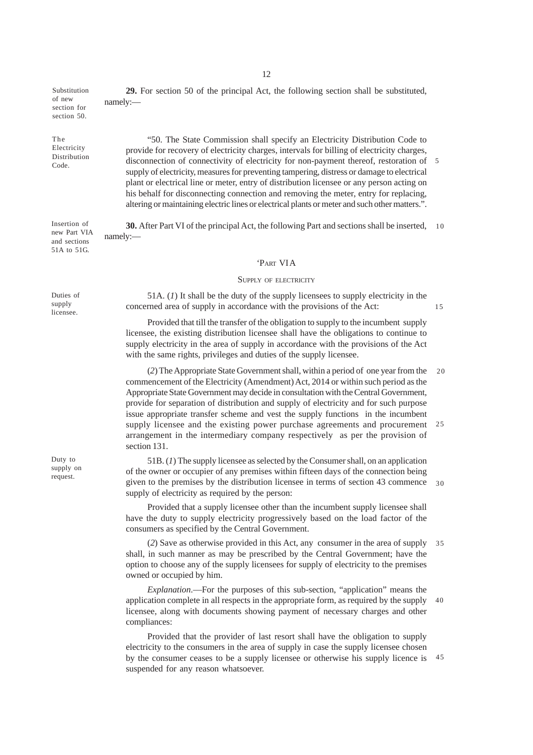Substitution of new section for section 50.

**29.** For section 50 of the principal Act, the following section shall be substituted, namely:—

The Electricity Distribution Code.

"50. The State Commission shall specify an Electricity Distribution Code to provide for recovery of electricity charges, intervals for billing of electricity charges, disconnection of connectivity of electricity for non-payment thereof, restoration of supply of electricity, measures for preventing tampering, distress or damage to electrical plant or electrical line or meter, entry of distribution licensee or any person acting on his behalf for disconnecting connection and removing the meter, entry for replacing, altering or maintaining electric lines or electrical plants or meter and such other matters.".

Insertion of new Part VIA and sections 51A to 51G.

**30.** After Part VI of the principal Act, the following Part and sections shall be inserted, namely:—

'PART VIA

SUPPLY OF ELECTRICITY

Duties of supply licensee.

51A. (*1*) It shall be the duty of the supply licensees to supply electricity in the concerned area of supply in accordance with the provisions of the Act:

Provided that till the transfer of the obligation to supply to the incumbent supply licensee, the existing distribution licensee shall have the obligations to continue to supply electricity in the area of supply in accordance with the provisions of the Act with the same rights, privileges and duties of the supply licensee.

(*2*) The Appropriate State Government shall, within a period of one year from the commencement of the Electricity (Amendment) Act, 2014 or within such period as the Appropriate State Government may decide in consultation with the Central Government, provide for separation of distribution and supply of electricity and for such purpose issue appropriate transfer scheme and vest the supply functions in the incumbent supply licensee and the existing power purchase agreements and procurement arrangement in the intermediary company respectively as per the provision of section 131.

Duty to supply on request.

51B. (*1*) The supply licensee as selected by the Consumer shall, on an application of the owner or occupier of any premises within fifteen days of the connection being given to the premises by the distribution licensee in terms of section 43 commence supply of electricity as required by the person:

Provided that a supply licensee other than the incumbent supply licensee shall have the duty to supply electricity progressively based on the load factor of the consumers as specified by the Central Government.

(*2*) Save as otherwise provided in this Act, any consumer in the area of supply shall, in such manner as may be prescribed by the Central Government; have the option to choose any of the supply licensees for supply of electricity to the premises owned or occupied by him.

*Explanation*.—For the purposes of this sub-section, "application" means the application complete in all respects in the appropriate form, as required by the supply licensee, along with documents showing payment of necessary charges and other compliances:

Provided that the provider of last resort shall have the obligation to supply electricity to the consumers in the area of supply in case the supply licensee chosen by the consumer ceases to be a supply licensee or otherwise his supply licence is suspended for any reason whatsoever.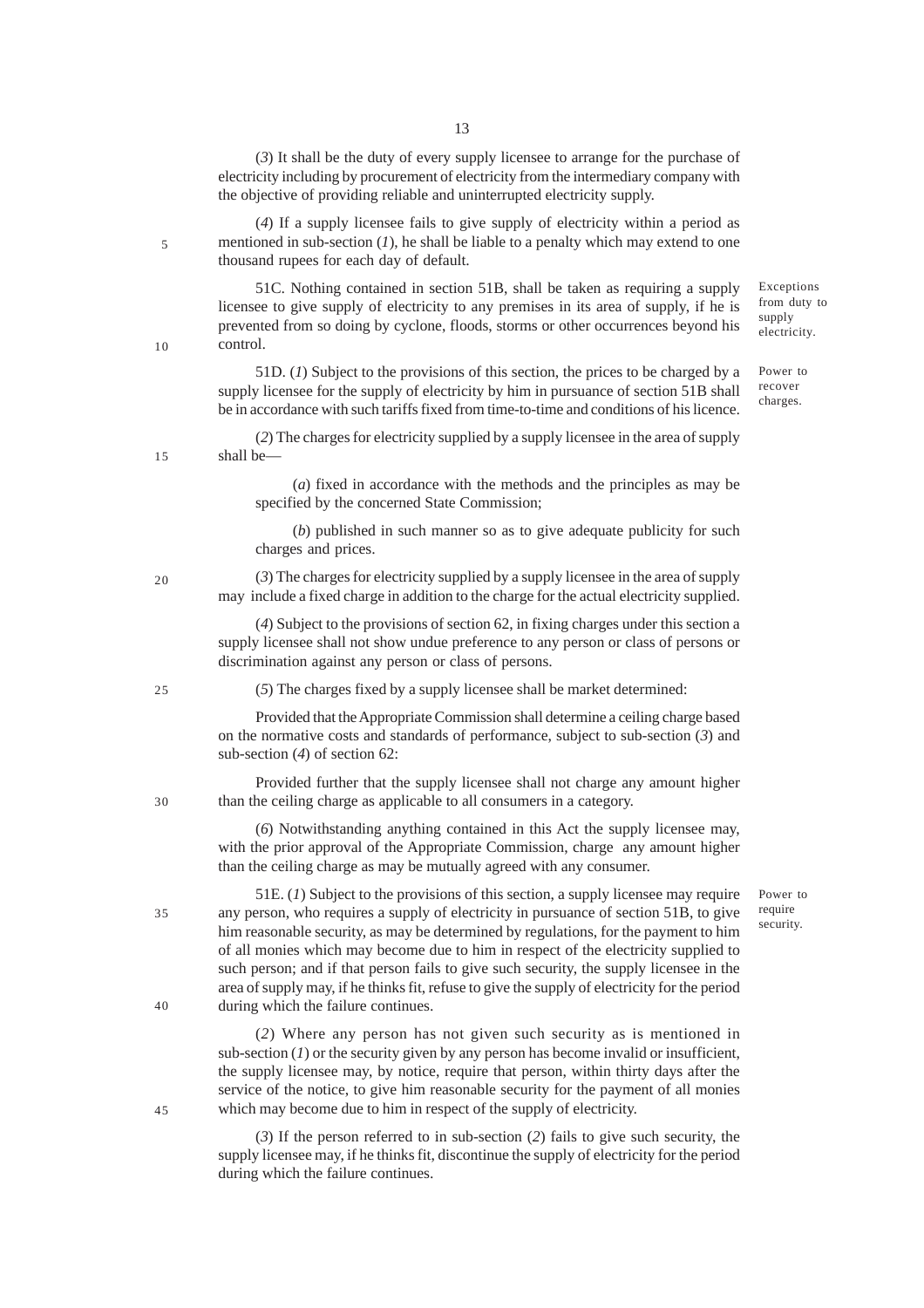(*3*) It shall be the duty of every supply licensee to arrange for the purchase of electricity including by procurement of electricity from the intermediary company with the objective of providing reliable and uninterrupted electricity supply.

(*4*) If a supply licensee fails to give supply of electricity within a period as mentioned in sub-section (*1*), he shall be liable to a penalty which may extend to one thousand rupees for each day of default.

Exceptions from duty to supply electricity.

51C. Nothing contained in section 51B, shall be taken as requiring a supply licensee to give supply of electricity to any premises in its area of supply, if he is prevented from so doing by cyclone, floods, storms or other occurrences beyond his control.

Power to recover charges.

51D. (*1*) Subject to the provisions of this section, the prices to be charged by a supply licensee for the supply of electricity by him in pursuance of section 51B shall be in accordance with such tariffs fixed from time-to-time and conditions of his licence.

(*2*) The charges for electricity supplied by a supply licensee in the area of supply shall be—

(*a*) fixed in accordance with the methods and the principles as may be specified by the concerned State Commission;

(*b*) published in such manner so as to give adequate publicity for such charges and prices.

(*3*) The charges for electricity supplied by a supply licensee in the area of supply may include a fixed charge in addition to the charge for the actual electricity supplied.

(*4*) Subject to the provisions of section 62, in fixing charges under this section a supply licensee shall not show undue preference to any person or class of persons or discrimination against any person or class of persons.

(*5*) The charges fixed by a supply licensee shall be market determined:

Provided that the Appropriate Commission shall determine a ceiling charge based on the normative costs and standards of performance, subject to sub-section (*3*) and sub-section (*4*) of section 62:

Provided further that the supply licensee shall not charge any amount higher than the ceiling charge as applicable to all consumers in a category.

(*6*) Notwithstanding anything contained in this Act the supply licensee may, with the prior approval of the Appropriate Commission, charge any amount higher than the ceiling charge as may be mutually agreed with any consumer.

Power to require security.

51E. (*1*) Subject to the provisions of this section, a supply licensee may require any person, who requires a supply of electricity in pursuance of section 51B, to give him reasonable security, as may be determined by regulations, for the payment to him of all monies which may become due to him in respect of the electricity supplied to such person; and if that person fails to give such security, the supply licensee in the area of supply may, if he thinks fit, refuse to give the supply of electricity for the period during which the failure continues.

(*2*) Where any person has not given such security as is mentioned in sub-section (*1*) or the security given by any person has become invalid or insufficient, the supply licensee may, by notice, require that person, within thirty days after the service of the notice, to give him reasonable security for the payment of all monies which may become due to him in respect of the supply of electricity.

(*3*) If the person referred to in sub-section (*2*) fails to give such security, the supply licensee may, if he thinks fit, discontinue the supply of electricity for the period during which the failure continues.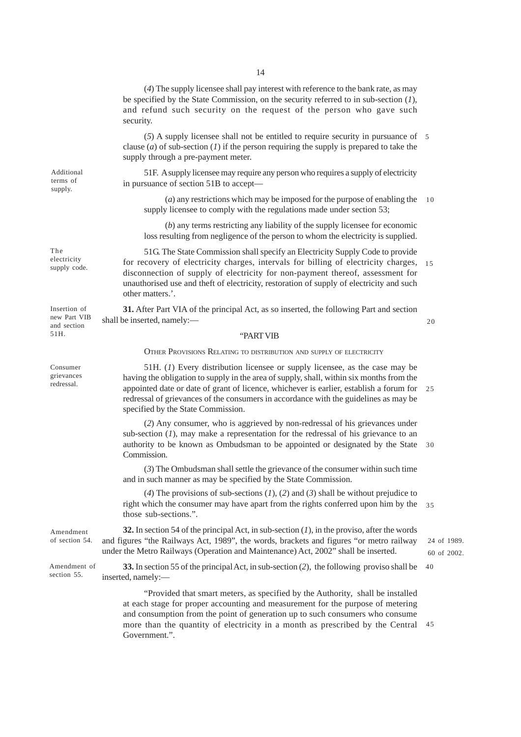(*4*) The supply licensee shall pay interest with reference to the bank rate, as may be specified by the State Commission, on the security referred to in sub-section (*1*), and refund such security on the request of the person who gave such security.

(*5*) A supply licensee shall not be entitled to require security in pursuance of clause (*a*) of sub-section (*1*) if the person requiring the supply is prepared to take the supply through a pre-payment meter.

Additional terms of supply.

51F. A supply licensee may require any person who requires a supply of electricity in pursuance of section 51B to accept—

(*a*) any restrictions which may be imposed for the purpose of enabling the supply licensee to comply with the regulations made under section 53;

(*b*) any terms restricting any liability of the supply licensee for economic loss resulting from negligence of the person to whom the electricity is supplied.

The electricity supply code.

51G. The State Commission shall specify an Electricity Supply Code to provide for recovery of electricity charges, intervals for billing of electricity charges, disconnection of supply of electricity for non-payment thereof, assessment for unauthorised use and theft of electricity, restoration of supply of electricity and such other matters.'.

Insertion of new Part VIB and section 51H.

**31.** After Part VIA of the principal Act, as so inserted, the following Part and section shall be inserted, namely:—

"PART VIB

OTHER PROVISIONS RELATING TO DISTRIBUTION AND SUPPLY OF ELECTRICITY

Consumer grievances redressal.

51H. (*1*) Every distribution licensee or supply licensee, as the case may be having the obligation to supply in the area of supply, shall, within six months from the appointed date or date of grant of licence, whichever is earlier, establish a forum for redressal of grievances of the consumers in accordance with the guidelines as may be specified by the State Commission.

(*2*) Any consumer, who is aggrieved by non-redressal of his grievances under sub-section (*1*), may make a representation for the redressal of his grievance to an authority to be known as Ombudsman to be appointed or designated by the State Commission.

(*3*) The Ombudsman shall settle the grievance of the consumer within such time and in such manner as may be specified by the State Commission.

(*4*) The provisions of sub-sections (*1*), (*2*) and (*3*) shall be without prejudice to right which the consumer may have apart from the rights conferred upon him by the those sub-sections.".

Amendment of section 54.

**32.** In section 54 of the principal Act, in sub-section (*1*), in the proviso, after the words and figures "the Railways Act, 1989", the words, brackets and figures "or metro railway under the Metro Railways (Operation and Maintenance) Act, 2002" shall be inserted.

24 of 1989.
60 of 2002.

Amendment of section 55.

**33.** In section 55 of the principal Act, in sub-section (*2*), the following proviso shall be inserted, namely:—

"Provided that smart meters, as specified by the Authority, shall be installed at each stage for proper accounting and measurement for the purpose of metering and consumption from the point of generation up to such consumers who consume more than the quantity of electricity in a month as prescribed by the Central Government.".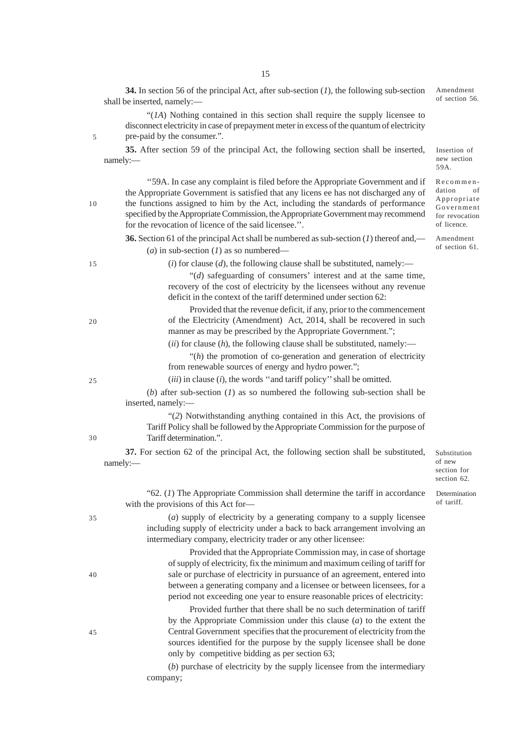**34.** In section 56 of the principal Act, after sub-section (*1*), the following sub-section shall be inserted, namely:—

*Amendment of section 56.*

"(*1A*) Nothing contained in this section shall require the supply licensee to disconnect electricity in case of prepayment meter in excess of the quantum of electricity pre-paid by the consumer.".

**35.** After section 59 of the principal Act, the following section shall be inserted, namely:—

*Insertion of new section 59A.*

*Recommendation of Appropriate Government for revocation of licence.*

''59A. In case any complaint is filed before the Appropriate Government and if the Appropriate Government is satisfied that any licens ee has not discharged any of the functions assigned to him by the Act, including the standards of performance specified by the Appropriate Commission, the Appropriate Government may recommend for the revocation of licence of the said licensee.''.

**36.** Section 61 of the principal Act shall be numbered as sub-section (*1*) thereof and,—

*Amendment of section 61.*

(*a*) in sub-section (*1*) as so numbered—

(*i*) for clause (*d*), the following clause shall be substituted, namely:—

"(*d*) safeguarding of consumers' interest and at the same time, recovery of the cost of electricity by the licensees without any revenue deficit in the context of the tariff determined under section 62:

Provided that the revenue deficit, if any, prior to the commencement of the Electricity (Amendment) Act, 2014, shall be recovered in such manner as may be prescribed by the Appropriate Government.";

(*ii*) for clause (*h*), the following clause shall be substituted, namely:—

"(*h*) the promotion of co-generation and generation of electricity from renewable sources of energy and hydro power.";

(*iii*) in clause (*i*), the words ''and tariff policy'' shall be omitted.

(*b*) after sub-section (*1*) as so numbered the following sub-section shall be inserted, namely:—

"(*2*) Notwithstanding anything contained in this Act, the provisions of Tariff Policy shall be followed by the Appropriate Commission for the purpose of Tariff determination.".

**37.** For section 62 of the principal Act, the following section shall be substituted, namely:—

*Substitution of new section for section 62.*

*Determination of tariff.*

"62. (*1*) The Appropriate Commission shall determine the tariff in accordance with the provisions of this Act for—

(*a*) supply of electricity by a generating company to a supply licensee including supply of electricity under a back to back arrangement involving an intermediary company, electricity trader or any other licensee:

Provided that the Appropriate Commission may, in case of shortage of supply of electricity, fix the minimum and maximum ceiling of tariff for sale or purchase of electricity in pursuance of an agreement, entered into between a generating company and a licensee or between licensees, for a period not exceeding one year to ensure reasonable prices of electricity:

Provided further that there shall be no such determination of tariff by the Appropriate Commission under this clause (*a*) to the extent the Central Government specifies that the procurement of electricity from the sources identified for the purpose by the supply licensee shall be done only by competitive bidding as per section 63;

(*b*) purchase of electricity by the supply licensee from the intermediary company;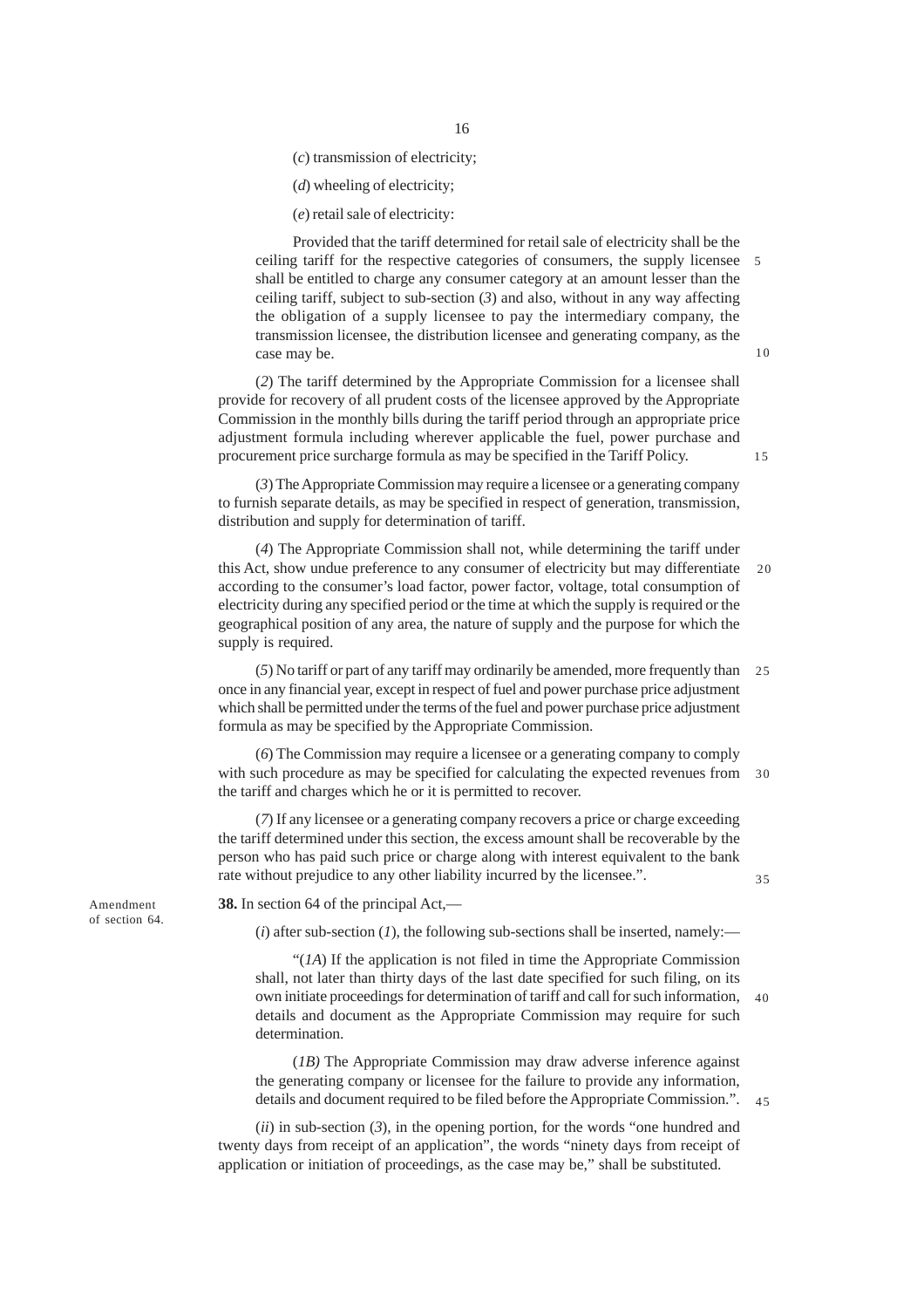(*c*) transmission of electricity;

(*d*) wheeling of electricity;

(*e*) retail sale of electricity:

Provided that the tariff determined for retail sale of electricity shall be the ceiling tariff for the respective categories of consumers, the supply licensee shall be entitled to charge any consumer category at an amount lesser than the ceiling tariff, subject to sub-section (*3*) and also, without in any way affecting the obligation of a supply licensee to pay the intermediary company, the transmission licensee, the distribution licensee and generating company, as the case may be.

(*2*) The tariff determined by the Appropriate Commission for a licensee shall provide for recovery of all prudent costs of the licensee approved by the Appropriate Commission in the monthly bills during the tariff period through an appropriate price adjustment formula including wherever applicable the fuel, power purchase and procurement price surcharge formula as may be specified in the Tariff Policy.

(*3*) The Appropriate Commission may require a licensee or a generating company to furnish separate details, as may be specified in respect of generation, transmission, distribution and supply for determination of tariff.

(*4*) The Appropriate Commission shall not, while determining the tariff under this Act, show undue preference to any consumer of electricity but may differentiate according to the consumer's load factor, power factor, voltage, total consumption of electricity during any specified period or the time at which the supply is required or the geographical position of any area, the nature of supply and the purpose for which the supply is required.

(*5*) No tariff or part of any tariff may ordinarily be amended, more frequently than once in any financial year, except in respect of fuel and power purchase price adjustment which shall be permitted under the terms of the fuel and power purchase price adjustment formula as may be specified by the Appropriate Commission.

(*6*) The Commission may require a licensee or a generating company to comply with such procedure as may be specified for calculating the expected revenues from the tariff and charges which he or it is permitted to recover.

(*7*) If any licensee or a generating company recovers a price or charge exceeding the tariff determined under this section, the excess amount shall be recoverable by the person who has paid such price or charge along with interest equivalent to the bank rate without prejudice to any other liability incurred by the licensee.".

Amendment of section 64.

**38.** In section 64 of the principal Act,—

(*i*) after sub-section (*1*), the following sub-sections shall be inserted, namely:—

"(*1A*) If the application is not filed in time the Appropriate Commission shall, not later than thirty days of the last date specified for such filing, on its own initiate proceedings for determination of tariff and call for such information, details and document as the Appropriate Commission may require for such determination.

(*1B)* The Appropriate Commission may draw adverse inference against the generating company or licensee for the failure to provide any information, details and document required to be filed before the Appropriate Commission.".

(*ii*) in sub-section (*3*), in the opening portion, for the words "one hundred and twenty days from receipt of an application", the words "ninety days from receipt of application or initiation of proceedings, as the case may be," shall be substituted.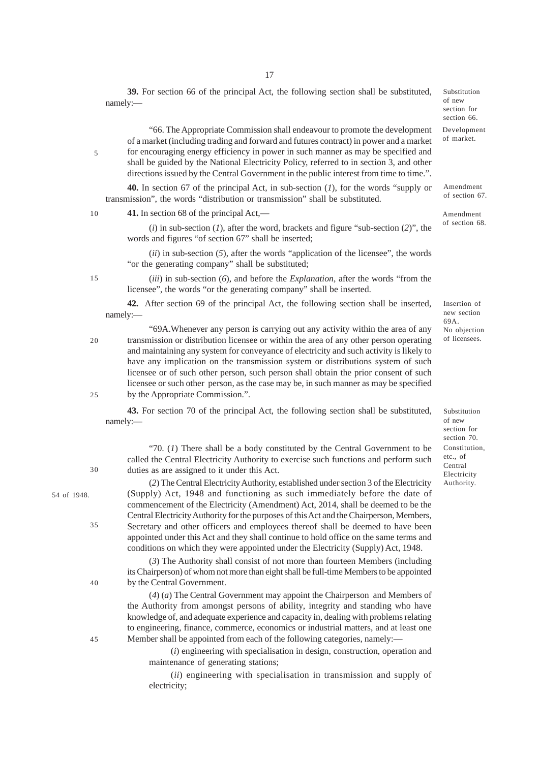**39.** For section 66 of the principal Act, the following section shall be substituted, namely:—

Substitution of new section for section 66.

Development of market.

"66. The Appropriate Commission shall endeavour to promote the development of a market (including trading and forward and futures contract) in power and a market for encouraging energy efficiency in power in such manner as may be specified and shall be guided by the National Electricity Policy, referred to in section 3, and other directions issued by the Central Government in the public interest from time to time.".

Amendment of section 67.

**40.** In section 67 of the principal Act, in sub-section (*1*), for the words "supply or transmission", the words "distribution or transmission" shall be substituted.

Amendment of section 68.

**41.** In section 68 of the principal Act,—

(*i*) in sub-section (*1*), after the word, brackets and figure "sub-section (*2*)", the words and figures "of section 67" shall be inserted;

(*ii*) in sub-section (*5*), after the words "application of the licensee", the words "or the generating company" shall be substituted;

(*iii*) in sub-section (*6*), and before the *Explanation*, after the words "from the licensee", the words "or the generating company" shall be inserted.

Insertion of new section 69A.

**42.** After section 69 of the principal Act, the following section shall be inserted, namely:—

No objection of licensees.

"69A.Whenever any person is carrying out any activity within the area of any transmission or distribution licensee or within the area of any other person operating and maintaining any system for conveyance of electricity and such activity is likely to have any implication on the transmission system or distributions system of such licensee or of such other person, such person shall obtain the prior consent of such licensee or such other person, as the case may be, in such manner as may be specified by the Appropriate Commission.".

Substitution of new section for section 70.

**43.** For section 70 of the principal Act, the following section shall be substituted, namely:—

Constitution, etc., of Central Electricity Authority.

"70. (*1*) There shall be a body constituted by the Central Government to be called the Central Electricity Authority to exercise such functions and perform such duties as are assigned to it under this Act.

54 of 1948.

(*2*) The Central Electricity Authority, established under section 3 of the Electricity (Supply) Act, 1948 and functioning as such immediately before the date of commencement of the Electricity (Amendment) Act, 2014, shall be deemed to be the Central Electricity Authority for the purposes of this Act and the Chairperson, Members, Secretary and other officers and employees thereof shall be deemed to have been appointed under this Act and they shall continue to hold office on the same terms and conditions on which they were appointed under the Electricity (Supply) Act, 1948.

(*3*) The Authority shall consist of not more than fourteen Members (including its Chairperson) of whom not more than eight shall be full-time Members to be appointed by the Central Government.

(*4*) (*a*) The Central Government may appoint the Chairperson and Members of the Authority from amongst persons of ability, integrity and standing who have knowledge of, and adequate experience and capacity in, dealing with problems relating to engineering, finance, commerce, economics or industrial matters, and at least one Member shall be appointed from each of the following categories, namely:—

(*i*) engineering with specialisation in design, construction, operation and maintenance of generating stations;

(*ii*) engineering with specialisation in transmission and supply of electricity;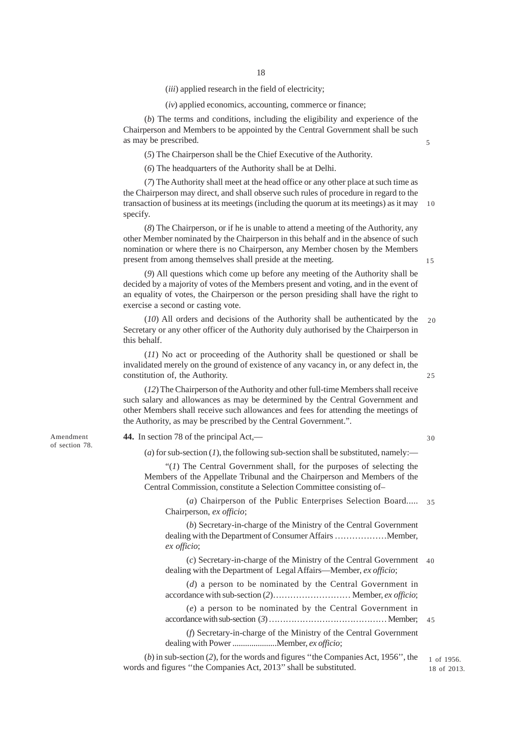(*iii*) applied research in the field of electricity;

(*iv*) applied economics, accounting, commerce or finance;

(*b*) The terms and conditions, including the eligibility and experience of the Chairperson and Members to be appointed by the Central Government shall be such as may be prescribed.

(*5*) The Chairperson shall be the Chief Executive of the Authority.

(*6*) The headquarters of the Authority shall be at Delhi.

(*7*) The Authority shall meet at the head office or any other place at such time as the Chairperson may direct, and shall observe such rules of procedure in regard to the transaction of business at its meetings (including the quorum at its meetings) as it may specify.

(*8*) The Chairperson, or if he is unable to attend a meeting of the Authority, any other Member nominated by the Chairperson in this behalf and in the absence of such nomination or where there is no Chairperson, any Member chosen by the Members present from among themselves shall preside at the meeting.

(*9*) All questions which come up before any meeting of the Authority shall be decided by a majority of votes of the Members present and voting, and in the event of an equality of votes, the Chairperson or the person presiding shall have the right to exercise a second or casting vote.

(*10*) All orders and decisions of the Authority shall be authenticated by the Secretary or any other officer of the Authority duly authorised by the Chairperson in this behalf.

(*11*) No act or proceeding of the Authority shall be questioned or shall be invalidated merely on the ground of existence of any vacancy in, or any defect in, the constitution of, the Authority.

(*12*) The Chairperson of the Authority and other full-time Members shall receive such salary and allowances as may be determined by the Central Government and other Members shall receive such allowances and fees for attending the meetings of the Authority, as may be prescribed by the Central Government.".

Amendment of section 78.

**44.** In section 78 of the principal Act,—

(*a*) for sub-section (*1*), the following sub-section shall be substituted, namely:—

"(*1*) The Central Government shall, for the purposes of selecting the Members of the Appellate Tribunal and the Chairperson and Members of the Central Commission, constitute a Selection Committee consisting of–

(*a*) Chairperson of the Public Enterprises Selection Board..... Chairperson, *ex officio*;

(*b*) Secretary-in-charge of the Ministry of the Central Government dealing with the Department of Consumer Affairs ………………Member, *ex officio*;

(*c*) Secretary-in-charge of the Ministry of the Central Government dealing with the Department of Legal Affairs—Member, *ex officio*;

(*d*) a person to be nominated by the Central Government in accordance with sub-section (*2*)……………………… Member, *ex officio*;

(*e*) a person to be nominated by the Central Government in accordance with sub-section (*3*) …………………………………… Member;

(*f*) Secretary-in-charge of the Ministry of the Central Government dealing with Power .....................Member, *ex officio*;

(*b*) in sub-section (*2*), for the words and figures ''the Companies Act, 1956'', the words and figures ''the Companies Act, 2013'' shall be substituted.

1 of 1956.
18 of 2013.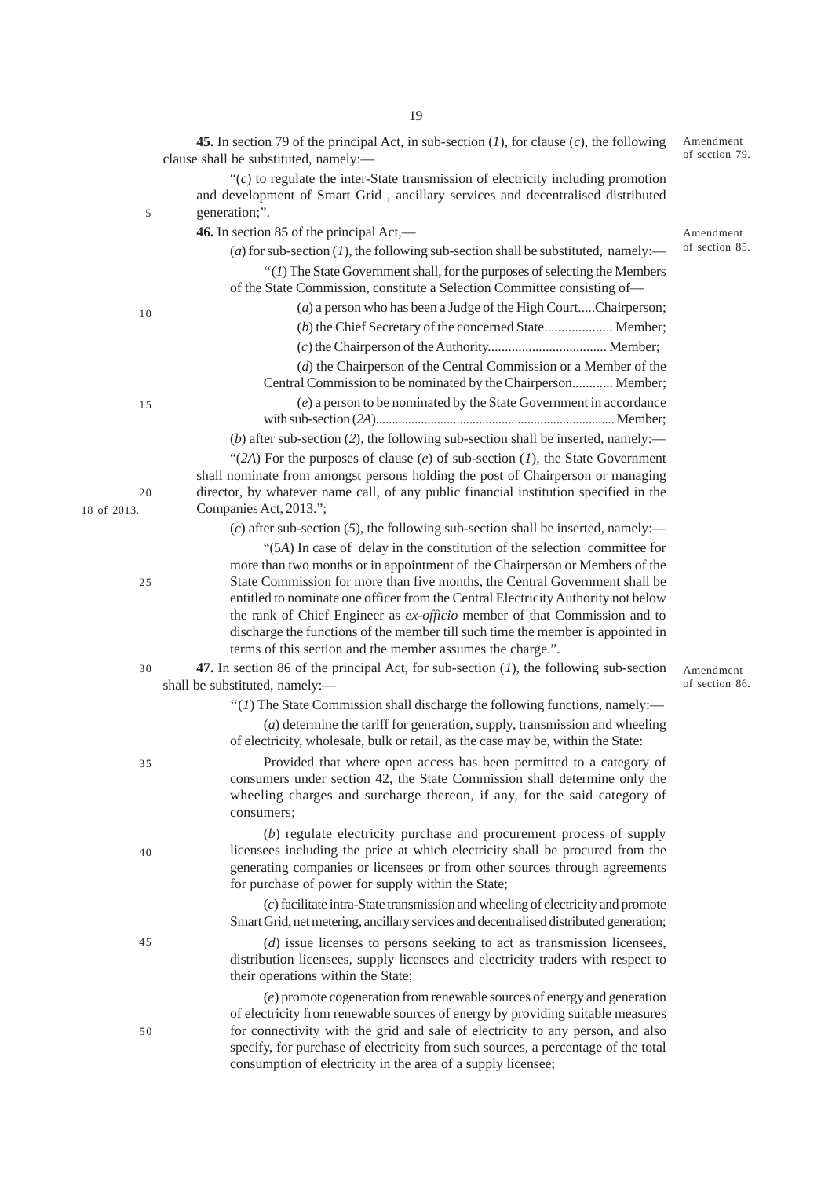**45.** In section 79 of the principal Act, in sub-section (*1*), for clause (*c*), the following clause shall be substituted, namely:—

Amendment of section 79.

"(*c*) to regulate the inter-State transmission of electricity including promotion and development of Smart Grid , ancillary services and decentralised distributed generation;".

**46.** In section 85 of the principal Act,—

Amendment of section 85.

(*a*) for sub-section (*1*), the following sub-section shall be substituted, namely:—

"(*1*) The State Government shall, for the purposes of selecting the Members of the State Commission, constitute a Selection Committee consisting of—

(*a*) a person who has been a Judge of the High Court.....Chairperson;

(*b*) the Chief Secretary of the concerned State.................... Member;

(*c*) the Chairperson of the Authority................................... Member;

(*d*) the Chairperson of the Central Commission or a Member of the Central Commission to be nominated by the Chairperson............ Member;

(*e*) a person to be nominated by the State Government in accordance with sub-section (*2A*)........................................................................ Member;

(*b*) after sub-section (*2*), the following sub-section shall be inserted, namely:—

"(*2A*) For the purposes of clause (*e*) of sub-section (*1*), the State Government shall nominate from amongst persons holding the post of Chairperson or managing director, by whatever name call, of any public financial institution specified in the Companies Act, 2013.";

18 of 2013.

(*c*) after sub-section (*5*), the following sub-section shall be inserted, namely:—

"(*5A*) In case of delay in the constitution of the selection committee for more than two months or in appointment of the Chairperson or Members of the State Commission for more than five months, the Central Government shall be entitled to nominate one officer from the Central Electricity Authority not below the rank of Chief Engineer as *ex-officio* member of that Commission and to discharge the functions of the member till such time the member is appointed in terms of this section and the member assumes the charge.".

**47.** In section 86 of the principal Act, for sub-section (*1*), the following sub-section shall be substituted, namely:—

Amendment of section 86.

"(*1*) The State Commission shall discharge the following functions, namely:—

(*a*) determine the tariff for generation, supply, transmission and wheeling of electricity, wholesale, bulk or retail, as the case may be, within the State:

Provided that where open access has been permitted to a category of consumers under section 42, the State Commission shall determine only the wheeling charges and surcharge thereon, if any, for the said category of consumers;

(*b*) regulate electricity purchase and procurement process of supply licensees including the price at which electricity shall be procured from the generating companies or licensees or from other sources through agreements for purchase of power for supply within the State;

(*c*) facilitate intra-State transmission and wheeling of electricity and promote Smart Grid, net metering, ancillary services and decentralised distributed generation;

(*d*) issue licenses to persons seeking to act as transmission licensees, distribution licensees, supply licensees and electricity traders with respect to their operations within the State;

(*e*) promote cogeneration from renewable sources of energy and generation of electricity from renewable sources of energy by providing suitable measures for connectivity with the grid and sale of electricity to any person, and also specify, for purchase of electricity from such sources, a percentage of the total consumption of electricity in the area of a supply licensee;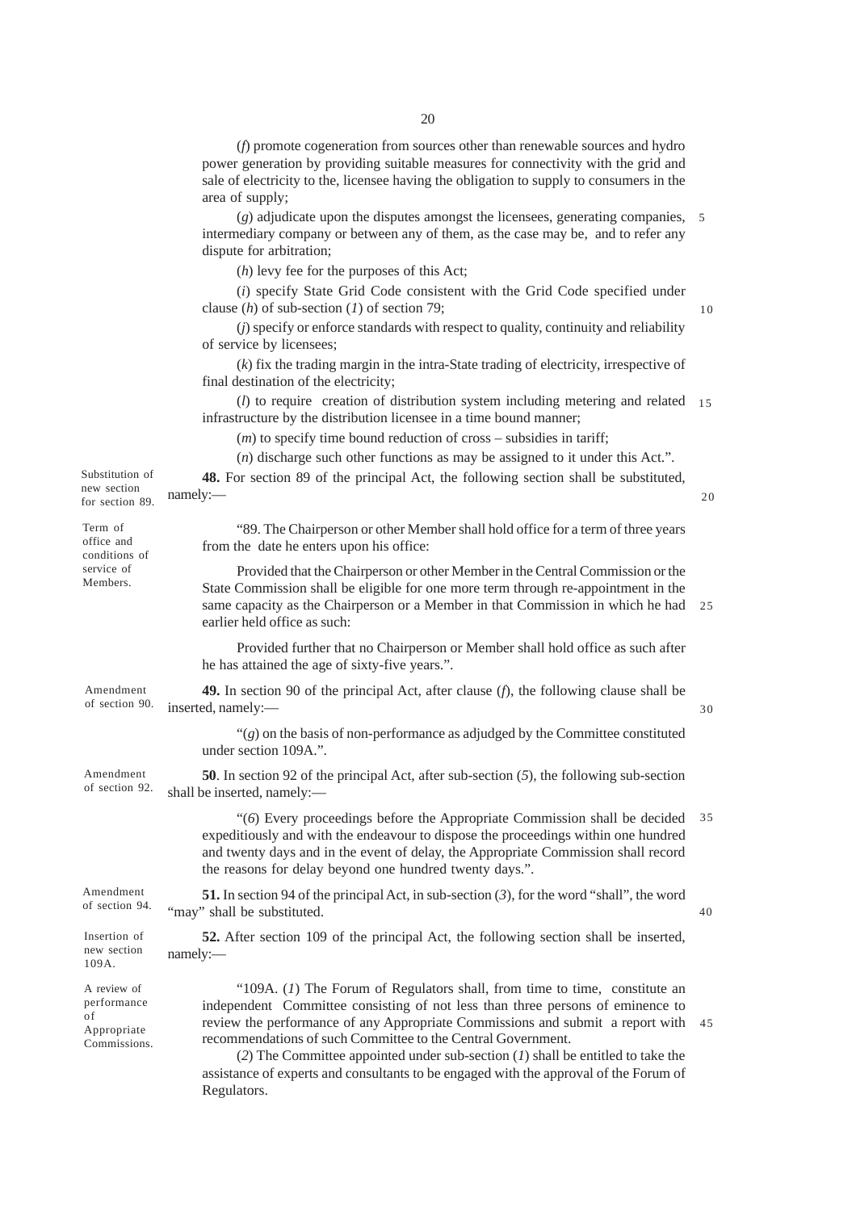(*f*) promote cogeneration from sources other than renewable sources and hydro power generation by providing suitable measures for connectivity with the grid and sale of electricity to the, licensee having the obligation to supply to consumers in the area of supply;

(*g*) adjudicate upon the disputes amongst the licensees, generating companies, intermediary company or between any of them, as the case may be, and to refer any dispute for arbitration;

(*h*) levy fee for the purposes of this Act;

(*i*) specify State Grid Code consistent with the Grid Code specified under clause (*h*) of sub-section (*1*) of section 79;

(*j*) specify or enforce standards with respect to quality, continuity and reliability of service by licensees;

(*k*) fix the trading margin in the intra-State trading of electricity, irrespective of final destination of the electricity;

(*l*) to require creation of distribution system including metering and related infrastructure by the distribution licensee in a time bound manner;

(*m*) to specify time bound reduction of cross – subsidies in tariff;

(*n*) discharge such other functions as may be assigned to it under this Act.".

Substitution of new section for section 89.

**48.** For section 89 of the principal Act, the following section shall be substituted, namely:—

Term of office and conditions of service of Members.

"89. The Chairperson or other Member shall hold office for a term of three years from the date he enters upon his office:

Provided that the Chairperson or other Member in the Central Commission or the State Commission shall be eligible for one more term through re-appointment in the same capacity as the Chairperson or a Member in that Commission in which he had earlier held office as such:

Provided further that no Chairperson or Member shall hold office as such after he has attained the age of sixty-five years.".

Amendment of section 90.

**49.** In section 90 of the principal Act, after clause (*f*), the following clause shall be inserted, namely:—

"(*g*) on the basis of non-performance as adjudged by the Committee constituted under section 109A.".

Amendment of section 92.

**50**. In section 92 of the principal Act, after sub-section (*5*), the following sub-section shall be inserted, namely:—

"(*6*) Every proceedings before the Appropriate Commission shall be decided expeditiously and with the endeavour to dispose the proceedings within one hundred and twenty days and in the event of delay, the Appropriate Commission shall record the reasons for delay beyond one hundred twenty days.".

Amendment of section 94.

**51.** In section 94 of the principal Act, in sub-section (*3*), for the word "shall", the word "may" shall be substituted.

Insertion of new section 109A.

**52.** After section 109 of the principal Act, the following section shall be inserted, namely:—

A review of performance of Appropriate Commissions.

"109A. (*1*) The Forum of Regulators shall, from time to time, constitute an independent Committee consisting of not less than three persons of eminence to review the performance of any Appropriate Commissions and submit a report with recommendations of such Committee to the Central Government.

(*2*) The Committee appointed under sub-section (*1*) shall be entitled to take the assistance of experts and consultants to be engaged with the approval of the Forum of Regulators.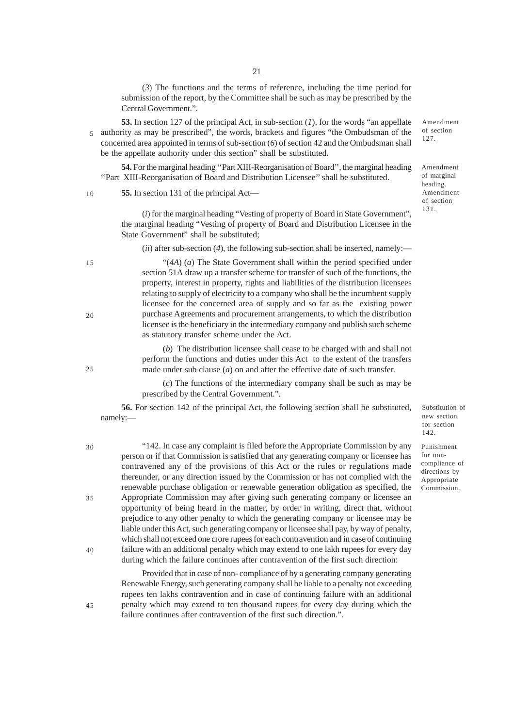(*3*) The functions and the terms of reference, including the time period for submission of the report, by the Committee shall be such as may be prescribed by the Central Government.".

Amendment of section 127.

**53.** In section 127 of the principal Act, in sub-section (*1*), for the words "an appellate authority as may be prescribed", the words, brackets and figures "the Ombudsman of the concerned area appointed in terms of sub-section (*6*) of section 42 and the Ombudsman shall be the appellate authority under this section" shall be substituted.

Amendment of marginal heading.

**54.** For the marginal heading ''Part XIII-Reorganisation of Board'', the marginal heading ''Part XIII-Reorganisation of Board and Distribution Licensee'' shall be substituted.

Amendment of section 131.

**55.** In section 131 of the principal Act—

(*i*) for the marginal heading "Vesting of property of Board in State Government", the marginal heading "Vesting of property of Board and Distribution Licensee in the State Government" shall be substituted;

(*ii*) after sub-section (*4*), the following sub-section shall be inserted, namely:—

"(*4A*) (*a*) The State Government shall within the period specified under section 51A draw up a transfer scheme for transfer of such of the functions, the property, interest in property, rights and liabilities of the distribution licensees relating to supply of electricity to a company who shall be the incumbent supply licensee for the concerned area of supply and so far as the existing power purchase Agreements and procurement arrangements, to which the distribution licensee is the beneficiary in the intermediary company and publish such scheme as statutory transfer scheme under the Act.

(*b*) The distribution licensee shall cease to be charged with and shall not perform the functions and duties under this Act to the extent of the transfers made under sub clause (*a*) on and after the effective date of such transfer.

(*c*) The functions of the intermediary company shall be such as may be prescribed by the Central Government.".

Substitution of new section for section 142.

**56.** For section 142 of the principal Act, the following section shall be substituted, namely:—

Punishment for non-compliance of directions by Appropriate Commission.

"142. In case any complaint is filed before the Appropriate Commission by any person or if that Commission is satisfied that any generating company or licensee has contravened any of the provisions of this Act or the rules or regulations made thereunder, or any direction issued by the Commission or has not complied with the renewable purchase obligation or renewable generation obligation as specified, the Appropriate Commission may after giving such generating company or licensee an opportunity of being heard in the matter, by order in writing, direct that, without prejudice to any other penalty to which the generating company or licensee may be liable under this Act, such generating company or licensee shall pay, by way of penalty, which shall not exceed one crore rupees for each contravention and in case of continuing failure with an additional penalty which may extend to one lakh rupees for every day during which the failure continues after contravention of the first such direction:

Provided that in case of non- compliance of by a generating company generating Renewable Energy, such generating company shall be liable to a penalty not exceeding rupees ten lakhs contravention and in case of continuing failure with an additional penalty which may extend to ten thousand rupees for every day during which the failure continues after contravention of the first such direction.".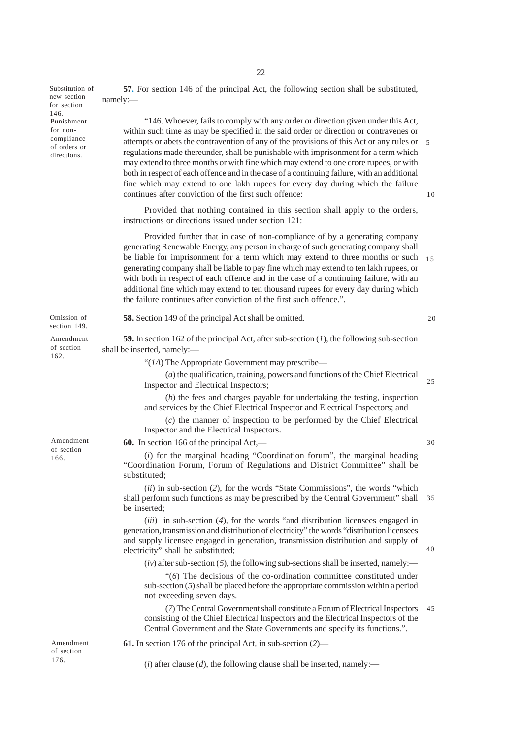Substitution of new section for section 146. Punishment for non-compliance of orders or directions.

**57.** For section 146 of the principal Act, the following section shall be substituted, namely:—

"146. Whoever, fails to comply with any order or direction given under this Act, within such time as may be specified in the said order or direction or contravenes or attempts or abets the contravention of any of the provisions of this Act or any rules or regulations made thereunder, shall be punishable with imprisonment for a term which may extend to three months or with fine which may extend to one crore rupees, or with both in respect of each offence and in the case of a continuing failure, with an additional fine which may extend to one lakh rupees for every day during which the failure continues after conviction of the first such offence:

Provided that nothing contained in this section shall apply to the orders, instructions or directions issued under section 121:

Provided further that in case of non-compliance of by a generating company generating Renewable Energy, any person in charge of such generating company shall be liable for imprisonment for a term which may extend to three months or such generating company shall be liable to pay fine which may extend to ten lakh rupees, or with both in respect of each offence and in the case of a continuing failure, with an additional fine which may extend to ten thousand rupees for every day during which the failure continues after conviction of the first such offence.".

Omission of section 149.

**58.** Section 149 of the principal Act shall be omitted.

Amendment of section 162.

**59.** In section 162 of the principal Act, after sub-section (*1*), the following sub-section shall be inserted, namely:—

"(*1A*) The Appropriate Government may prescribe—

(*a*) the qualification, training, powers and functions of the Chief Electrical Inspector and Electrical Inspectors;

(*b*) the fees and charges payable for undertaking the testing, inspection and services by the Chief Electrical Inspector and Electrical Inspectors; and

(*c*) the manner of inspection to be performed by the Chief Electrical Inspector and the Electrical Inspectors.

Amendment of section 166.

**60.** In section 166 of the principal Act,—

(*i*) for the marginal heading "Coordination forum", the marginal heading "Coordination Forum, Forum of Regulations and District Committee" shall be substituted;

(*ii*) in sub-section (*2*), for the words "State Commissions", the words "which shall perform such functions as may be prescribed by the Central Government" shall be inserted;

(*iii*) in sub-section (*4*), for the words "and distribution licensees engaged in generation, transmission and distribution of electricity" the words "distribution licensees and supply licensee engaged in generation, transmission distribution and supply of electricity" shall be substituted;

(*iv*) after sub-section (*5*), the following sub-sections shall be inserted, namely:—

"(*6*) The decisions of the co-ordination committee constituted under sub-section (*5*) shall be placed before the appropriate commission within a period not exceeding seven days.

(*7*) The Central Government shall constitute a Forum of Electrical Inspectors consisting of the Chief Electrical Inspectors and the Electrical Inspectors of the Central Government and the State Governments and specify its functions.".

Amendment of section 176.

**61.** In section 176 of the principal Act, in sub-section (*2*)—

(*i*) after clause (*d*), the following clause shall be inserted, namely:—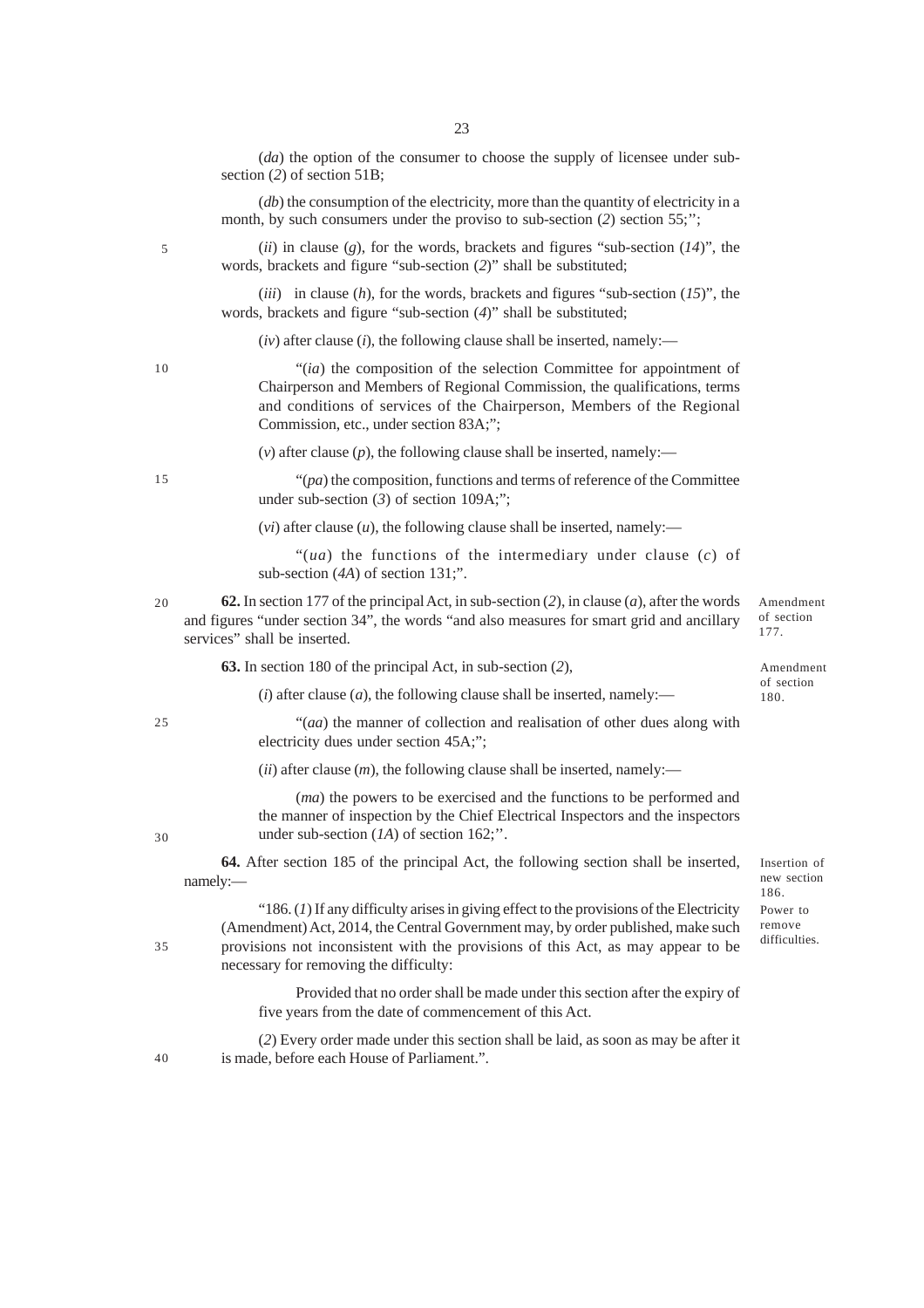(*da*) the option of the consumer to choose the supply of licensee under sub-section (*2*) of section 51B;

(*db*) the consumption of the electricity, more than the quantity of electricity in a month, by such consumers under the proviso to sub-section (*2*) section 55;'';

(*ii*) in clause (*g*), for the words, brackets and figures "sub-section (*14*)", the words, brackets and figure "sub-section (*2*)" shall be substituted;

(*iii*) in clause (*h*), for the words, brackets and figures "sub-section (*15*)", the words, brackets and figure "sub-section (*4*)" shall be substituted;

(*iv*) after clause (*i*), the following clause shall be inserted, namely:—

"(*ia*) the composition of the selection Committee for appointment of Chairperson and Members of Regional Commission, the qualifications, terms and conditions of services of the Chairperson, Members of the Regional Commission, etc., under section 83A;";

(*v*) after clause (*p*), the following clause shall be inserted, namely:—

"(*pa*) the composition, functions and terms of reference of the Committee under sub-section (*3*) of section 109A;";

(*vi*) after clause (*u*), the following clause shall be inserted, namely:—

"(*ua*) the functions of the intermediary under clause (*c*) of sub-section (*4A*) of section 131;".

Amendment of section 177.

**62.** In section 177 of the principal Act, in sub-section (*2*), in clause (*a*), after the words and figures "under section 34", the words "and also measures for smart grid and ancillary services" shall be inserted.

Amendment of section 180.

**63.** In section 180 of the principal Act, in sub-section (*2*),

(*i*) after clause (*a*), the following clause shall be inserted, namely:—

"(*aa*) the manner of collection and realisation of other dues along with electricity dues under section 45A;";

(*ii*) after clause (*m*), the following clause shall be inserted, namely:—

(*ma*) the powers to be exercised and the functions to be performed and the manner of inspection by the Chief Electrical Inspectors and the inspectors under sub-section (*1A*) of section 162;''.

Insertion of new section 186.

**64.** After section 185 of the principal Act, the following section shall be inserted, namely:—

Power to remove difficulties.

"186. (*1*) If any difficulty arises in giving effect to the provisions of the Electricity (Amendment) Act, 2014, the Central Government may, by order published, make such provisions not inconsistent with the provisions of this Act, as may appear to be necessary for removing the difficulty:

Provided that no order shall be made under this section after the expiry of five years from the date of commencement of this Act.

(*2*) Every order made under this section shall be laid, as soon as may be after it is made, before each House of Parliament.".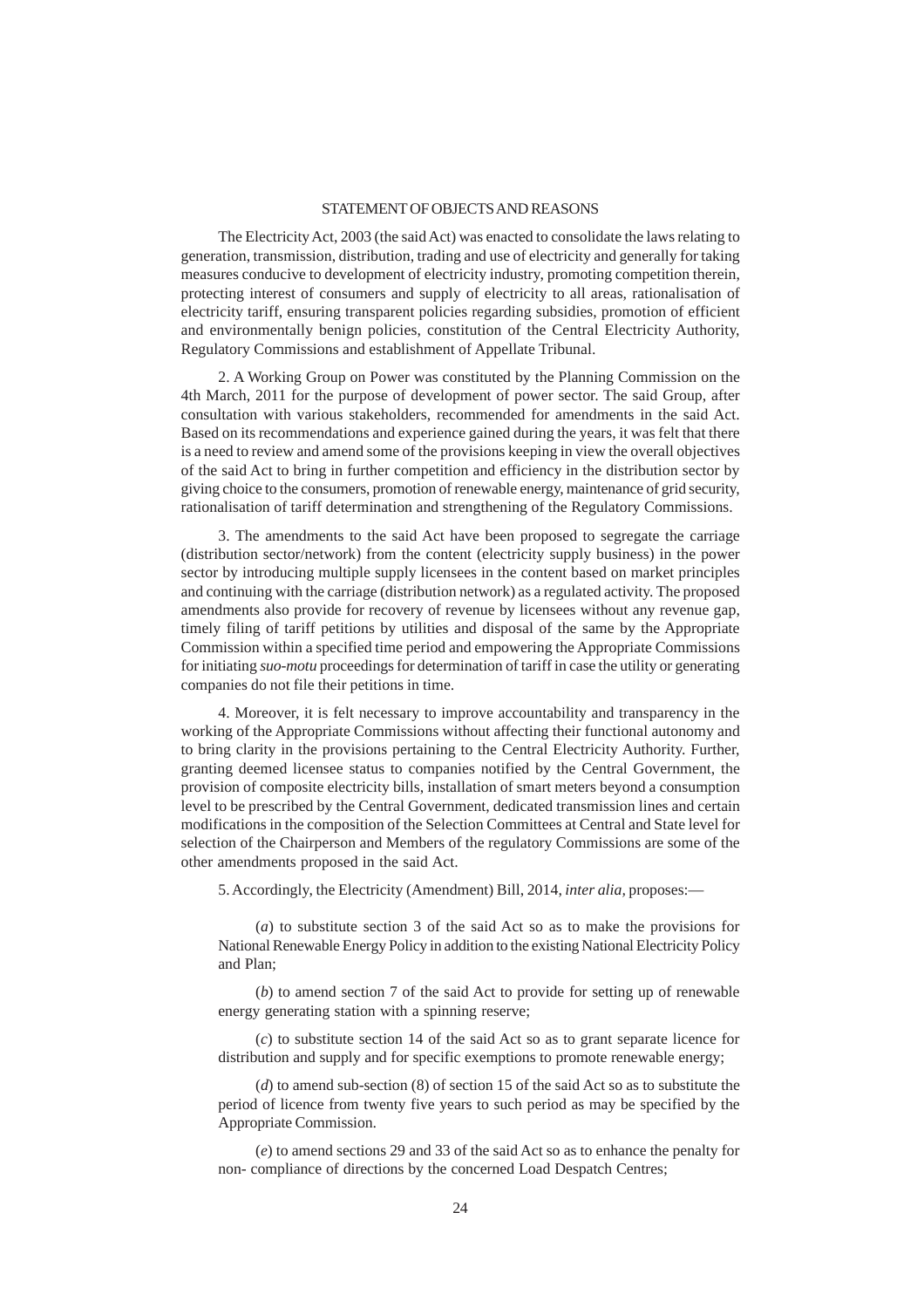## STATEMENT OF OBJECTS AND REASONS

The Electricity Act, 2003 (the said Act) was enacted to consolidate the laws relating to generation, transmission, distribution, trading and use of electricity and generally for taking measures conducive to development of electricity industry, promoting competition therein, protecting interest of consumers and supply of electricity to all areas, rationalisation of electricity tariff, ensuring transparent policies regarding subsidies, promotion of efficient and environmentally benign policies, constitution of the Central Electricity Authority, Regulatory Commissions and establishment of Appellate Tribunal.

2. A Working Group on Power was constituted by the Planning Commission on the 4th March, 2011 for the purpose of development of power sector. The said Group, after consultation with various stakeholders, recommended for amendments in the said Act. Based on its recommendations and experience gained during the years, it was felt that there is a need to review and amend some of the provisions keeping in view the overall objectives of the said Act to bring in further competition and efficiency in the distribution sector by giving choice to the consumers, promotion of renewable energy, maintenance of grid security, rationalisation of tariff determination and strengthening of the Regulatory Commissions.

3. The amendments to the said Act have been proposed to segregate the carriage (distribution sector/network) from the content (electricity supply business) in the power sector by introducing multiple supply licensees in the content based on market principles and continuing with the carriage (distribution network) as a regulated activity. The proposed amendments also provide for recovery of revenue by licensees without any revenue gap, timely filing of tariff petitions by utilities and disposal of the same by the Appropriate Commission within a specified time period and empowering the Appropriate Commissions for initiating *suo-motu* proceedings for determination of tariff in case the utility or generating companies do not file their petitions in time.

4. Moreover, it is felt necessary to improve accountability and transparency in the working of the Appropriate Commissions without affecting their functional autonomy and to bring clarity in the provisions pertaining to the Central Electricity Authority. Further, granting deemed licensee status to companies notified by the Central Government, the provision of composite electricity bills, installation of smart meters beyond a consumption level to be prescribed by the Central Government, dedicated transmission lines and certain modifications in the composition of the Selection Committees at Central and State level for selection of the Chairperson and Members of the regulatory Commissions are some of the other amendments proposed in the said Act.

5. Accordingly, the Electricity (Amendment) Bill, 2014, *inter alia,* proposes:—

(*a*) to substitute section 3 of the said Act so as to make the provisions for National Renewable Energy Policy in addition to the existing National Electricity Policy and Plan;

(*b*) to amend section 7 of the said Act to provide for setting up of renewable energy generating station with a spinning reserve;

(*c*) to substitute section 14 of the said Act so as to grant separate licence for distribution and supply and for specific exemptions to promote renewable energy;

(*d*) to amend sub-section (8) of section 15 of the said Act so as to substitute the period of licence from twenty five years to such period as may be specified by the Appropriate Commission.

(*e*) to amend sections 29 and 33 of the said Act so as to enhance the penalty for non- compliance of directions by the concerned Load Despatch Centres;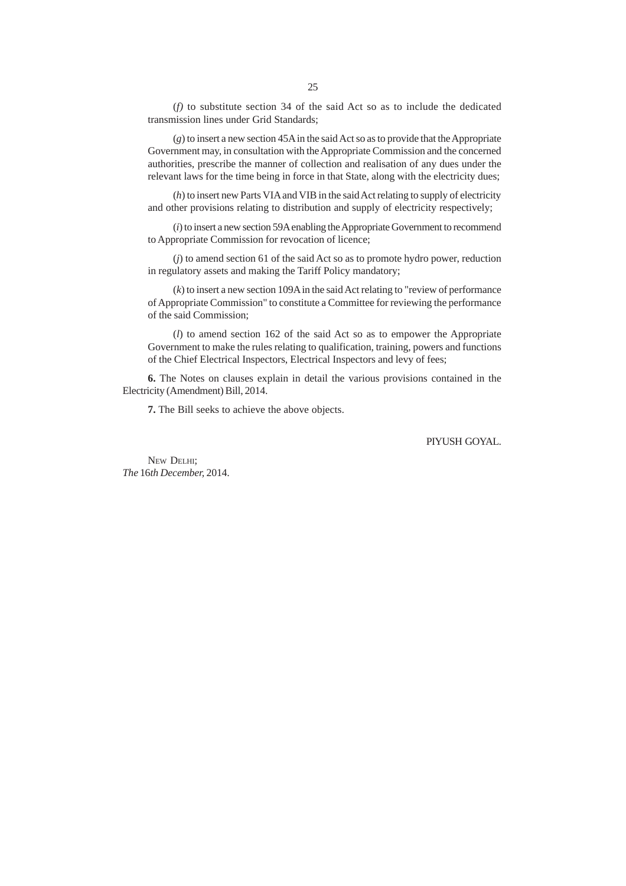(*f*) to substitute section 34 of the said Act so as to include the dedicated transmission lines under Grid Standards;

(*g*) to insert a new section 45A in the said Act so as to provide that the Appropriate Government may, in consultation with the Appropriate Commission and the concerned authorities, prescribe the manner of collection and realisation of any dues under the relevant laws for the time being in force in that State, along with the electricity dues;

(*h*) to insert new Parts VIA and VIB in the said Act relating to supply of electricity and other provisions relating to distribution and supply of electricity respectively;

(*i*) to insert a new section 59A enabling the Appropriate Government to recommend to Appropriate Commission for revocation of licence;

(*j*) to amend section 61 of the said Act so as to promote hydro power, reduction in regulatory assets and making the Tariff Policy mandatory;

(*k*) to insert a new section 109A in the said Act relating to "review of performance of Appropriate Commission" to constitute a Committee for reviewing the performance of the said Commission;

(*l*) to amend section 162 of the said Act so as to empower the Appropriate Government to make the rules relating to qualification, training, powers and functions of the Chief Electrical Inspectors, Electrical Inspectors and levy of fees;

**6.** The Notes on clauses explain in detail the various provisions contained in the Electricity (Amendment) Bill, 2014.

**7.** The Bill seeks to achieve the above objects.

PIYUSH GOYAL.

NEW DELHI;
*The* 16*th December,* 2014.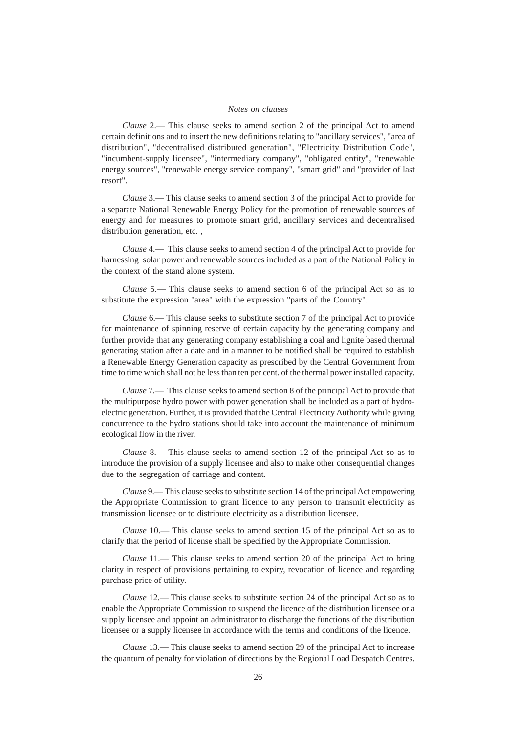*Notes on clauses*

*Clause* 2.— This clause seeks to amend section 2 of the principal Act to amend certain definitions and to insert the new definitions relating to "ancillary services", "area of distribution", "decentralised distributed generation", "Electricity Distribution Code", "incumbent-supply licensee", "intermediary company", "obligated entity", "renewable energy sources", "renewable energy service company", "smart grid" and "provider of last resort".

*Clause* 3.— This clause seeks to amend section 3 of the principal Act to provide for a separate National Renewable Energy Policy for the promotion of renewable sources of energy and for measures to promote smart grid, ancillary services and decentralised distribution generation, etc. ,

*Clause* 4.— This clause seeks to amend section 4 of the principal Act to provide for harnessing solar power and renewable sources included as a part of the National Policy in the context of the stand alone system.

*Clause* 5.— This clause seeks to amend section 6 of the principal Act so as to substitute the expression "area" with the expression "parts of the Country".

*Clause* 6.— This clause seeks to substitute section 7 of the principal Act to provide for maintenance of spinning reserve of certain capacity by the generating company and further provide that any generating company establishing a coal and lignite based thermal generating station after a date and in a manner to be notified shall be required to establish a Renewable Energy Generation capacity as prescribed by the Central Government from time to time which shall not be less than ten per cent. of the thermal power installed capacity.

*Clause* 7.— This clause seeks to amend section 8 of the principal Act to provide that the multipurpose hydro power with power generation shall be included as a part of hydro-electric generation. Further, it is provided that the Central Electricity Authority while giving concurrence to the hydro stations should take into account the maintenance of minimum ecological flow in the river.

*Clause* 8.— This clause seeks to amend section 12 of the principal Act so as to introduce the provision of a supply licensee and also to make other consequential changes due to the segregation of carriage and content.

*Clause* 9.— This clause seeks to substitute section 14 of the principal Act empowering the Appropriate Commission to grant licence to any person to transmit electricity as transmission licensee or to distribute electricity as a distribution licensee.

*Clause* 10.— This clause seeks to amend section 15 of the principal Act so as to clarify that the period of license shall be specified by the Appropriate Commission.

*Clause* 11.— This clause seeks to amend section 20 of the principal Act to bring clarity in respect of provisions pertaining to expiry, revocation of licence and regarding purchase price of utility.

*Clause* 12.— This clause seeks to substitute section 24 of the principal Act so as to enable the Appropriate Commission to suspend the licence of the distribution licensee or a supply licensee and appoint an administrator to discharge the functions of the distribution licensee or a supply licensee in accordance with the terms and conditions of the licence.

*Clause* 13.— This clause seeks to amend section 29 of the principal Act to increase the quantum of penalty for violation of directions by the Regional Load Despatch Centres.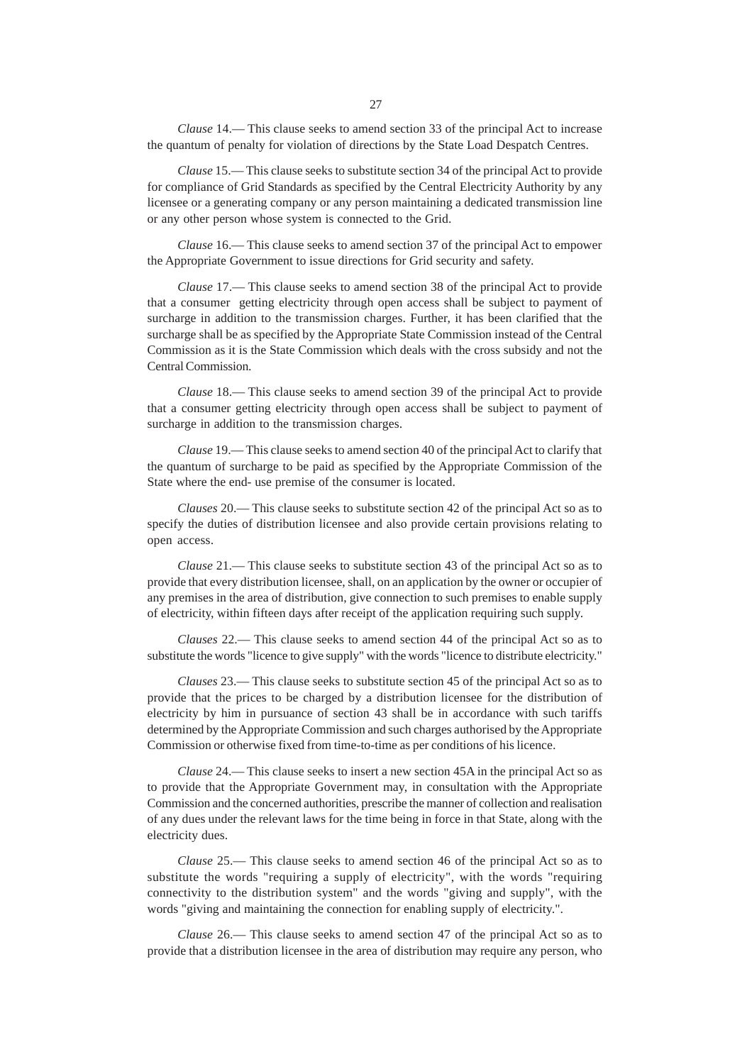*Clause* 14.— This clause seeks to amend section 33 of the principal Act to increase the quantum of penalty for violation of directions by the State Load Despatch Centres.

*Clause* 15.— This clause seeks to substitute section 34 of the principal Act to provide for compliance of Grid Standards as specified by the Central Electricity Authority by any licensee or a generating company or any person maintaining a dedicated transmission line or any other person whose system is connected to the Grid.

*Clause* 16.— This clause seeks to amend section 37 of the principal Act to empower the Appropriate Government to issue directions for Grid security and safety.

*Clause* 17.— This clause seeks to amend section 38 of the principal Act to provide that a consumer getting electricity through open access shall be subject to payment of surcharge in addition to the transmission charges. Further, it has been clarified that the surcharge shall be as specified by the Appropriate State Commission instead of the Central Commission as it is the State Commission which deals with the cross subsidy and not the Central Commission.

*Clause* 18.— This clause seeks to amend section 39 of the principal Act to provide that a consumer getting electricity through open access shall be subject to payment of surcharge in addition to the transmission charges.

*Clause* 19.— This clause seeks to amend section 40 of the principal Act to clarify that the quantum of surcharge to be paid as specified by the Appropriate Commission of the State where the end- use premise of the consumer is located.

*Clauses* 20.— This clause seeks to substitute section 42 of the principal Act so as to specify the duties of distribution licensee and also provide certain provisions relating to open access.

*Clause* 21.— This clause seeks to substitute section 43 of the principal Act so as to provide that every distribution licensee, shall, on an application by the owner or occupier of any premises in the area of distribution, give connection to such premises to enable supply of electricity, within fifteen days after receipt of the application requiring such supply.

*Clauses* 22.— This clause seeks to amend section 44 of the principal Act so as to substitute the words "licence to give supply" with the words "licence to distribute electricity."

*Clauses* 23.— This clause seeks to substitute section 45 of the principal Act so as to provide that the prices to be charged by a distribution licensee for the distribution of electricity by him in pursuance of section 43 shall be in accordance with such tariffs determined by the Appropriate Commission and such charges authorised by the Appropriate Commission or otherwise fixed from time-to-time as per conditions of his licence.

*Clause* 24.— This clause seeks to insert a new section 45A in the principal Act so as to provide that the Appropriate Government may, in consultation with the Appropriate Commission and the concerned authorities, prescribe the manner of collection and realisation of any dues under the relevant laws for the time being in force in that State, along with the electricity dues.

*Clause* 25.— This clause seeks to amend section 46 of the principal Act so as to substitute the words "requiring a supply of electricity", with the words "requiring connectivity to the distribution system" and the words "giving and supply", with the words "giving and maintaining the connection for enabling supply of electricity.".

*Clause* 26.— This clause seeks to amend section 47 of the principal Act so as to provide that a distribution licensee in the area of distribution may require any person, who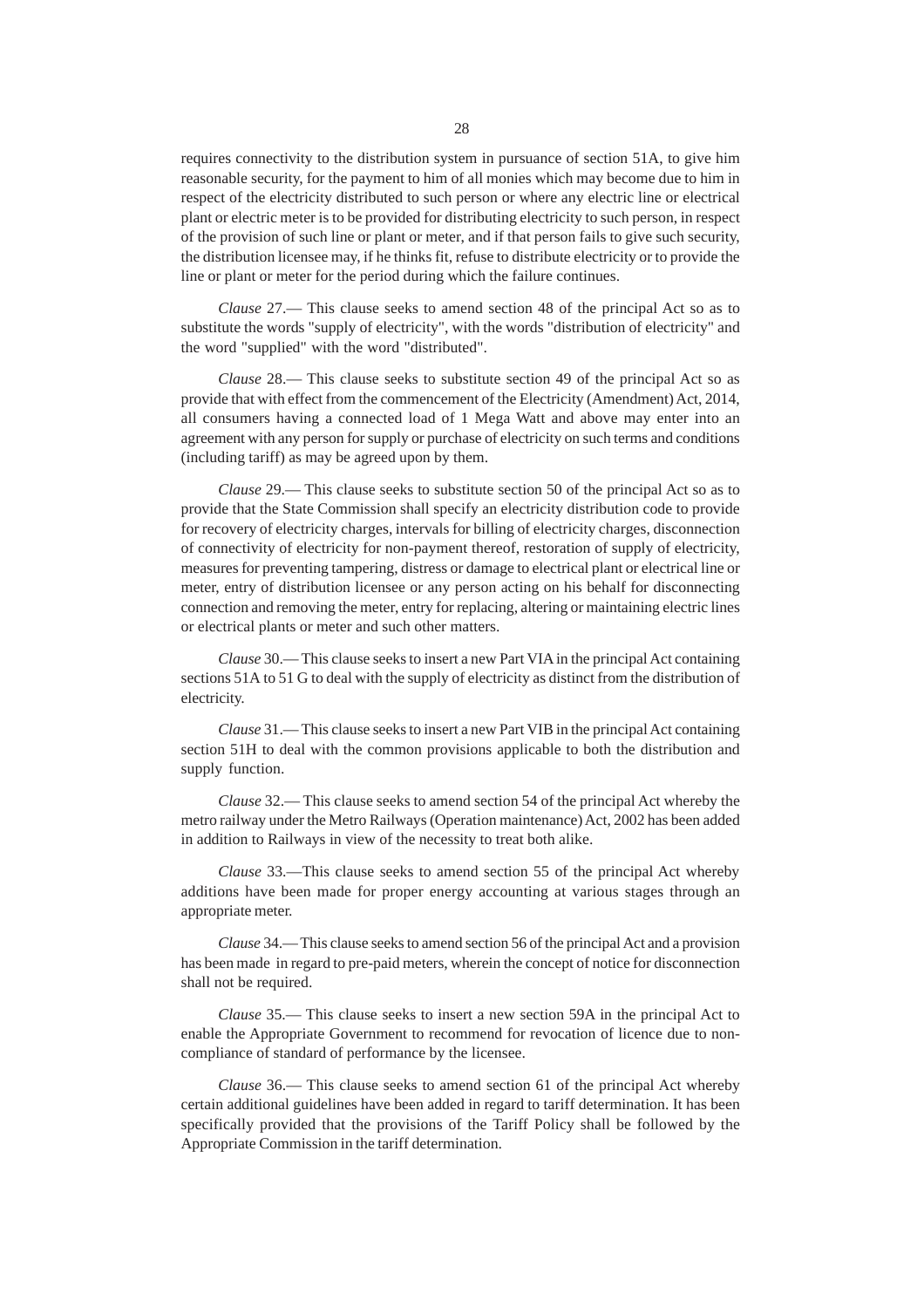requires connectivity to the distribution system in pursuance of section 51A, to give him reasonable security, for the payment to him of all monies which may become due to him in respect of the electricity distributed to such person or where any electric line or electrical plant or electric meter is to be provided for distributing electricity to such person, in respect of the provision of such line or plant or meter, and if that person fails to give such security, the distribution licensee may, if he thinks fit, refuse to distribute electricity or to provide the line or plant or meter for the period during which the failure continues.

*Clause* 27.— This clause seeks to amend section 48 of the principal Act so as to substitute the words "supply of electricity", with the words "distribution of electricity" and the word "supplied" with the word "distributed".

*Clause* 28.— This clause seeks to substitute section 49 of the principal Act so as provide that with effect from the commencement of the Electricity (Amendment) Act, 2014, all consumers having a connected load of 1 Mega Watt and above may enter into an agreement with any person for supply or purchase of electricity on such terms and conditions (including tariff) as may be agreed upon by them.

*Clause* 29.— This clause seeks to substitute section 50 of the principal Act so as to provide that the State Commission shall specify an electricity distribution code to provide for recovery of electricity charges, intervals for billing of electricity charges, disconnection of connectivity of electricity for non-payment thereof, restoration of supply of electricity, measures for preventing tampering, distress or damage to electrical plant or electrical line or meter, entry of distribution licensee or any person acting on his behalf for disconnecting connection and removing the meter, entry for replacing, altering or maintaining electric lines or electrical plants or meter and such other matters.

*Clause* 30.— This clause seeks to insert a new Part VIA in the principal Act containing sections 51A to 51 G to deal with the supply of electricity as distinct from the distribution of electricity.

*Clause* 31.— This clause seeks to insert a new Part VIB in the principal Act containing section 51H to deal with the common provisions applicable to both the distribution and supply function.

*Clause* 32.— This clause seeks to amend section 54 of the principal Act whereby the metro railway under the Metro Railways (Operation maintenance) Act, 2002 has been added in addition to Railways in view of the necessity to treat both alike.

*Clause* 33.—This clause seeks to amend section 55 of the principal Act whereby additions have been made for proper energy accounting at various stages through an appropriate meter.

*Clause* 34.— This clause seeks to amend section 56 of the principal Act and a provision has been made in regard to pre-paid meters, wherein the concept of notice for disconnection shall not be required.

*Clause* 35.— This clause seeks to insert a new section 59A in the principal Act to enable the Appropriate Government to recommend for revocation of licence due to non-compliance of standard of performance by the licensee.

*Clause* 36.— This clause seeks to amend section 61 of the principal Act whereby certain additional guidelines have been added in regard to tariff determination. It has been specifically provided that the provisions of the Tariff Policy shall be followed by the Appropriate Commission in the tariff determination.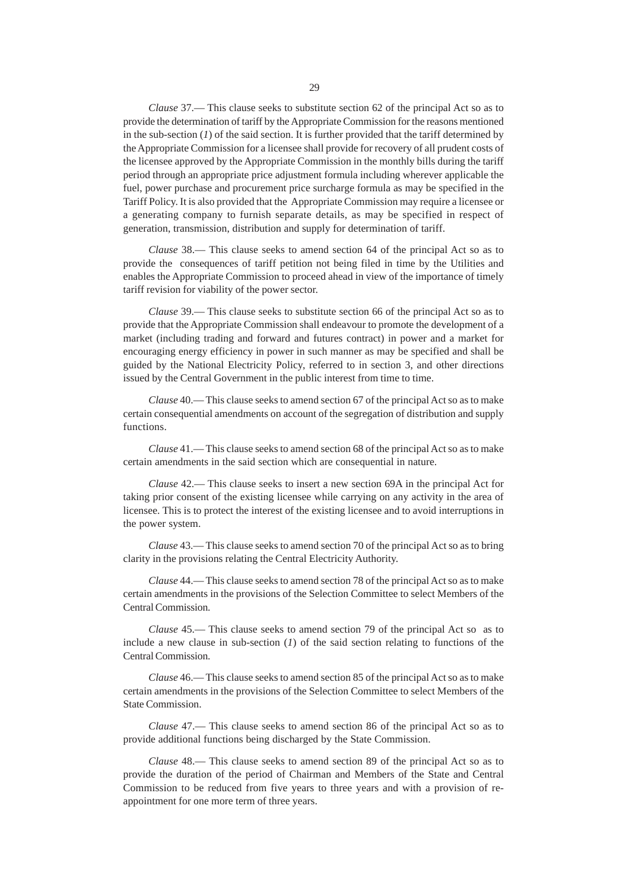*Clause* 37.— This clause seeks to substitute section 62 of the principal Act so as to provide the determination of tariff by the Appropriate Commission for the reasons mentioned in the sub-section (*1*) of the said section. It is further provided that the tariff determined by the Appropriate Commission for a licensee shall provide for recovery of all prudent costs of the licensee approved by the Appropriate Commission in the monthly bills during the tariff period through an appropriate price adjustment formula including wherever applicable the fuel, power purchase and procurement price surcharge formula as may be specified in the Tariff Policy. It is also provided that the Appropriate Commission may require a licensee or a generating company to furnish separate details, as may be specified in respect of generation, transmission, distribution and supply for determination of tariff.

*Clause* 38.— This clause seeks to amend section 64 of the principal Act so as to provide the consequences of tariff petition not being filed in time by the Utilities and enables the Appropriate Commission to proceed ahead in view of the importance of timely tariff revision for viability of the power sector.

*Clause* 39.— This clause seeks to substitute section 66 of the principal Act so as to provide that the Appropriate Commission shall endeavour to promote the development of a market (including trading and forward and futures contract) in power and a market for encouraging energy efficiency in power in such manner as may be specified and shall be guided by the National Electricity Policy, referred to in section 3, and other directions issued by the Central Government in the public interest from time to time.

*Clause* 40.— This clause seeks to amend section 67 of the principal Act so as to make certain consequential amendments on account of the segregation of distribution and supply functions.

*Clause* 41.— This clause seeks to amend section 68 of the principal Act so as to make certain amendments in the said section which are consequential in nature.

*Clause* 42.— This clause seeks to insert a new section 69A in the principal Act for taking prior consent of the existing licensee while carrying on any activity in the area of licensee. This is to protect the interest of the existing licensee and to avoid interruptions in the power system.

*Clause* 43.— This clause seeks to amend section 70 of the principal Act so as to bring clarity in the provisions relating the Central Electricity Authority.

*Clause* 44.— This clause seeks to amend section 78 of the principal Act so as to make certain amendments in the provisions of the Selection Committee to select Members of the Central Commission.

*Clause* 45.— This clause seeks to amend section 79 of the principal Act so as to include a new clause in sub-section (*1*) of the said section relating to functions of the Central Commission.

*Clause* 46.— This clause seeks to amend section 85 of the principal Act so as to make certain amendments in the provisions of the Selection Committee to select Members of the State Commission.

*Clause* 47.— This clause seeks to amend section 86 of the principal Act so as to provide additional functions being discharged by the State Commission.

*Clause* 48.— This clause seeks to amend section 89 of the principal Act so as to provide the duration of the period of Chairman and Members of the State and Central Commission to be reduced from five years to three years and with a provision of re-appointment for one more term of three years.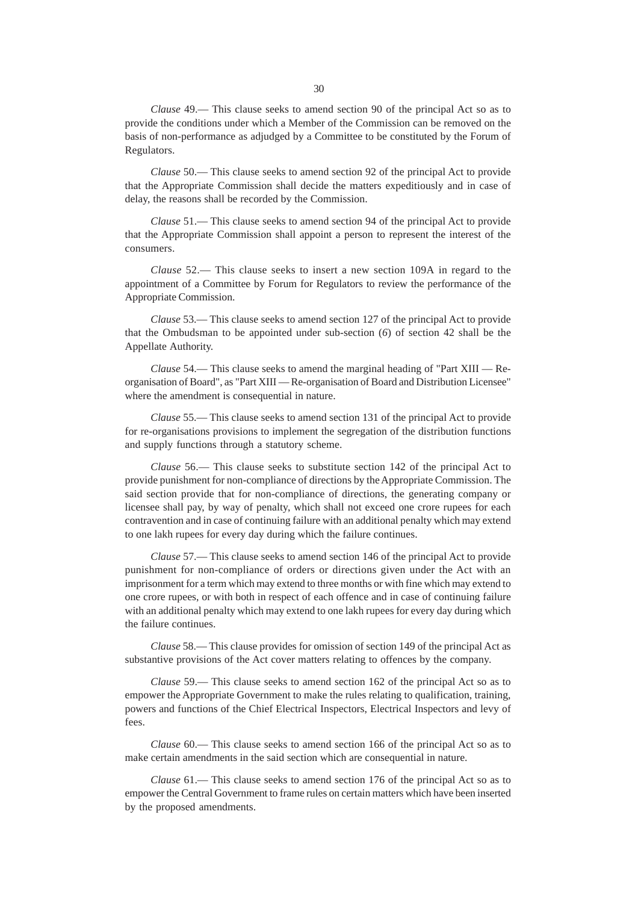*Clause* 49.— This clause seeks to amend section 90 of the principal Act so as to provide the conditions under which a Member of the Commission can be removed on the basis of non-performance as adjudged by a Committee to be constituted by the Forum of Regulators.

*Clause* 50.— This clause seeks to amend section 92 of the principal Act to provide that the Appropriate Commission shall decide the matters expeditiously and in case of delay, the reasons shall be recorded by the Commission.

*Clause* 51.— This clause seeks to amend section 94 of the principal Act to provide that the Appropriate Commission shall appoint a person to represent the interest of the consumers.

*Clause* 52.— This clause seeks to insert a new section 109A in regard to the appointment of a Committee by Forum for Regulators to review the performance of the Appropriate Commission.

*Clause* 53.— This clause seeks to amend section 127 of the principal Act to provide that the Ombudsman to be appointed under sub-section (*6*) of section 42 shall be the Appellate Authority.

*Clause* 54.— This clause seeks to amend the marginal heading of "Part XIII — Re-organisation of Board", as "Part XIII — Re-organisation of Board and Distribution Licensee" where the amendment is consequential in nature.

*Clause* 55.— This clause seeks to amend section 131 of the principal Act to provide for re-organisations provisions to implement the segregation of the distribution functions and supply functions through a statutory scheme.

*Clause* 56.— This clause seeks to substitute section 142 of the principal Act to provide punishment for non-compliance of directions by the Appropriate Commission. The said section provide that for non-compliance of directions, the generating company or licensee shall pay, by way of penalty, which shall not exceed one crore rupees for each contravention and in case of continuing failure with an additional penalty which may extend to one lakh rupees for every day during which the failure continues.

*Clause* 57.— This clause seeks to amend section 146 of the principal Act to provide punishment for non-compliance of orders or directions given under the Act with an imprisonment for a term which may extend to three months or with fine which may extend to one crore rupees, or with both in respect of each offence and in case of continuing failure with an additional penalty which may extend to one lakh rupees for every day during which the failure continues.

*Clause* 58.— This clause provides for omission of section 149 of the principal Act as substantive provisions of the Act cover matters relating to offences by the company.

*Clause* 59.— This clause seeks to amend section 162 of the principal Act so as to empower the Appropriate Government to make the rules relating to qualification, training, powers and functions of the Chief Electrical Inspectors, Electrical Inspectors and levy of fees.

*Clause* 60.— This clause seeks to amend section 166 of the principal Act so as to make certain amendments in the said section which are consequential in nature.

*Clause* 61.— This clause seeks to amend section 176 of the principal Act so as to empower the Central Government to frame rules on certain matters which have been inserted by the proposed amendments.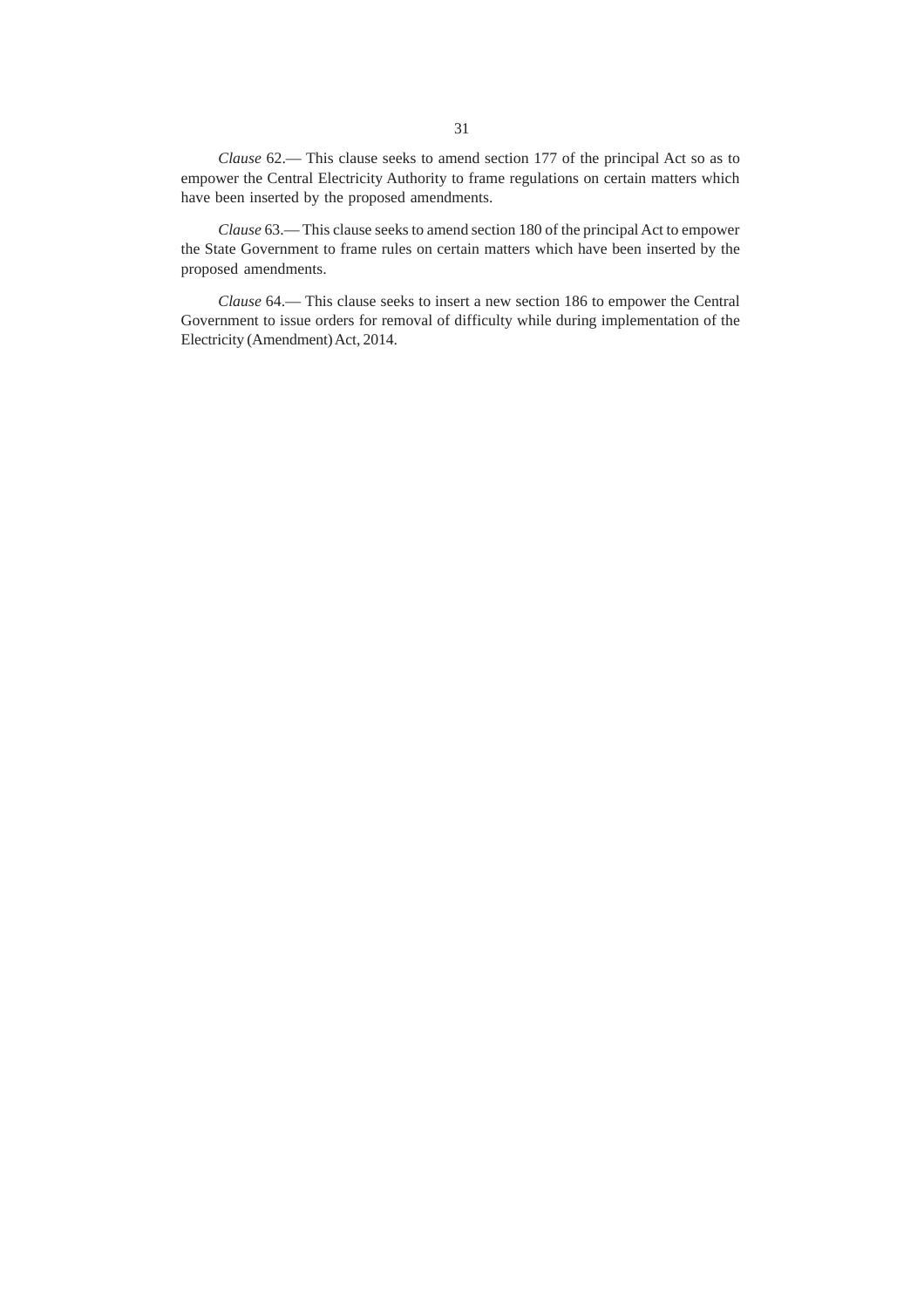*Clause* 62.— This clause seeks to amend section 177 of the principal Act so as to empower the Central Electricity Authority to frame regulations on certain matters which have been inserted by the proposed amendments.

*Clause* 63.— This clause seeks to amend section 180 of the principal Act to empower the State Government to frame rules on certain matters which have been inserted by the proposed amendments.

*Clause* 64.— This clause seeks to insert a new section 186 to empower the Central Government to issue orders for removal of difficulty while during implementation of the Electricity (Amendment) Act, 2014.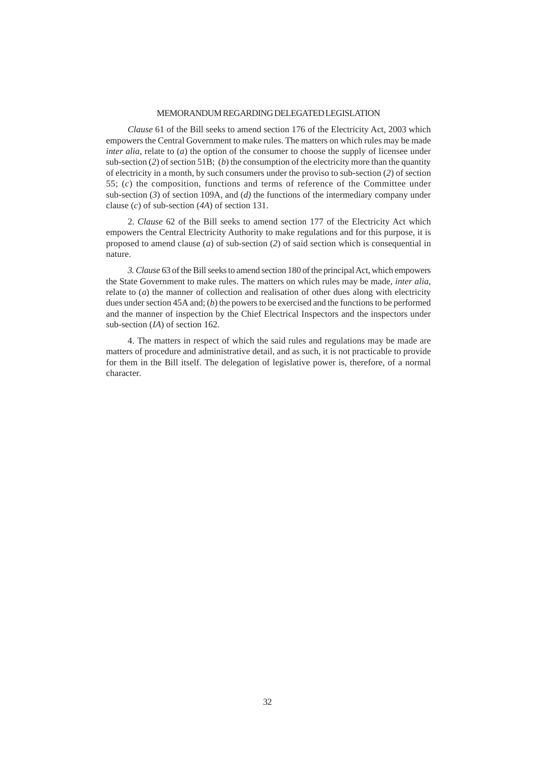## MEMORANDUM REGARDING DELEGATED LEGISLATION

*Clause* 61 of the Bill seeks to amend section 176 of the Electricity Act, 2003 which empowers the Central Government to make rules. The matters on which rules may be made *inter alia*, relate to (*a*) the option of the consumer to choose the supply of licensee under sub-section (*2*) of section 51B; (*b*) the consumption of the electricity more than the quantity of electricity in a month, by such consumers under the proviso to sub-section (*2*) of section 55; (*c*) the composition, functions and terms of reference of the Committee under sub-section (*3*) of section 109A, and (*d)* the functions of the intermediary company under clause (*c*) of sub-section (*4A*) of section 131.

2. *Clause* 62 of the Bill seeks to amend section 177 of the Electricity Act which empowers the Central Electricity Authority to make regulations and for this purpose, it is proposed to amend clause (*a*) of sub-section (*2*) of said section which is consequential in nature.

*3. Clause* 63 of the Bill seeks to amend section 180 of the principal Act, which empowers the State Government to make rules. The matters on which rules may be made, *inter alia,* relate to (*a*) the manner of collection and realisation of other dues along with electricity dues under section 45A and; (*b*) the powers to be exercised and the functions to be performed and the manner of inspection by the Chief Electrical Inspectors and the inspectors under sub-section (*IA*) of section 162.

4. The matters in respect of which the said rules and regulations may be made are matters of procedure and administrative detail, and as such, it is not practicable to provide for them in the Bill itself. The delegation of legislative power is, therefore, of a normal character.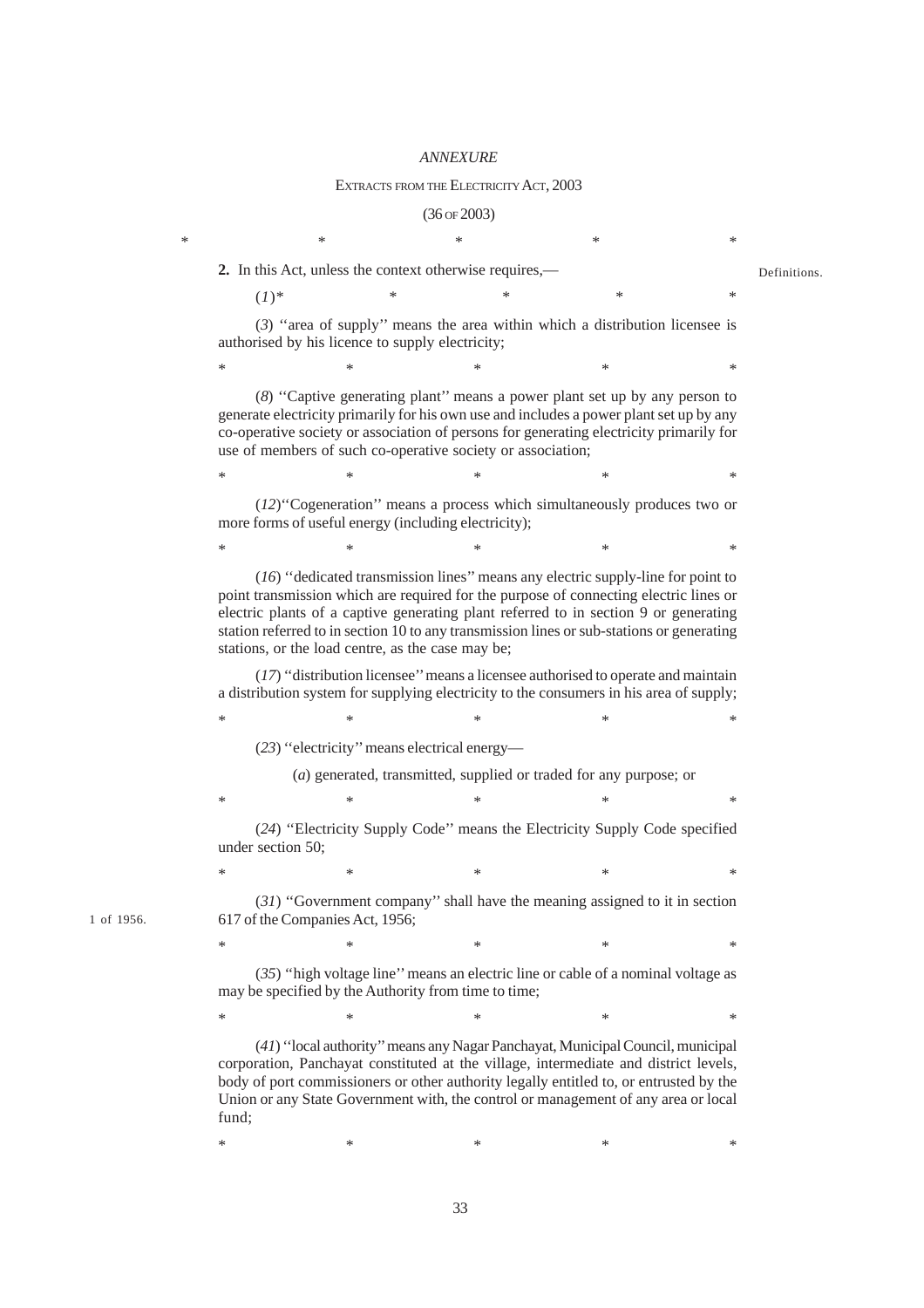*ANNEXURE*

EXTRACTS FROM THE ELECTRICITY ACT, 2003

(36 OF 2003)

\*                    \*                    \*                    \*                    \*

Definitions.

**2.** In this Act, unless the context otherwise requires,—

(*1*)\*                    \*                    \*                    \*                    \*

(*3*) ''area of supply'' means the area within which a distribution licensee is authorised by his licence to supply electricity;

\*                    \*                    \*                    \*                    \*

(*8*) ''Captive generating plant'' means a power plant set up by any person to generate electricity primarily for his own use and includes a power plant set up by any co-operative society or association of persons for generating electricity primarily for use of members of such co-operative society or association;

\*                    \*                    \*                    \*                    \*

(*12*)''Cogeneration'' means a process which simultaneously produces two or more forms of useful energy (including electricity);

\*                    \*                    \*                    \*                    \*

(*16*) ''dedicated transmission lines'' means any electric supply-line for point to point transmission which are required for the purpose of connecting electric lines or electric plants of a captive generating plant referred to in section 9 or generating station referred to in section 10 to any transmission lines or sub-stations or generating stations, or the load centre, as the case may be;

(*17*) ''distribution licensee'' means a licensee authorised to operate and maintain a distribution system for supplying electricity to the consumers in his area of supply;

\*                    \*                    \*                    \*                    \*

(*23*) ''electricity'' means electrical energy—

(*a*) generated, transmitted, supplied or traded for any purpose; or

\*                    \*                    \*                    \*                    \*

(*24*) ''Electricity Supply Code'' means the Electricity Supply Code specified under section 50;

\*                    \*                    \*                    \*                    \*

1 of 1956.

(*31*) ''Government company'' shall have the meaning assigned to it in section 617 of the Companies Act, 1956;

\*                    \*                    \*                    \*                    \*

(*35*) ''high voltage line'' means an electric line or cable of a nominal voltage as may be specified by the Authority from time to time;

\*                    \*                    \*                    \*                    \*

(*41*) ''local authority'' means any Nagar Panchayat, Municipal Council, municipal corporation, Panchayat constituted at the village, intermediate and district levels, body of port commissioners or other authority legally entitled to, or entrusted by the Union or any State Government with, the control or management of any area or local fund;

\*                    \*                    \*                    \*                    \*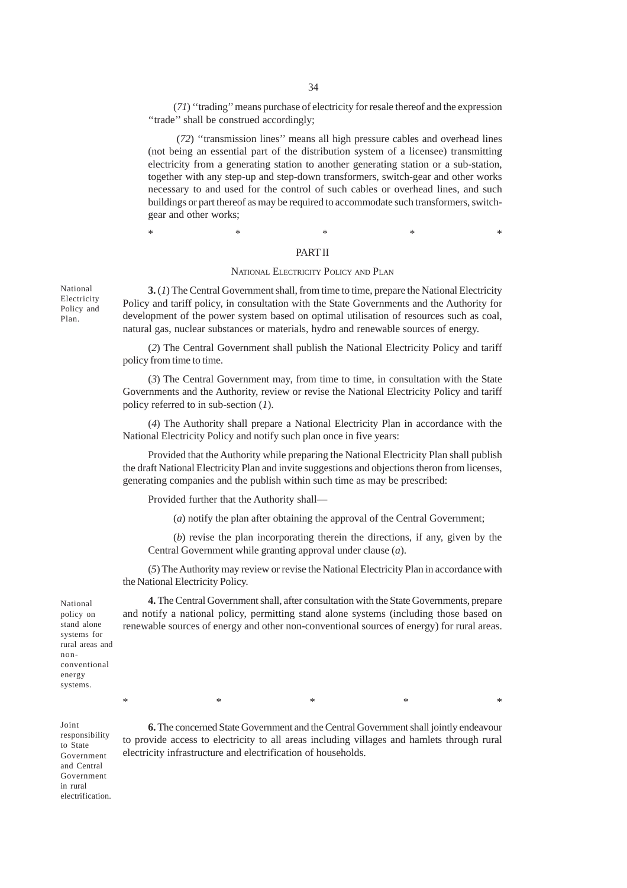(*71*) ''trading'' means purchase of electricity for resale thereof and the expression ''trade'' shall be construed accordingly;

(*72*) ''transmission lines'' means all high pressure cables and overhead lines (not being an essential part of the distribution system of a licensee) transmitting electricity from a generating station to another generating station or a sub-station, together with any step-up and step-down transformers, switch-gear and other works necessary to and used for the control of such cables or overhead lines, and such buildings or part thereof as may be required to accommodate such transformers, switch-gear and other works;

\*  \*  \*  \*  \*

## PART II

### NATIONAL ELECTRICITY POLICY AND PLAN

National Electricity Policy and Plan.

**3.** (*1*) The Central Government shall, from time to time, prepare the National Electricity Policy and tariff policy, in consultation with the State Governments and the Authority for development of the power system based on optimal utilisation of resources such as coal, natural gas, nuclear substances or materials, hydro and renewable sources of energy.

(*2*) The Central Government shall publish the National Electricity Policy and tariff policy from time to time.

(*3*) The Central Government may, from time to time, in consultation with the State Governments and the Authority, review or revise the National Electricity Policy and tariff policy referred to in sub-section (*1*).

(*4*) The Authority shall prepare a National Electricity Plan in accordance with the National Electricity Policy and notify such plan once in five years:

Provided that the Authority while preparing the National Electricity Plan shall publish the draft National Electricity Plan and invite suggestions and objections theron from licenses, generating companies and the publish within such time as may be prescribed:

Provided further that the Authority shall—

(*a*) notify the plan after obtaining the approval of the Central Government;

(*b*) revise the plan incorporating therein the directions, if any, given by the Central Government while granting approval under clause (*a*).

(*5*) The Authority may review or revise the National Electricity Plan in accordance with the National Electricity Policy.

National policy on stand alone systems for rural areas and non-conventional energy systems.

**4.** The Central Government shall, after consultation with the State Governments, prepare and notify a national policy, permitting stand alone systems (including those based on renewable sources of energy and other non-conventional sources of energy) for rural areas.

\*  \*  \*  \*  \*

Joint responsibility to State Government and Central Government in rural electrification.

**6.** The concerned State Government and the Central Government shall jointly endeavour to provide access to electricity to all areas including villages and hamlets through rural electricity infrastructure and electrification of households.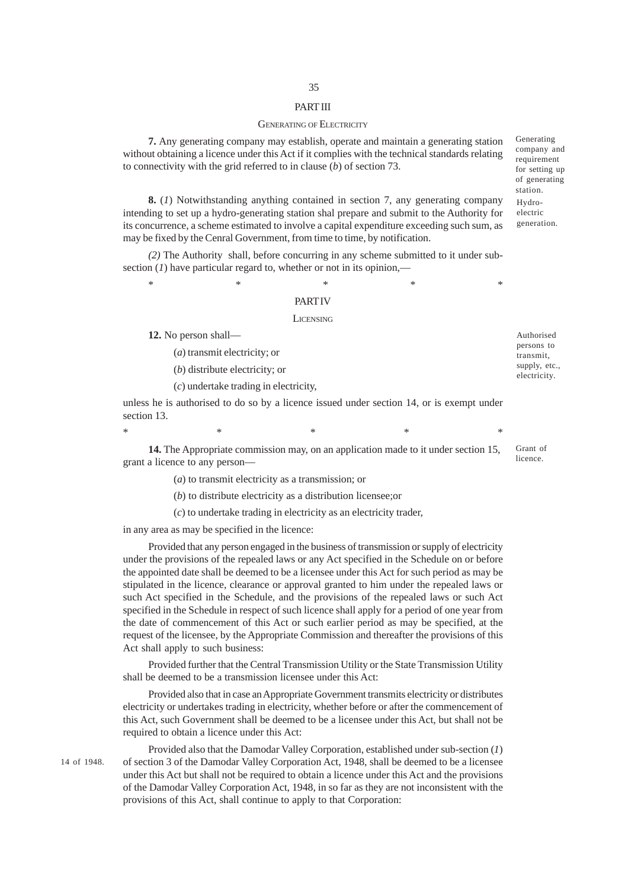## PART III

### GENERATING OF ELECTRICITY

Generating company and requirement for setting up of generating station.

**7.** Any generating company may establish, operate and maintain a generating station without obtaining a licence under this Act if it complies with the technical standards relating to connectivity with the grid referred to in clause (*b*) of section 73.

Hydro-electric generation.

**8.** (*1*) Notwithstanding anything contained in section 7, any generating company intending to set up a hydro-generating station shal prepare and submit to the Authority for its concurrence, a scheme estimated to involve a capital expenditure exceeding such sum, as may be fixed by the Cenral Government, from time to time, by notification.

*(2)* The Authority shall, before concurring in any scheme submitted to it under sub-section (*1*) have particular regard to, whether or not in its opinion,—

\* \* \* \* \*

## PART IV

### LICENSING

Authorised persons to transmit, supply, etc., electricity.

**12.** No person shall—

(*a*) transmit electricity; or

(*b*) distribute electricity; or

(*c*) undertake trading in electricity,

unless he is authorised to do so by a licence issued under section 14, or is exempt under section 13.

\* \* \* \* \*

Grant of licence.

**14.** The Appropriate commission may, on an application made to it under section 15, grant a licence to any person—

(*a*) to transmit electricity as a transmission; or

(*b*) to distribute electricity as a distribution licensee;or

(*c*) to undertake trading in electricity as an electricity trader,

in any area as may be specified in the licence:

Provided that any person engaged in the business of transmission or supply of electricity under the provisions of the repealed laws or any Act specified in the Schedule on or before the appointed date shall be deemed to be a licensee under this Act for such period as may be stipulated in the licence, clearance or approval granted to him under the repealed laws or such Act specified in the Schedule, and the provisions of the repealed laws or such Act specified in the Schedule in respect of such licence shall apply for a period of one year from the date of commencement of this Act or such earlier period as may be specified, at the request of the licensee, by the Appropriate Commission and thereafter the provisions of this Act shall apply to such business:

Provided further that the Central Transmission Utility or the State Transmission Utility shall be deemed to be a transmission licensee under this Act:

Provided also that in case an Appropriate Government transmits electricity or distributes electricity or undertakes trading in electricity, whether before or after the commencement of this Act, such Government shall be deemed to be a licensee under this Act, but shall not be required to obtain a licence under this Act:

14 of 1948.

Provided also that the Damodar Valley Corporation, established under sub-section (*1*) of section 3 of the Damodar Valley Corporation Act, 1948, shall be deemed to be a licensee under this Act but shall not be required to obtain a licence under this Act and the provisions of the Damodar Valley Corporation Act, 1948, in so far as they are not inconsistent with the provisions of this Act, shall continue to apply to that Corporation: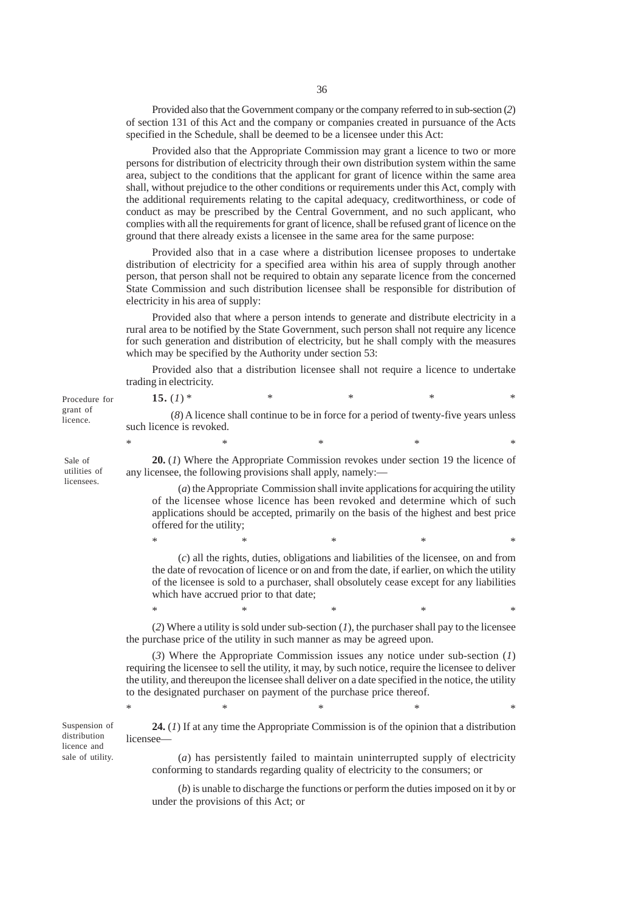Provided also that the Government company or the company referred to in sub-section (*2*) of section 131 of this Act and the company or companies created in pursuance of the Acts specified in the Schedule, shall be deemed to be a licensee under this Act:

Provided also that the Appropriate Commission may grant a licence to two or more persons for distribution of electricity through their own distribution system within the same area, subject to the conditions that the applicant for grant of licence within the same area shall, without prejudice to the other conditions or requirements under this Act, comply with the additional requirements relating to the capital adequacy, creditworthiness, or code of conduct as may be prescribed by the Central Government, and no such applicant, who complies with all the requirements for grant of licence, shall be refused grant of licence on the ground that there already exists a licensee in the same area for the same purpose:

Provided also that in a case where a distribution licensee proposes to undertake distribution of electricity for a specified area within his area of supply through another person, that person shall not be required to obtain any separate licence from the concerned State Commission and such distribution licensee shall be responsible for distribution of electricity in his area of supply:

Provided also that where a person intends to generate and distribute electricity in a rural area to be notified by the State Government, such person shall not require any licence for such generation and distribution of electricity, but he shall comply with the measures which may be specified by the Authority under section 53:

Provided also that a distribution licensee shall not require a licence to undertake trading in electricity.

Procedure for grant of licence.

**15.** (*1*) * * * * *

(*8*) A licence shall continue to be in force for a period of twenty-five years unless such licence is revoked.

\* * * * *

Sale of utilities of licensees.

**20.** (*1*) Where the Appropriate Commission revokes under section 19 the licence of any licensee, the following provisions shall apply, namely:—

(*a*) the Appropriate Commission shall invite applications for acquiring the utility of the licensee whose licence has been revoked and determine which of such applications should be accepted, primarily on the basis of the highest and best price offered for the utility;

\* * * * *

(*c*) all the rights, duties, obligations and liabilities of the licensee, on and from the date of revocation of licence or on and from the date, if earlier, on which the utility of the licensee is sold to a purchaser, shall obsolutely cease except for any liabilities which have accrued prior to that date;

\* * * * *

(*2*) Where a utility is sold under sub-section (*1*), the purchaser shall pay to the licensee the purchase price of the utility in such manner as may be agreed upon.

(*3*) Where the Appropriate Commission issues any notice under sub-section (*1*) requiring the licensee to sell the utility, it may, by such notice, require the licensee to deliver the utility, and thereupon the licensee shall deliver on a date specified in the notice, the utility to the designated purchaser on payment of the purchase price thereof.

\* * * * *

Suspension of distribution licence and sale of utility.

**24.** (*1*) If at any time the Appropriate Commission is of the opinion that a distribution licensee—

(*a*) has persistently failed to maintain uninterrupted supply of electricity conforming to standards regarding quality of electricity to the consumers; or

(*b*) is unable to discharge the functions or perform the duties imposed on it by or under the provisions of this Act; or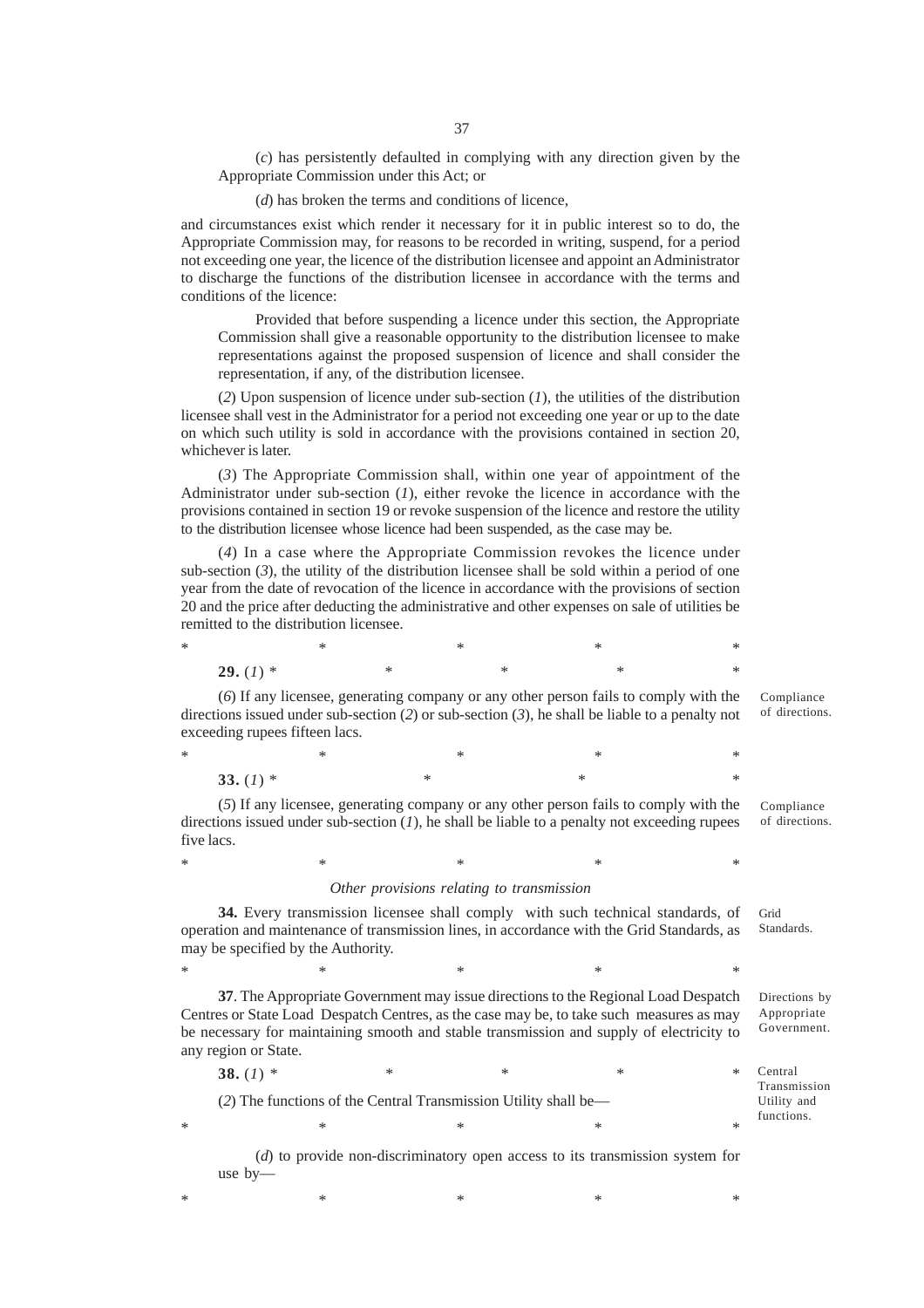(*c*) has persistently defaulted in complying with any direction given by the Appropriate Commission under this Act; or

(*d*) has broken the terms and conditions of licence,

and circumstances exist which render it necessary for it in public interest so to do, the Appropriate Commission may, for reasons to be recorded in writing, suspend, for a period not exceeding one year, the licence of the distribution licensee and appoint an Administrator to discharge the functions of the distribution licensee in accordance with the terms and conditions of the licence:

Provided that before suspending a licence under this section, the Appropriate Commission shall give a reasonable opportunity to the distribution licensee to make representations against the proposed suspension of licence and shall consider the representation, if any, of the distribution licensee.

(*2*) Upon suspension of licence under sub-section (*1*), the utilities of the distribution licensee shall vest in the Administrator for a period not exceeding one year or up to the date on which such utility is sold in accordance with the provisions contained in section 20, whichever is later.

(*3*) The Appropriate Commission shall, within one year of appointment of the Administrator under sub-section (*1*), either revoke the licence in accordance with the provisions contained in section 19 or revoke suspension of the licence and restore the utility to the distribution licensee whose licence had been suspended, as the case may be.

(*4*) In a case where the Appropriate Commission revokes the licence under sub-section (*3*), the utility of the distribution licensee shall be sold within a period of one year from the date of revocation of the licence in accordance with the provisions of section 20 and the price after deducting the administrative and other expenses on sale of utilities be remitted to the distribution licensee.

\* \* \* \* \*

**29.** (*1*) \* \* \* \* \*

Compliance of directions.

(*6*) If any licensee, generating company or any other person fails to comply with the directions issued under sub-section (*2*) or sub-section (*3*), he shall be liable to a penalty not exceeding rupees fifteen lacs.

\* \* \* \* \*

**33.** (*1*) \* \* \* \*

Compliance of directions.

(*5*) If any licensee, generating company or any other person fails to comply with the directions issued under sub-section (*1*), he shall be liable to a penalty not exceeding rupees five lacs.

\* \* \* \* \*

*Other provisions relating to transmission*

Grid Standards.

**34.** Every transmission licensee shall comply with such technical standards, of operation and maintenance of transmission lines, in accordance with the Grid Standards, as may be specified by the Authority.

\* \* \* \* \*

Directions by Appropriate Government.

**37**. The Appropriate Government may issue directions to the Regional Load Despatch Centres or State Load Despatch Centres, as the case may be, to take such measures as may be necessary for maintaining smooth and stable transmission and supply of electricity to any region or State.

Central Transmission Utility and functions.

**38.** (*1*) \* \* \* \* \*

(*2*) The functions of the Central Transmission Utility shall be—

\* \* \* \* \*

(*d*) to provide non-discriminatory open access to its transmission system for use by—

\* \* \* \* \*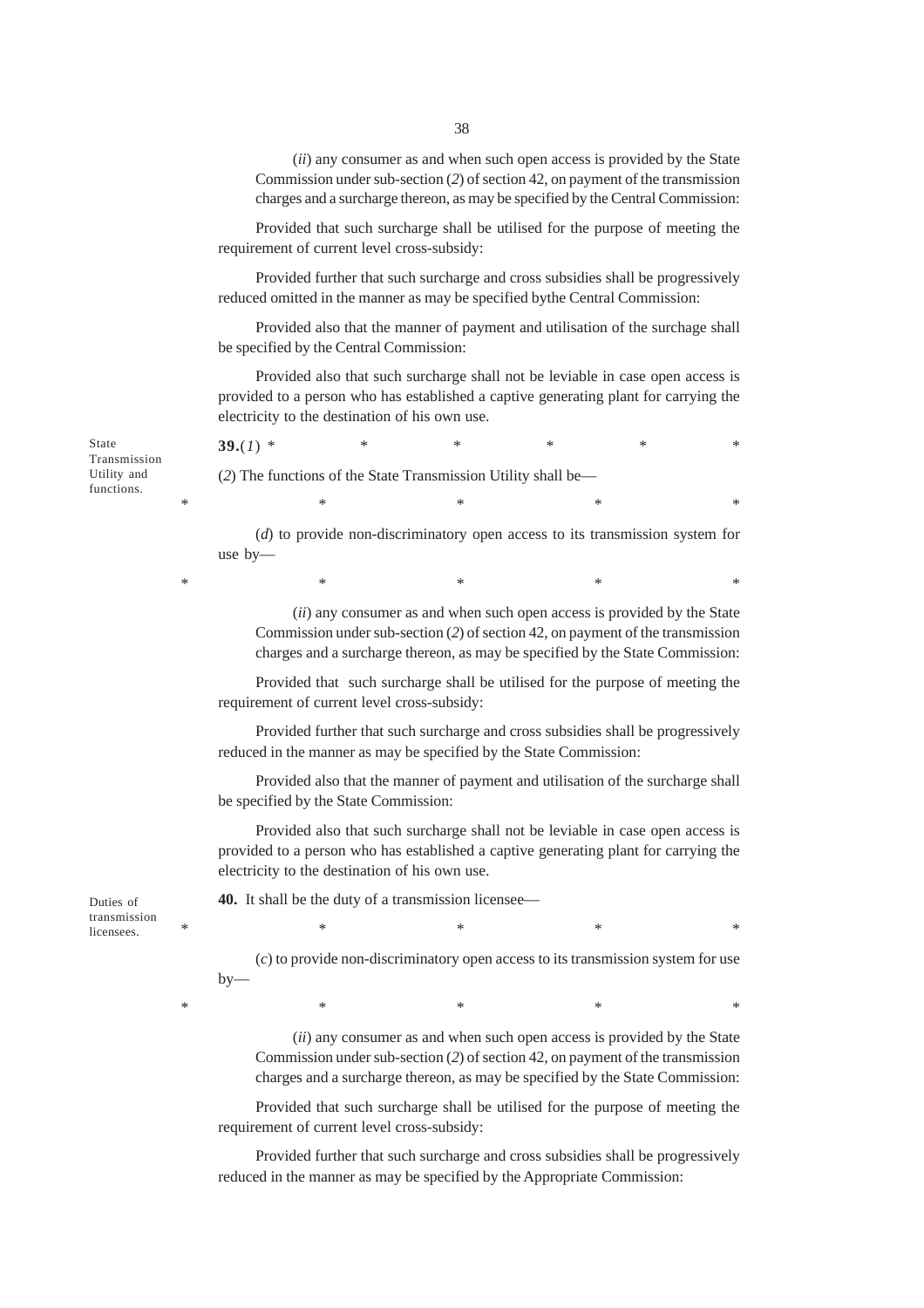(*ii*) any consumer as and when such open access is provided by the State Commission under sub-section (*2*) of section 42, on payment of the transmission charges and a surcharge thereon, as may be specified by the Central Commission:

Provided that such surcharge shall be utilised for the purpose of meeting the requirement of current level cross-subsidy:

Provided further that such surcharge and cross subsidies shall be progressively reduced omitted in the manner as may be specified bythe Central Commission:

Provided also that the manner of payment and utilisation of the surchage shall be specified by the Central Commission:

Provided also that such surcharge shall not be leviable in case open access is provided to a person who has established a captive generating plant for carrying the electricity to the destination of his own use.

State Transmission Utility and functions.

**39.**(*1*) * * * * * *

(*2*) The functions of the State Transmission Utility shall be—

\* * * * *

(*d*) to provide non-discriminatory open access to its transmission system for use by—

\* * * * *

(*ii*) any consumer as and when such open access is provided by the State Commission under sub-section (*2*) of section 42, on payment of the transmission charges and a surcharge thereon, as may be specified by the State Commission:

Provided that such surcharge shall be utilised for the purpose of meeting the requirement of current level cross-subsidy:

Provided further that such surcharge and cross subsidies shall be progressively reduced in the manner as may be specified by the State Commission:

Provided also that the manner of payment and utilisation of the surcharge shall be specified by the State Commission:

Provided also that such surcharge shall not be leviable in case open access is provided to a person who has established a captive generating plant for carrying the electricity to the destination of his own use.

Duties of transmission licensees.

**40.** It shall be the duty of a transmission licensee—

\* * * * *

(*c*) to provide non-discriminatory open access to its transmission system for use by—

\* * * * *

(*ii*) any consumer as and when such open access is provided by the State Commission under sub-section (*2*) of section 42, on payment of the transmission charges and a surcharge thereon, as may be specified by the State Commission:

Provided that such surcharge shall be utilised for the purpose of meeting the requirement of current level cross-subsidy:

Provided further that such surcharge and cross subsidies shall be progressively reduced in the manner as may be specified by the Appropriate Commission: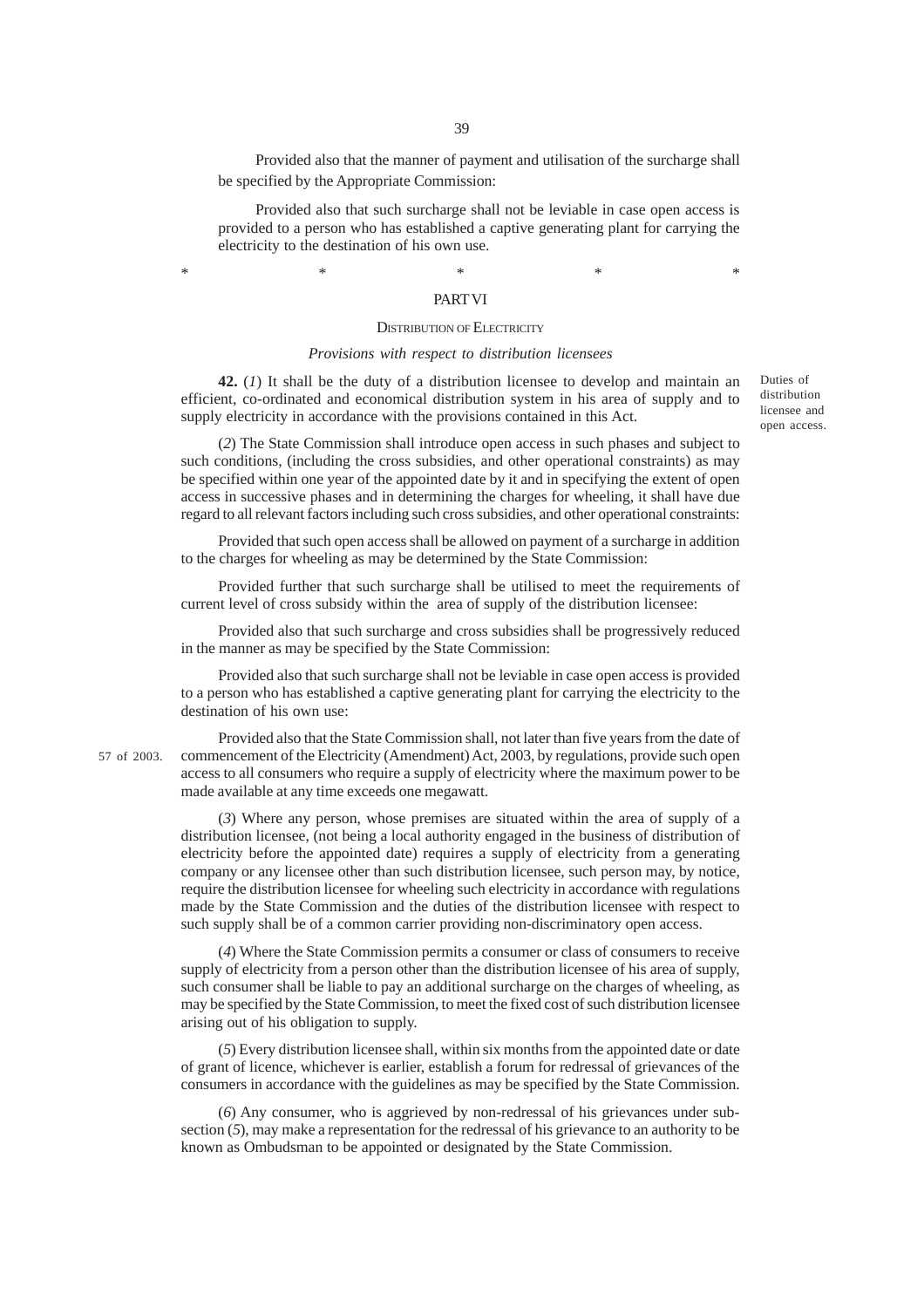Provided also that the manner of payment and utilisation of the surcharge shall be specified by the Appropriate Commission:

Provided also that such surcharge shall not be leviable in case open access is provided to a person who has established a captive generating plant for carrying the electricity to the destination of his own use.

\*                    \*                    \*                    \*                    \*

## PART VI

### DISTRIBUTION OF ELECTRICITY

*Provisions with respect to distribution licensees*

Duties of distribution licensee and open access.

**42.** (*1*) It shall be the duty of a distribution licensee to develop and maintain an efficient, co-ordinated and economical distribution system in his area of supply and to supply electricity in accordance with the provisions contained in this Act.

(*2*) The State Commission shall introduce open access in such phases and subject to such conditions, (including the cross subsidies, and other operational constraints) as may be specified within one year of the appointed date by it and in specifying the extent of open access in successive phases and in determining the charges for wheeling, it shall have due regard to all relevant factors including such cross subsidies, and other operational constraints:

Provided that such open access shall be allowed on payment of a surcharge in addition to the charges for wheeling as may be determined by the State Commission:

Provided further that such surcharge shall be utilised to meet the requirements of current level of cross subsidy within the area of supply of the distribution licensee:

Provided also that such surcharge and cross subsidies shall be progressively reduced in the manner as may be specified by the State Commission:

Provided also that such surcharge shall not be leviable in case open access is provided to a person who has established a captive generating plant for carrying the electricity to the destination of his own use:

Provided also that the State Commission shall, not later than five years from the date of commencement of the Electricity (Amendment) Act, 2003, by regulations, provide such open access to all consumers who require a supply of electricity where the maximum power to be made available at any time exceeds one megawatt.

57 of 2003.

(*3*) Where any person, whose premises are situated within the area of supply of a distribution licensee, (not being a local authority engaged in the business of distribution of electricity before the appointed date) requires a supply of electricity from a generating company or any licensee other than such distribution licensee, such person may, by notice, require the distribution licensee for wheeling such electricity in accordance with regulations made by the State Commission and the duties of the distribution licensee with respect to such supply shall be of a common carrier providing non-discriminatory open access.

(*4*) Where the State Commission permits a consumer or class of consumers to receive supply of electricity from a person other than the distribution licensee of his area of supply, such consumer shall be liable to pay an additional surcharge on the charges of wheeling, as may be specified by the State Commission, to meet the fixed cost of such distribution licensee arising out of his obligation to supply.

(*5*) Every distribution licensee shall, within six months from the appointed date or date of grant of licence, whichever is earlier, establish a forum for redressal of grievances of the consumers in accordance with the guidelines as may be specified by the State Commission.

(*6*) Any consumer, who is aggrieved by non-redressal of his grievances under sub-section (*5*), may make a representation for the redressal of his grievance to an authority to be known as Ombudsman to be appointed or designated by the State Commission.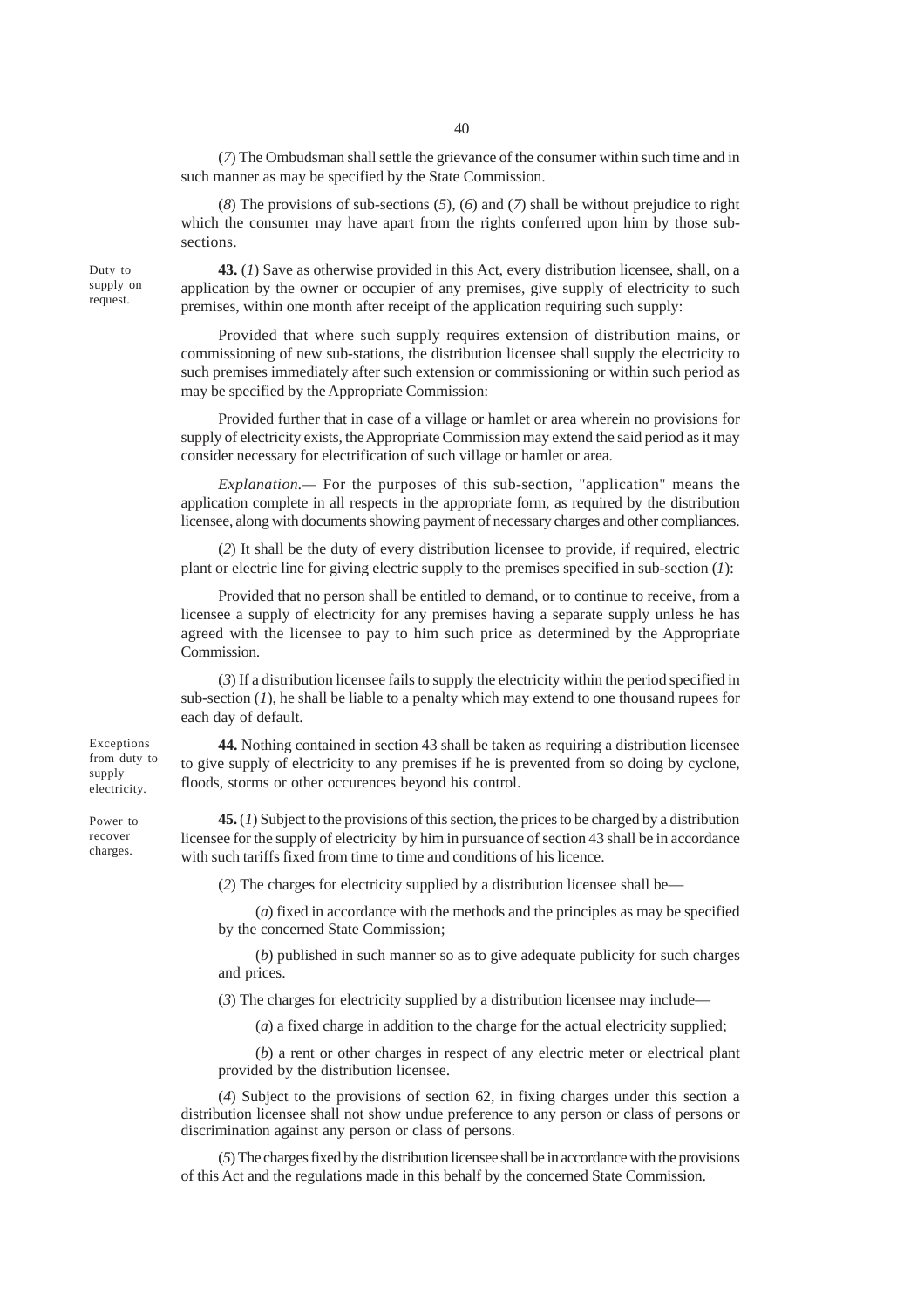(*7*) The Ombudsman shall settle the grievance of the consumer within such time and in such manner as may be specified by the State Commission.

(*8*) The provisions of sub-sections (*5*), (*6*) and (*7*) shall be without prejudice to right which the consumer may have apart from the rights conferred upon him by those sub-sections.

Duty to supply on request.

**43.** (*1*) Save as otherwise provided in this Act, every distribution licensee, shall, on a application by the owner or occupier of any premises, give supply of electricity to such premises, within one month after receipt of the application requiring such supply:

Provided that where such supply requires extension of distribution mains, or commissioning of new sub-stations, the distribution licensee shall supply the electricity to such premises immediately after such extension or commissioning or within such period as may be specified by the Appropriate Commission:

Provided further that in case of a village or hamlet or area wherein no provisions for supply of electricity exists, the Appropriate Commission may extend the said period as it may consider necessary for electrification of such village or hamlet or area.

*Explanation.*— For the purposes of this sub-section, "application" means the application complete in all respects in the appropriate form, as required by the distribution licensee, along with documents showing payment of necessary charges and other compliances.

(*2*) It shall be the duty of every distribution licensee to provide, if required, electric plant or electric line for giving electric supply to the premises specified in sub-section (*1*):

Provided that no person shall be entitled to demand, or to continue to receive, from a licensee a supply of electricity for any premises having a separate supply unless he has agreed with the licensee to pay to him such price as determined by the Appropriate Commission.

(*3*) If a distribution licensee fails to supply the electricity within the period specified in sub-section (*1*), he shall be liable to a penalty which may extend to one thousand rupees for each day of default.

Exceptions from duty to supply electricity.

**44.** Nothing contained in section 43 shall be taken as requiring a distribution licensee to give supply of electricity to any premises if he is prevented from so doing by cyclone, floods, storms or other occurences beyond his control.

Power to recover charges.

**45.** (*1*) Subject to the provisions of this section, the prices to be charged by a distribution licensee for the supply of electricity by him in pursuance of section 43 shall be in accordance with such tariffs fixed from time to time and conditions of his licence.

(*2*) The charges for electricity supplied by a distribution licensee shall be—

(*a*) fixed in accordance with the methods and the principles as may be specified by the concerned State Commission;

(*b*) published in such manner so as to give adequate publicity for such charges and prices.

(*3*) The charges for electricity supplied by a distribution licensee may include—

(*a*) a fixed charge in addition to the charge for the actual electricity supplied;

(*b*) a rent or other charges in respect of any electric meter or electrical plant provided by the distribution licensee.

(*4*) Subject to the provisions of section 62, in fixing charges under this section a distribution licensee shall not show undue preference to any person or class of persons or discrimination against any person or class of persons.

(*5*) The charges fixed by the distribution licensee shall be in accordance with the provisions of this Act and the regulations made in this behalf by the concerned State Commission.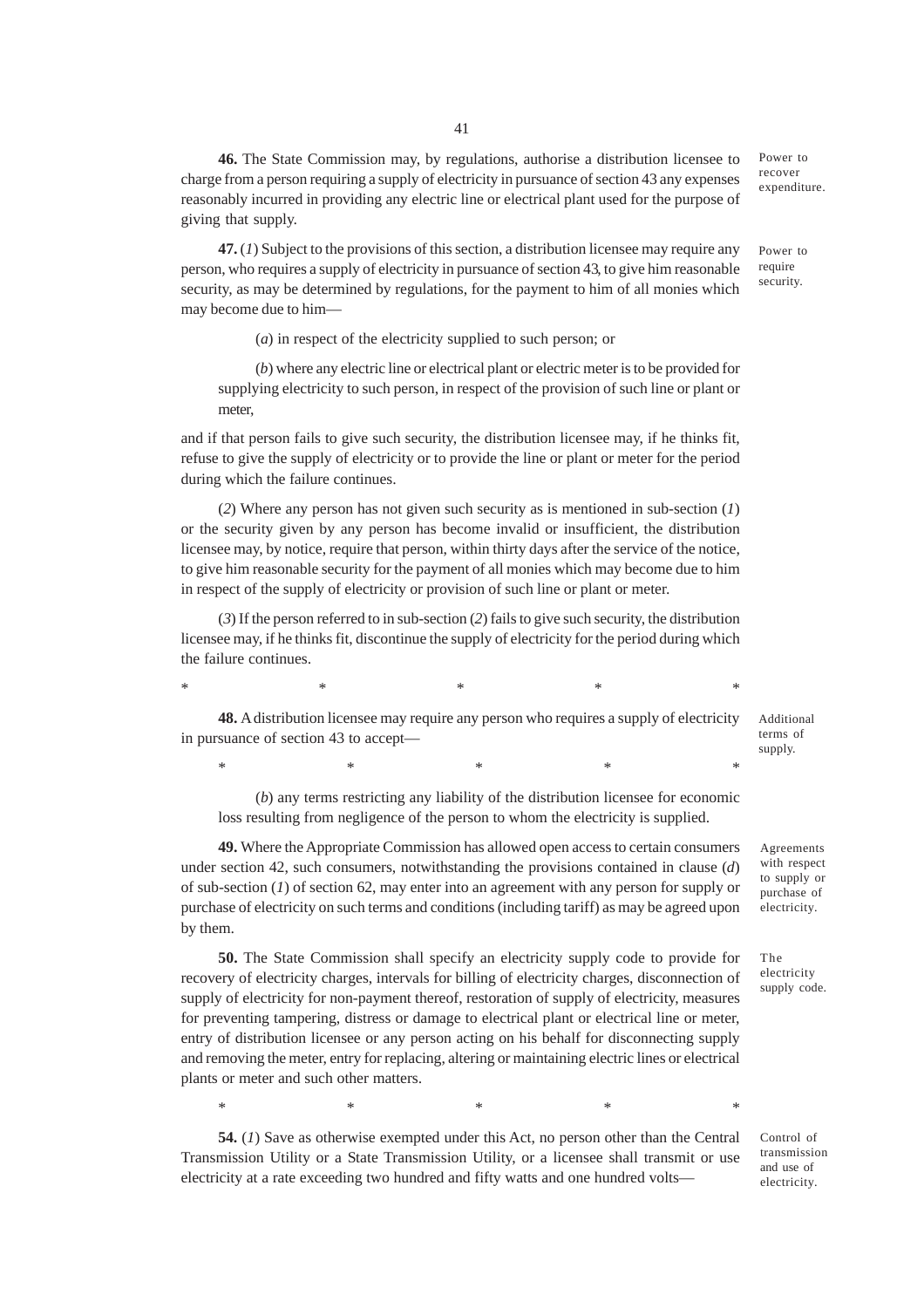**46.** The State Commission may, by regulations, authorise a distribution licensee to charge from a person requiring a supply of electricity in pursuance of section 43 any expenses reasonably incurred in providing any electric line or electrical plant used for the purpose of giving that supply.

Power to recover expenditure.

**47.** (*1*) Subject to the provisions of this section, a distribution licensee may require any person, who requires a supply of electricity in pursuance of section 43, to give him reasonable security, as may be determined by regulations, for the payment to him of all monies which may become due to him—

Power to require security.

(*a*) in respect of the electricity supplied to such person; or

(*b*) where any electric line or electrical plant or electric meter is to be provided for supplying electricity to such person, in respect of the provision of such line or plant or meter,

and if that person fails to give such security, the distribution licensee may, if he thinks fit, refuse to give the supply of electricity or to provide the line or plant or meter for the period during which the failure continues.

(*2*) Where any person has not given such security as is mentioned in sub-section (*1*) or the security given by any person has become invalid or insufficient, the distribution licensee may, by notice, require that person, within thirty days after the service of the notice, to give him reasonable security for the payment of all monies which may become due to him in respect of the supply of electricity or provision of such line or plant or meter.

(*3*) If the person referred to in sub-section (*2*) fails to give such security, the distribution licensee may, if he thinks fit, discontinue the supply of electricity for the period during which the failure continues.

\* \* \* \* \*

**48.** A distribution licensee may require any person who requires a supply of electricity in pursuance of section 43 to accept—

Additional terms of supply.

\* \* \* \* \*

(*b*) any terms restricting any liability of the distribution licensee for economic loss resulting from negligence of the person to whom the electricity is supplied.

**49.** Where the Appropriate Commission has allowed open access to certain consumers under section 42, such consumers, notwithstanding the provisions contained in clause (*d*) of sub-section (*1*) of section 62, may enter into an agreement with any person for supply or purchase of electricity on such terms and conditions (including tariff) as may be agreed upon by them.

Agreements with respect to supply or purchase of electricity.

**50.** The State Commission shall specify an electricity supply code to provide for recovery of electricity charges, intervals for billing of electricity charges, disconnection of supply of electricity for non-payment thereof, restoration of supply of electricity, measures for preventing tampering, distress or damage to electrical plant or electrical line or meter, entry of distribution licensee or any person acting on his behalf for disconnecting supply and removing the meter, entry for replacing, altering or maintaining electric lines or electrical plants or meter and such other matters.

The electricity supply code.

\* \* \* \* \*

**54.** (*1*) Save as otherwise exempted under this Act, no person other than the Central Transmission Utility or a State Transmission Utility, or a licensee shall transmit or use electricity at a rate exceeding two hundred and fifty watts and one hundred volts—

Control of transmission and use of electricity.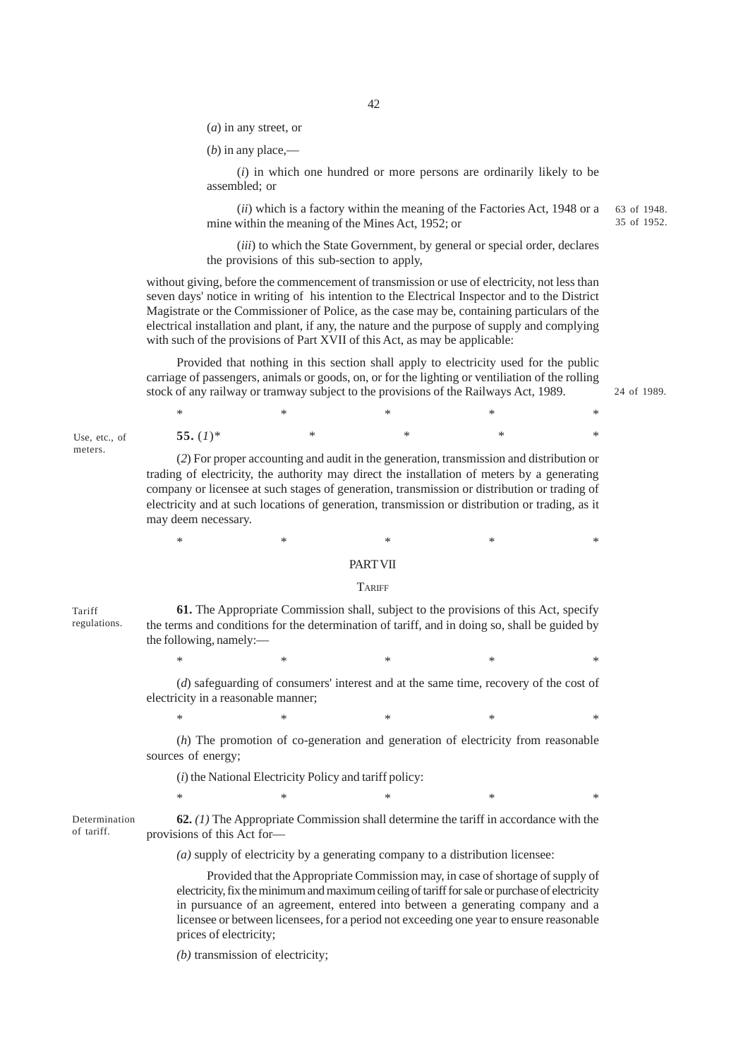(*a*) in any street, or

(*b*) in any place,—

(*i*) in which one hundred or more persons are ordinarily likely to be assembled; or

(*ii*) which is a factory within the meaning of the Factories Act, 1948 or a mine within the meaning of the Mines Act, 1952; or

63 of 1948.
35 of 1952.

(*iii*) to which the State Government, by general or special order, declares the provisions of this sub-section to apply,

without giving, before the commencement of transmission or use of electricity, not less than seven days' notice in writing of his intention to the Electrical Inspector and to the District Magistrate or the Commissioner of Police, as the case may be, containing particulars of the electrical installation and plant, if any, the nature and the purpose of supply and complying with such of the provisions of Part XVII of this Act, as may be applicable:

Provided that nothing in this section shall apply to electricity used for the public carriage of passengers, animals or goods, on, or for the lighting or ventiliation of the rolling stock of any railway or tramway subject to the provisions of the Railways Act, 1989.

24 of 1989.

\*  \*  \*  \*  \*

Use, etc., of meters.

**55.** (*1*)\*  \*  \*  \*  \*

(*2*) For proper accounting and audit in the generation, transmission and distribution or trading of electricity, the authority may direct the installation of meters by a generating company or licensee at such stages of generation, transmission or distribution or trading of electricity and at such locations of generation, transmission or distribution or trading, as it may deem necessary.

\*  \*  \*  \*  \*

## PART VII

### TARIFF

Tariff regulations.

**61.** The Appropriate Commission shall, subject to the provisions of this Act, specify the terms and conditions for the determination of tariff, and in doing so, shall be guided by the following, namely:—

\*  \*  \*  \*  \*

(*d*) safeguarding of consumers' interest and at the same time, recovery of the cost of electricity in a reasonable manner;

\*  \*  \*  \*  \*

(*h*) The promotion of co-generation and generation of electricity from reasonable sources of energy;

(*i*) the National Electricity Policy and tariff policy:

\*  \*  \*  \*  \*

Determination of tariff.

**62.** *(1)* The Appropriate Commission shall determine the tariff in accordance with the provisions of this Act for—

*(a)* supply of electricity by a generating company to a distribution licensee:

Provided that the Appropriate Commission may, in case of shortage of supply of electricity, fix the minimum and maximum ceiling of tariff for sale or purchase of electricity in pursuance of an agreement, entered into between a generating company and a licensee or between licensees, for a period not exceeding one year to ensure reasonable prices of electricity;

*(b)* transmission of electricity;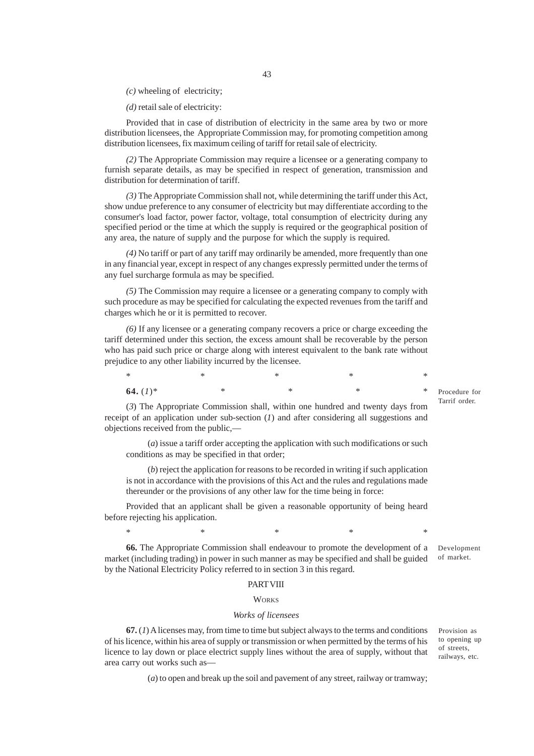*(c)* wheeling of electricity;

*(d)* retail sale of electricity:

Provided that in case of distribution of electricity in the same area by two or more distribution licensees, the Appropriate Commission may, for promoting competition among distribution licensees, fix maximum ceiling of tariff for retail sale of electricity.

*(2)* The Appropriate Commission may require a licensee or a generating company to furnish separate details, as may be specified in respect of generation, transmission and distribution for determination of tariff.

*(3)* The Appropriate Commission shall not, while determining the tariff under this Act, show undue preference to any consumer of electricity but may differentiate according to the consumer's load factor, power factor, voltage, total consumption of electricity during any specified period or the time at which the supply is required or the geographical position of any area, the nature of supply and the purpose for which the supply is required.

*(4)* No tariff or part of any tariff may ordinarily be amended, more frequently than one in any financial year, except in respect of any changes expressly permitted under the terms of any fuel surcharge formula as may be specified.

*(5)* The Commission may require a licensee or a generating company to comply with such procedure as may be specified for calculating the expected revenues from the tariff and charges which he or it is permitted to recover.

*(6)* If any licensee or a generating company recovers a price or charge exceeding the tariff determined under this section, the excess amount shall be recoverable by the person who has paid such price or charge along with interest equivalent to the bank rate without prejudice to any other liability incurred by the licensee.

\* \* \* \* \*

Procedure for Tarrif order.

**64.** (*1*)\* \* \* \* \*

(*3*) The Appropriate Commission shall, within one hundred and twenty days from receipt of an application under sub-section (*1*) and after considering all suggestions and objections received from the public,—

(*a*) issue a tariff order accepting the application with such modifications or such conditions as may be specified in that order;

(*b*) reject the application for reasons to be recorded in writing if such application is not in accordance with the provisions of this Act and the rules and regulations made thereunder or the provisions of any other law for the time being in force:

Provided that an applicant shall be given a reasonable opportunity of being heard before rejecting his application.

\* \* \* \* \*

Development of market.

**66.** The Appropriate Commission shall endeavour to promote the development of a market (including trading) in power in such manner as may be specified and shall be guided by the National Electricity Policy referred to in section 3 in this regard.

## PART VIII

### WORKS

#### *Works of licensees*

Provision as to opening up of streets, railways, etc.

**67.** (*1*) A licenses may, from time to time but subject always to the terms and conditions of his licence, within his area of supply or transmission or when permitted by the terms of his licence to lay down or place electric supply lines without the area of supply, without that area carry out works such as—

(*a*) to open and break up the soil and pavement of any street, railway or tramway;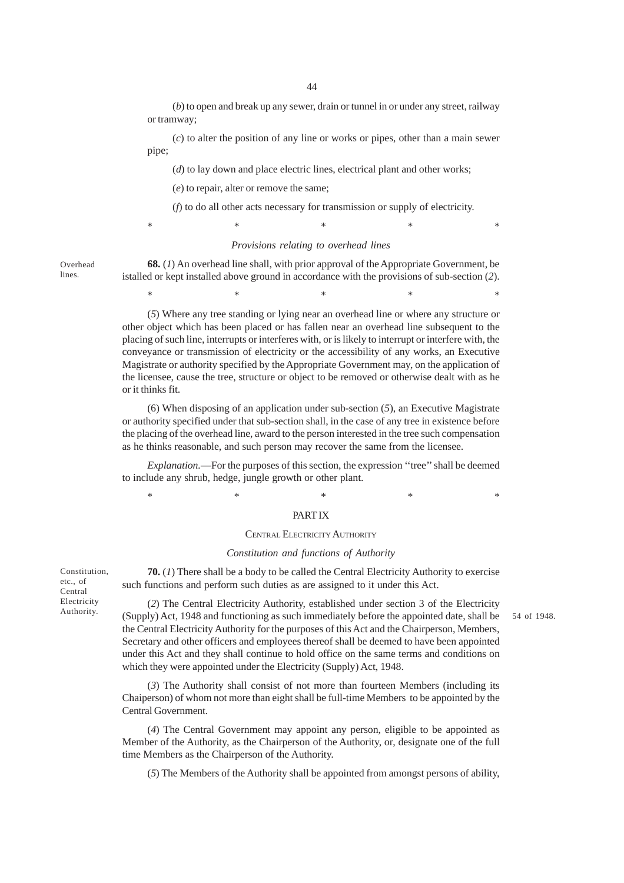(*b*) to open and break up any sewer, drain or tunnel in or under any street, railway or tramway;

(*c*) to alter the position of any line or works or pipes, other than a main sewer pipe;

(*d*) to lay down and place electric lines, electrical plant and other works;

(*e*) to repair, alter or remove the same;

(*f*) to do all other acts necessary for transmission or supply of electricity.

\* \* \* \* \*

*Provisions relating to overhead lines*

Overhead lines.

**68.** (*1*) An overhead line shall, with prior approval of the Appropriate Government, be istalled or kept installed above ground in accordance with the provisions of sub-section (*2*).

\* \* \* \* \*

(*5*) Where any tree standing or lying near an overhead line or where any structure or other object which has been placed or has fallen near an overhead line subsequent to the placing of such line, interrupts or interferes with, or is likely to interrupt or interfere with, the conveyance or transmission of electricity or the accessibility of any works, an Executive Magistrate or authority specified by the Appropriate Government may, on the application of the licensee, cause the tree, structure or object to be removed or otherwise dealt with as he or it thinks fit.

(6) When disposing of an application under sub-section (*5*), an Executive Magistrate or authority specified under that sub-section shall, in the case of any tree in existence before the placing of the overhead line, award to the person interested in the tree such compensation as he thinks reasonable, and such person may recover the same from the licensee.

*Explanation.*—For the purposes of this section, the expression ''tree'' shall be deemed to include any shrub, hedge, jungle growth or other plant.

\* \* \* \* \*

PART IX

CENTRAL ELECTRICITY AUTHORITY

*Constitution and functions of Authority*

Constitution, etc., of Central Electricity Authority.

**70.** (*1*) There shall be a body to be called the Central Electricity Authority to exercise such functions and perform such duties as are assigned to it under this Act.

(*2*) The Central Electricity Authority, established under section 3 of the Electricity (Supply) Act, 1948 and functioning as such immediately before the appointed date, shall be the Central Electricity Authority for the purposes of this Act and the Chairperson, Members, Secretary and other officers and employees thereof shall be deemed to have been appointed under this Act and they shall continue to hold office on the same terms and conditions on which they were appointed under the Electricity (Supply) Act, 1948.

54 of 1948.

(*3*) The Authority shall consist of not more than fourteen Members (including its Chaiperson) of whom not more than eight shall be full-time Members to be appointed by the Central Government.

(*4*) The Central Government may appoint any person, eligible to be appointed as Member of the Authority, as the Chairperson of the Authority, or, designate one of the full time Members as the Chairperson of the Authority.

(*5*) The Members of the Authority shall be appointed from amongst persons of ability,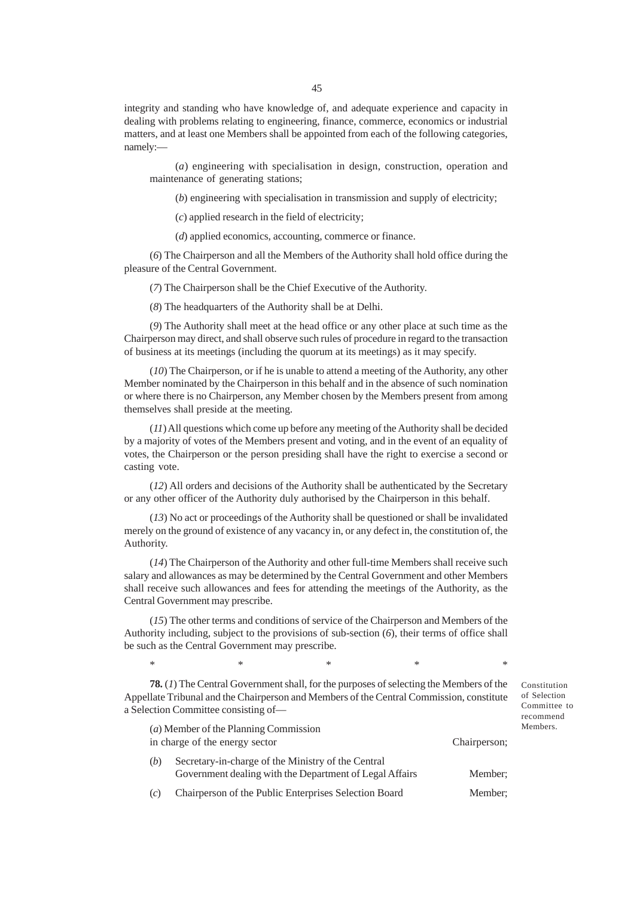integrity and standing who have knowledge of, and adequate experience and capacity in dealing with problems relating to engineering, finance, commerce, economics or industrial matters, and at least one Members shall be appointed from each of the following categories, namely:—

(*a*) engineering with specialisation in design, construction, operation and maintenance of generating stations;

(*b*) engineering with specialisation in transmission and supply of electricity;

(*c*) applied research in the field of electricity;

(*d*) applied economics, accounting, commerce or finance.

(*6*) The Chairperson and all the Members of the Authority shall hold office during the pleasure of the Central Government.

(*7*) The Chairperson shall be the Chief Executive of the Authority.

(*8*) The headquarters of the Authority shall be at Delhi.

(*9*) The Authority shall meet at the head office or any other place at such time as the Chairperson may direct, and shall observe such rules of procedure in regard to the transaction of business at its meetings (including the quorum at its meetings) as it may specify.

(*10*) The Chairperson, or if he is unable to attend a meeting of the Authority, any other Member nominated by the Chairperson in this behalf and in the absence of such nomination or where there is no Chairperson, any Member chosen by the Members present from among themselves shall preside at the meeting.

(*11*) All questions which come up before any meeting of the Authority shall be decided by a majority of votes of the Members present and voting, and in the event of an equality of votes, the Chairperson or the person presiding shall have the right to exercise a second or casting vote.

(*12*) All orders and decisions of the Authority shall be authenticated by the Secretary or any other officer of the Authority duly authorised by the Chairperson in this behalf.

(*13*) No act or proceedings of the Authority shall be questioned or shall be invalidated merely on the ground of existence of any vacancy in, or any defect in, the constitution of, the Authority.

(*14*) The Chairperson of the Authority and other full-time Members shall receive such salary and allowances as may be determined by the Central Government and other Members shall receive such allowances and fees for attending the meetings of the Authority, as the Central Government may prescribe.

(*15*) The other terms and conditions of service of the Chairperson and Members of the Authority including, subject to the provisions of sub-section (*6*), their terms of office shall be such as the Central Government may prescribe.

\* \* \* \* \*

Constitution of Selection Committee to recommend Members.

**78.** (*1*) The Central Government shall, for the purposes of selecting the Members of the Appellate Tribunal and the Chairperson and Members of the Central Commission, constitute a Selection Committee consisting of—

(*a*) Member of the Planning Commission in charge of the energy sector — Chairperson;

(*b*) Secretary-in-charge of the Ministry of the Central Government dealing with the Department of Legal Affairs — Member;

(*c*) Chairperson of the Public Enterprises Selection Board — Member;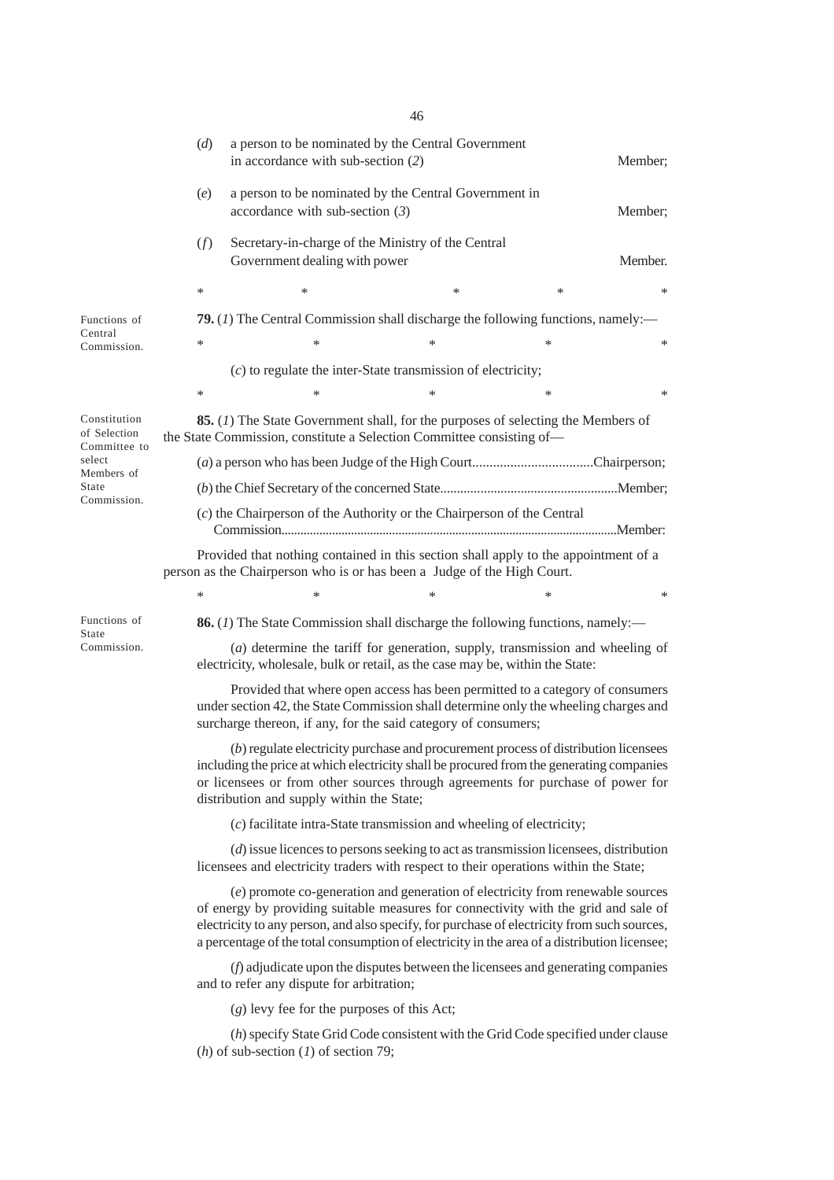(*d*) a person to be nominated by the Central Government in accordance with sub-section (*2*) Member;

(*e*) a person to be nominated by the Central Government in accordance with sub-section (*3*) Member;

(*f*) Secretary-in-charge of the Ministry of the Central Government dealing with power Member.

\*  \*  \*  \*  \*

Functions of Central Commission.

**79.** (*1*) The Central Commission shall discharge the following functions, namely:—

\*  \*  \*  \*  \*

(*c*) to regulate the inter-State transmission of electricity;

\*  \*  \*  \*  \*

Constitution of Selection Committee to select Members of State Commission.

**85.** (*1*) The State Government shall, for the purposes of selecting the Members of the State Commission, constitute a Selection Committee consisting of—

(*a*) a person who has been Judge of the High Court...................................Chairperson;

(*b*) the Chief Secretary of the concerned State.....................................................Member;

(*c*) the Chairperson of the Authority or the Chairperson of the Central Commission.......................................................................................................Member:

Provided that nothing contained in this section shall apply to the appointment of a person as the Chairperson who is or has been a Judge of the High Court.

\*  \*  \*  \*  \*

Functions of State Commission.

**86.** (*1*) The State Commission shall discharge the following functions, namely:—

(*a*) determine the tariff for generation, supply, transmission and wheeling of electricity, wholesale, bulk or retail, as the case may be, within the State:

Provided that where open access has been permitted to a category of consumers under section 42, the State Commission shall determine only the wheeling charges and surcharge thereon, if any, for the said category of consumers;

(*b*) regulate electricity purchase and procurement process of distribution licensees including the price at which electricity shall be procured from the generating companies or licensees or from other sources through agreements for purchase of power for distribution and supply within the State;

(*c*) facilitate intra-State transmission and wheeling of electricity;

(*d*) issue licences to persons seeking to act as transmission licensees, distribution licensees and electricity traders with respect to their operations within the State;

(*e*) promote co-generation and generation of electricity from renewable sources of energy by providing suitable measures for connectivity with the grid and sale of electricity to any person, and also specify, for purchase of electricity from such sources, a percentage of the total consumption of electricity in the area of a distribution licensee;

(*f*) adjudicate upon the disputes between the licensees and generating companies and to refer any dispute for arbitration;

(*g*) levy fee for the purposes of this Act;

(*h*) specify State Grid Code consistent with the Grid Code specified under clause (*h*) of sub-section (*1*) of section 79;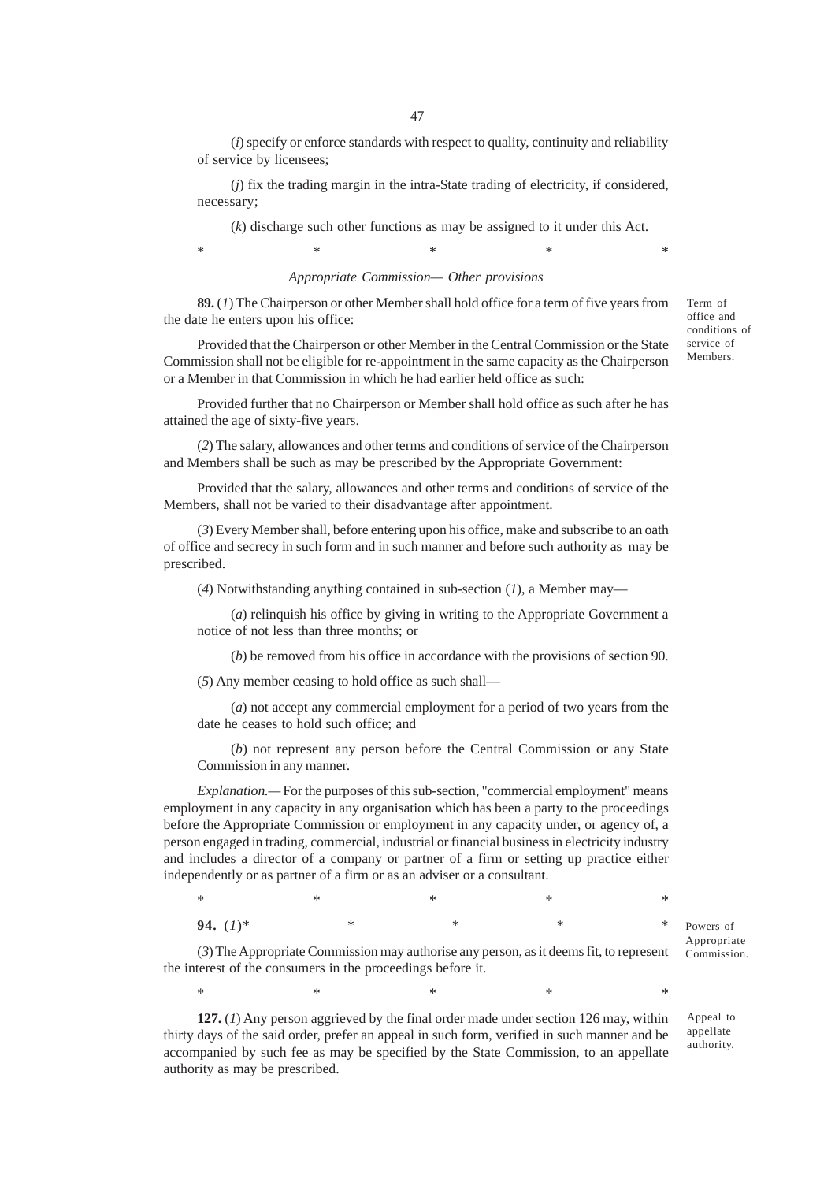(*i*) specify or enforce standards with respect to quality, continuity and reliability of service by licensees;

(*j*) fix the trading margin in the intra-State trading of electricity, if considered, necessary;

(*k*) discharge such other functions as may be assigned to it under this Act.

\*     \*     \*     \*     \*

*Appropriate Commission— Other provisions*

Term of office and conditions of service of Members.

**89.** (*1*) The Chairperson or other Member shall hold office for a term of five years from the date he enters upon his office:

Provided that the Chairperson or other Member in the Central Commission or the State Commission shall not be eligible for re-appointment in the same capacity as the Chairperson or a Member in that Commission in which he had earlier held office as such:

Provided further that no Chairperson or Member shall hold office as such after he has attained the age of sixty-five years.

(*2*) The salary, allowances and other terms and conditions of service of the Chairperson and Members shall be such as may be prescribed by the Appropriate Government:

Provided that the salary, allowances and other terms and conditions of service of the Members, shall not be varied to their disadvantage after appointment.

(*3*) Every Member shall, before entering upon his office, make and subscribe to an oath of office and secrecy in such form and in such manner and before such authority as may be prescribed.

(*4*) Notwithstanding anything contained in sub-section (*1*), a Member may—

(*a*) relinquish his office by giving in writing to the Appropriate Government a notice of not less than three months; or

(*b*) be removed from his office in accordance with the provisions of section 90.

(*5*) Any member ceasing to hold office as such shall—

(*a*) not accept any commercial employment for a period of two years from the date he ceases to hold such office; and

(*b*) not represent any person before the Central Commission or any State Commission in any manner.

*Explanation.—* For the purposes of this sub-section, "commercial employment" means employment in any capacity in any organisation which has been a party to the proceedings before the Appropriate Commission or employment in any capacity under, or agency of, a person engaged in trading, commercial, industrial or financial business in electricity industry and includes a director of a company or partner of a firm or setting up practice either independently or as partner of a firm or as an adviser or a consultant.

\*     \*     \*     \*     \*

Powers of Appropriate Commission.

**94.** (*1*)\*     \*     \*     \*     \*

(*3*) The Appropriate Commission may authorise any person, as it deems fit, to represent the interest of the consumers in the proceedings before it.

\*     \*     \*     \*     \*

Appeal to appellate authority.

**127.** (*1*) Any person aggrieved by the final order made under section 126 may, within thirty days of the said order, prefer an appeal in such form, verified in such manner and be accompanied by such fee as may be specified by the State Commission, to an appellate authority as may be prescribed.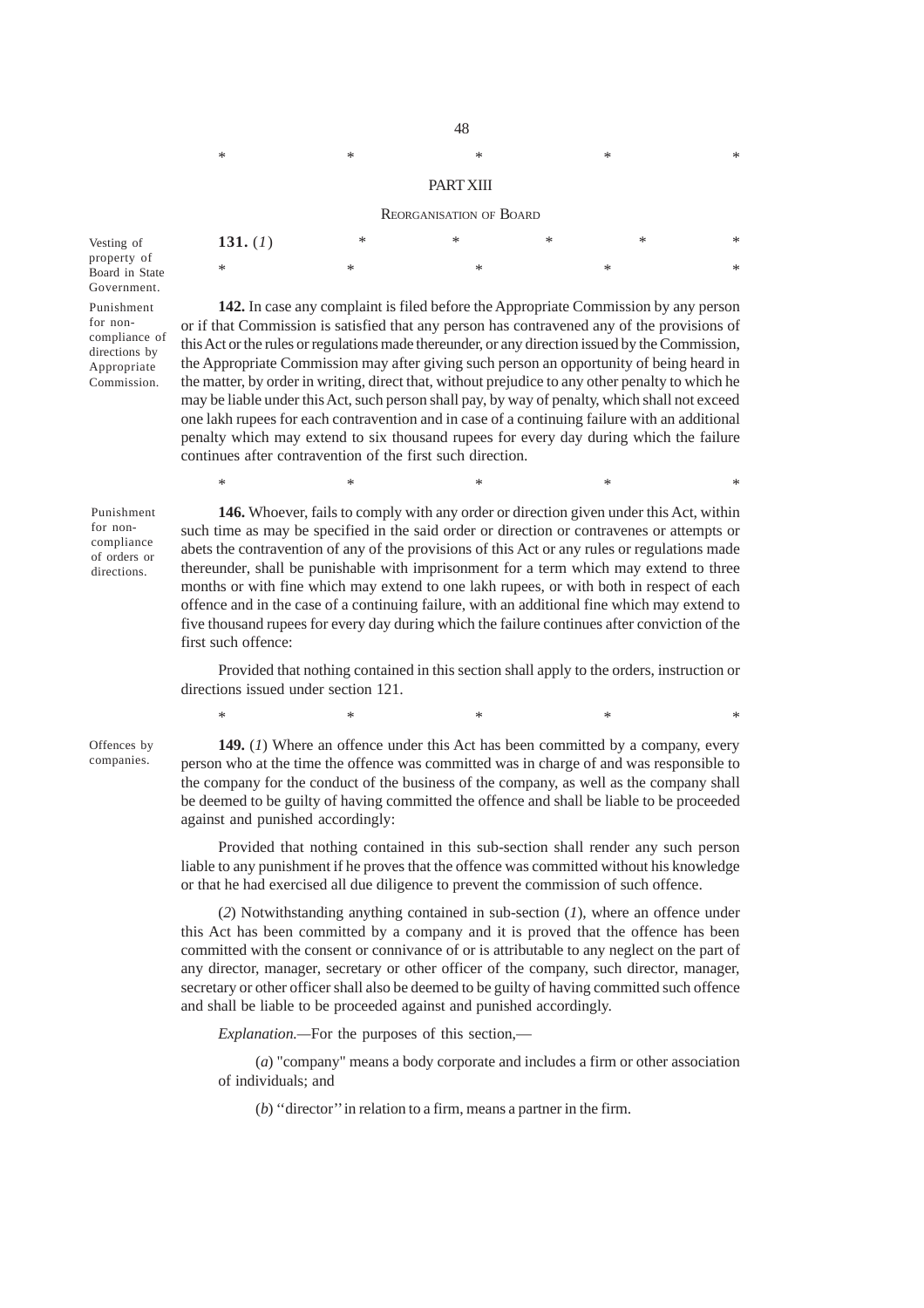\*    \*    \*    \*    \*

## PART XIII

### REORGANISATION OF BOARD

Vesting of property of Board in State Government.

**131.** (*1*)    \*    \*    \*    \*    \*

\*    \*    \*    \*    \*

Punishment for non-compliance of directions by Appropriate Commission.

**142.** In case any complaint is filed before the Appropriate Commission by any person or if that Commission is satisfied that any person has contravened any of the provisions of this Act or the rules or regulations made thereunder, or any direction issued by the Commission, the Appropriate Commission may after giving such person an opportunity of being heard in the matter, by order in writing, direct that, without prejudice to any other penalty to which he may be liable under this Act, such person shall pay, by way of penalty, which shall not exceed one lakh rupees for each contravention and in case of a continuing failure with an additional penalty which may extend to six thousand rupees for every day during which the failure continues after contravention of the first such direction.

\*    \*    \*    \*    \*

Punishment for non-compliance of orders or directions.

**146.** Whoever, fails to comply with any order or direction given under this Act, within such time as may be specified in the said order or direction or contravenes or attempts or abets the contravention of any of the provisions of this Act or any rules or regulations made thereunder, shall be punishable with imprisonment for a term which may extend to three months or with fine which may extend to one lakh rupees, or with both in respect of each offence and in the case of a continuing failure, with an additional fine which may extend to five thousand rupees for every day during which the failure continues after conviction of the first such offence:

Provided that nothing contained in this section shall apply to the orders, instruction or directions issued under section 121.

\*    \*    \*    \*    \*

Offences by companies.

**149.** (*1*) Where an offence under this Act has been committed by a company, every person who at the time the offence was committed was in charge of and was responsible to the company for the conduct of the business of the company, as well as the company shall be deemed to be guilty of having committed the offence and shall be liable to be proceeded against and punished accordingly:

Provided that nothing contained in this sub-section shall render any such person liable to any punishment if he proves that the offence was committed without his knowledge or that he had exercised all due diligence to prevent the commission of such offence.

(*2*) Notwithstanding anything contained in sub-section (*1*), where an offence under this Act has been committed by a company and it is proved that the offence has been committed with the consent or connivance of or is attributable to any neglect on the part of any director, manager, secretary or other officer of the company, such director, manager, secretary or other officer shall also be deemed to be guilty of having committed such offence and shall be liable to be proceeded against and punished accordingly.

*Explanation.*—For the purposes of this section,—

(*a*) "company" means a body corporate and includes a firm or other association of individuals; and

(*b*) ''director'' in relation to a firm, means a partner in the firm.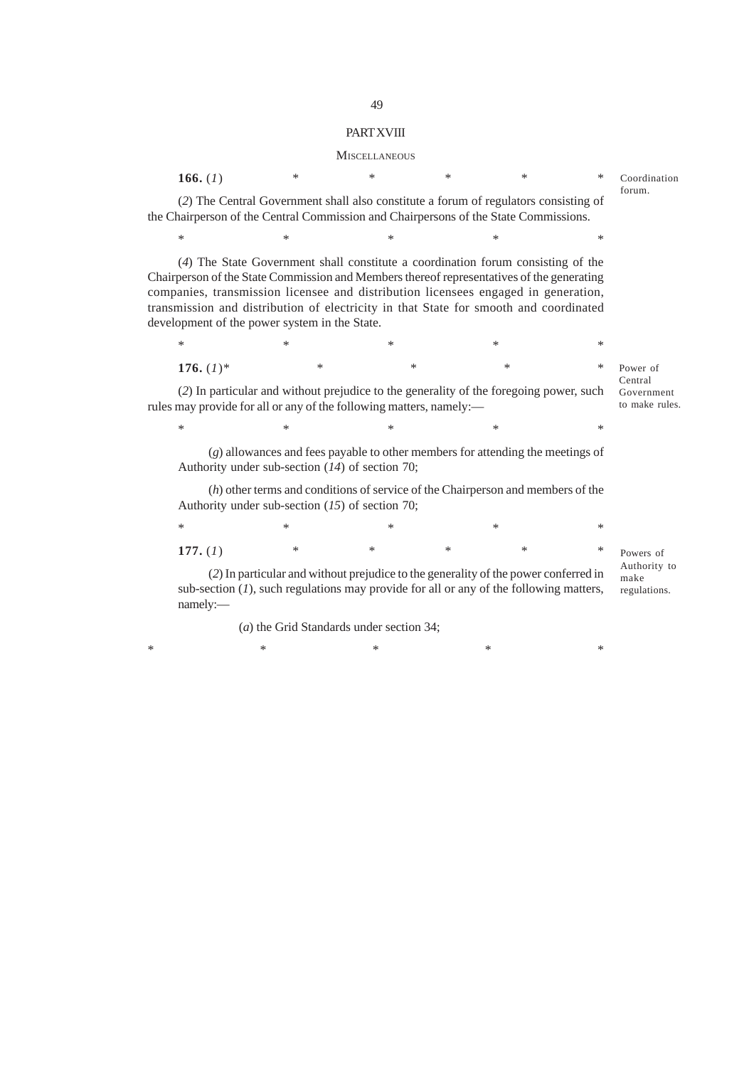## PART XVIII

### MISCELLANEOUS

**166.** (*1*) * * * * * *Coordination forum.*

(*2*) The Central Government shall also constitute a forum of regulators consisting of the Chairperson of the Central Commission and Chairpersons of the State Commissions.

\* * * * *

(*4*) The State Government shall constitute a coordination forum consisting of the Chairperson of the State Commission and Members thereof representatives of the generating companies, transmission licensee and distribution licensees engaged in generation, transmission and distribution of electricity in that State for smooth and coordinated development of the power system in the State.

\* * * * *

**176.** (*1*)* * * * * *Power of Central Government to make rules.*

(*2*) In particular and without prejudice to the generality of the foregoing power, such rules may provide for all or any of the following matters, namely:—

\* * * * *

(*g*) allowances and fees payable to other members for attending the meetings of Authority under sub-section (*14*) of section 70;

(*h*) other terms and conditions of service of the Chairperson and members of the Authority under sub-section (*15*) of section 70;

\* * * * *

**177.** (*1*) * * * * * *Powers of Authority to make regulations.*

(*2*) In particular and without prejudice to the generality of the power conferred in sub-section (*1*), such regulations may provide for all or any of the following matters, namely:—

(*a*) the Grid Standards under section 34;

\* * * * *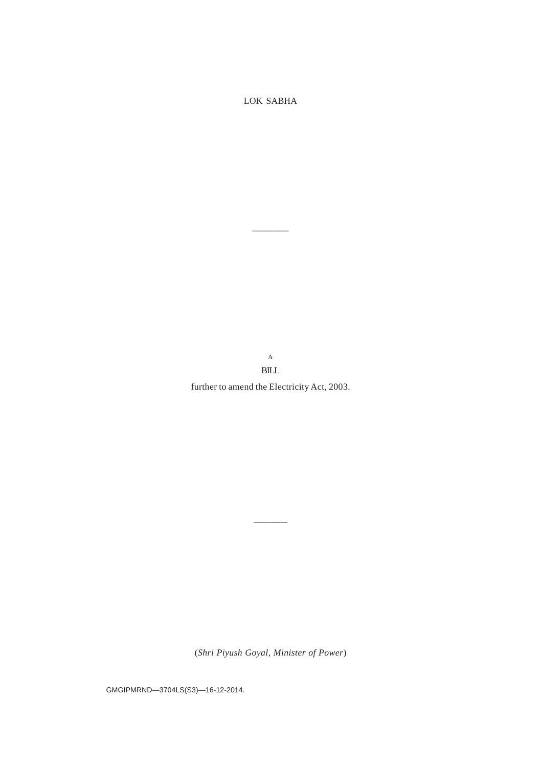LOK SABHA

————

A

BILL

further to amend the Electricity Act, 2003.

————

(*Shri Piyush Goyal, Minister of Power*)

GMGIPMRND—3704LS(S3)—16-12-2014.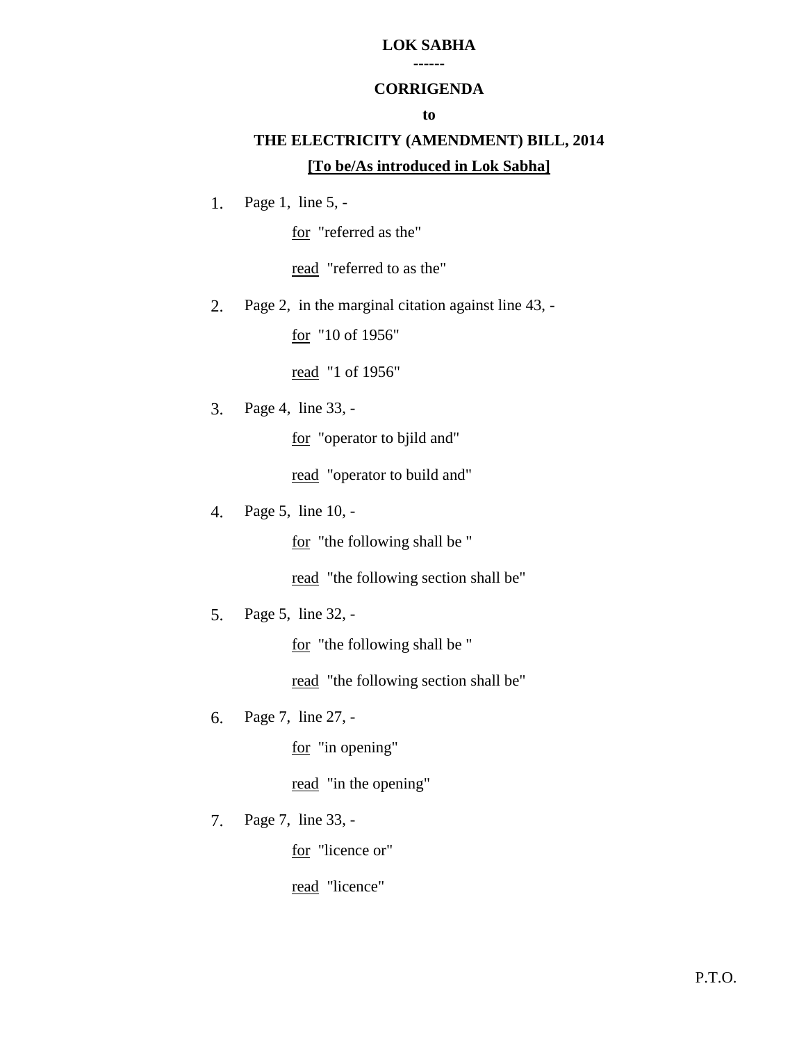**LOK SABHA**

**------**

**CORRIGENDA**

**to**

**THE ELECTRICITY (AMENDMENT) BILL, 2014**

**[To be/As introduced in Lok Sabha]**

1. Page 1, line 5, -

   for "referred as the"

   read "referred to as the"

2. Page 2, in the marginal citation against line 43, -

   for "10 of 1956"

   read "1 of 1956"

3. Page 4, line 33, -

   for "operator to bjild and"

   read "operator to build and"

4. Page 5, line 10, -

   for "the following shall be "

   read "the following section shall be"

5. Page 5, line 32, -

   for "the following shall be "

   read "the following section shall be"

6. Page 7, line 27, -

   for "in opening"

   read "in the opening"

7. Page 7, line 33, -

   for "licence or"

   read "licence"

P.T.O.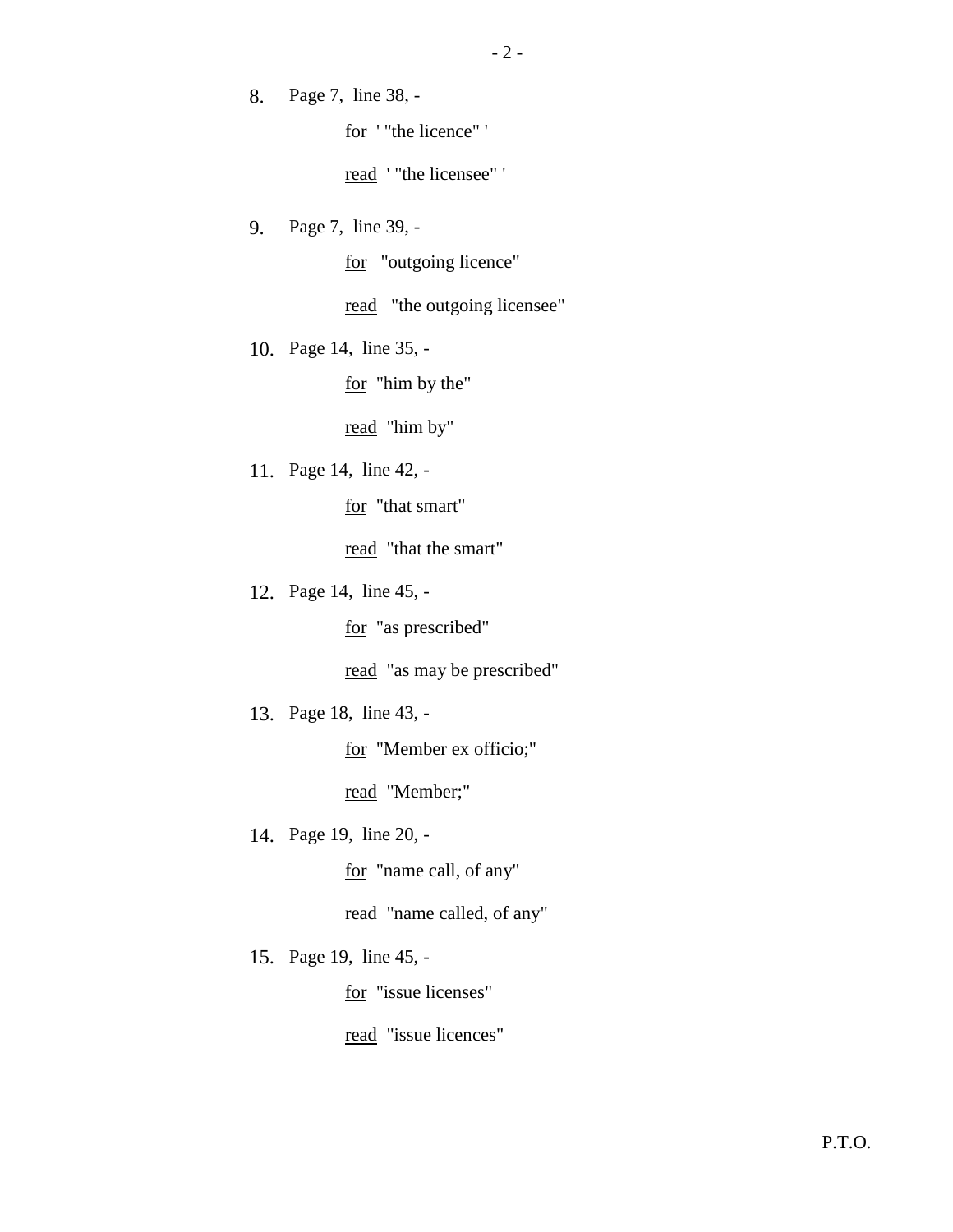8. Page 7, line 38, -

 for ' "the licence" '

 read ' "the licensee" '

9. Page 7, line 39, -

 for "outgoing licence"

 read "the outgoing licensee"

10. Page 14, line 35, -

 for "him by the"

 read "him by"

11. Page 14, line 42, -

 for "that smart"

 read "that the smart"

12. Page 14, line 45, -

 for "as prescribed"

 read "as may be prescribed"

13. Page 18, line 43, -

 for "Member ex officio;"

 read "Member;"

14. Page 19, line 20, -

 for "name call, of any"

 read "name called, of any"

15. Page 19, line 45, -

 for "issue licenses"

 read "issue licences"

P.T.O.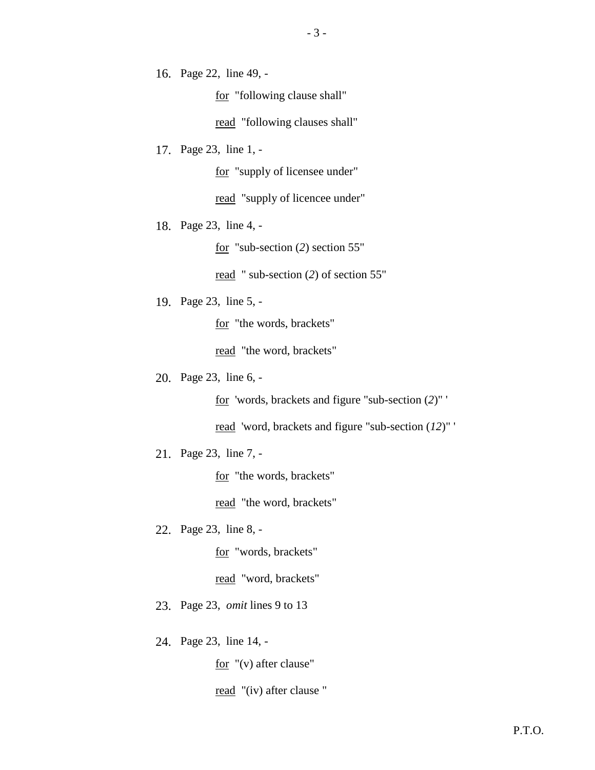16. Page 22, line 49, -

    <u>for</u> "following clause shall"

    <u>read</u> "following clauses shall"

17. Page 23, line 1, -

    <u>for</u> "supply of licensee under"

    <u>read</u> "supply of licencee under"

18. Page 23, line 4, -

    <u>for</u> "sub-section (*2*) section 55"

    <u>read</u> " sub-section (*2*) of section 55"

19. Page 23, line 5, -

    <u>for</u> "the words, brackets"

    <u>read</u> "the word, brackets"

20. Page 23, line 6, -

    <u>for</u> 'words, brackets and figure "sub-section (*2*)" '

    <u>read</u> 'word, brackets and figure "sub-section (*12*)" '

21. Page 23, line 7, -

    <u>for</u> "the words, brackets"

    <u>read</u> "the word, brackets"

22. Page 23, line 8, -

    <u>for</u> "words, brackets"

    <u>read</u> "word, brackets"

23. Page 23, *omit* lines 9 to 13

24. Page 23, line 14, -

    <u>for</u> "(v) after clause"

    <u>read</u> "(iv) after clause "

P.T.O.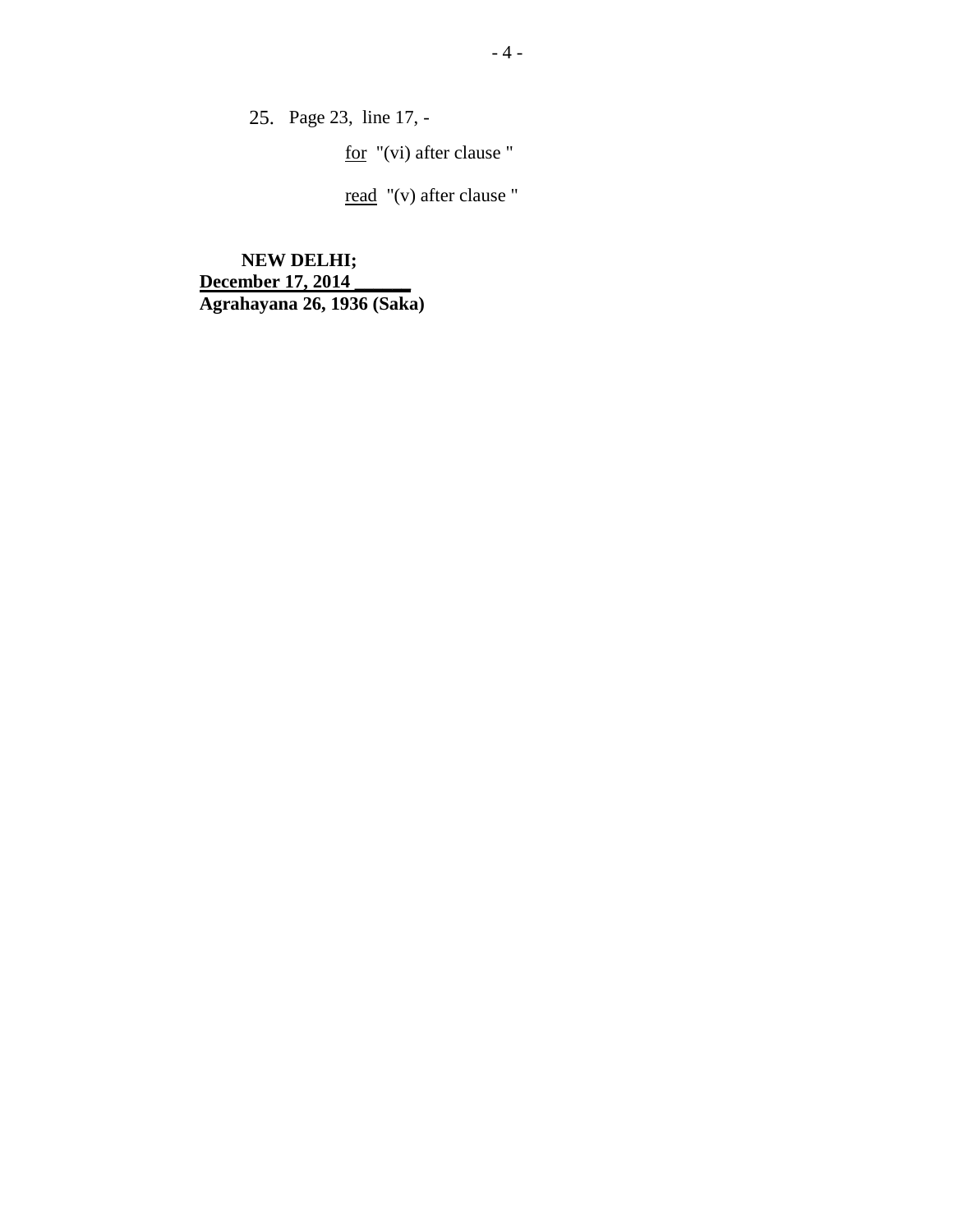25. Page 23, line 17, -

for "(vi) after clause "

read "(v) after clause "

**NEW DELHI;**
**December 17, 2014 ______**
**Agrahayana 26, 1936 (Saka)**